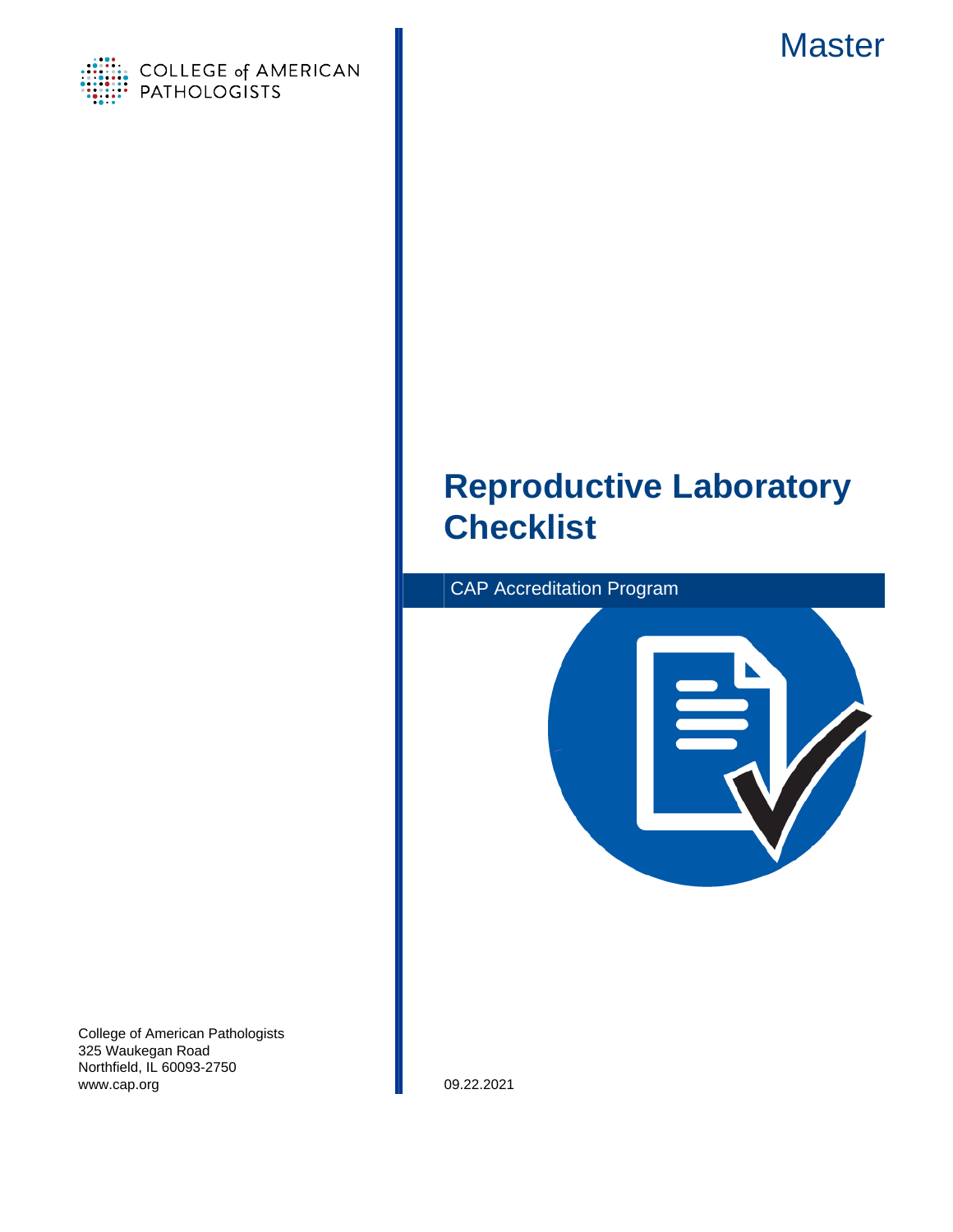COLLEGE of AMERICAN PATHOLOGISTS

Master

# Reproductive Laboratory Checklist

CAP Accreditation Program

College of American Pathologists
325 Waukegan Road
Northfield, IL 60093-2750
www.cap.org

09.22.2021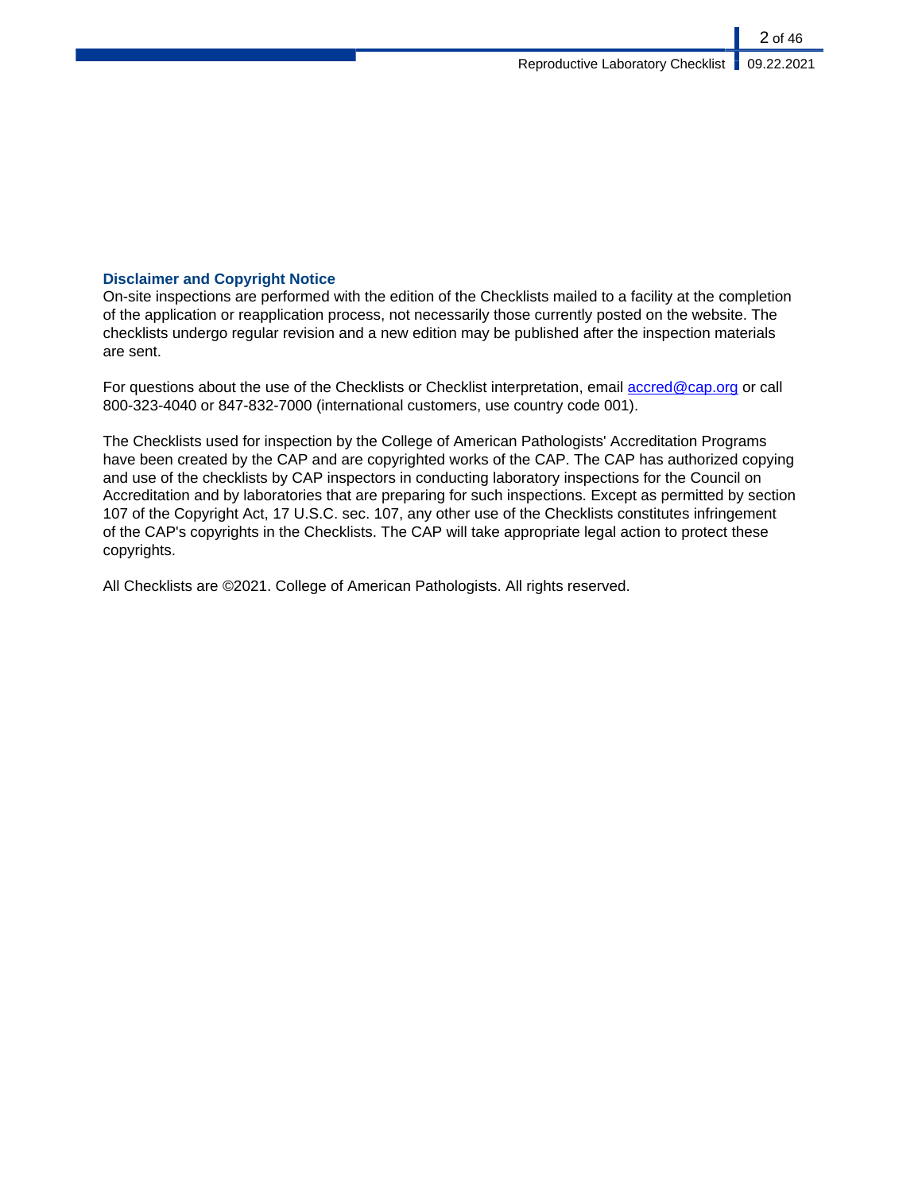## Disclaimer and Copyright Notice

On-site inspections are performed with the edition of the Checklists mailed to a facility at the completion of the application or reapplication process, not necessarily those currently posted on the website. The checklists undergo regular revision and a new edition may be published after the inspection materials are sent.

For questions about the use of the Checklists or Checklist interpretation, email accred@cap.org or call 800-323-4040 or 847-832-7000 (international customers, use country code 001).

The Checklists used for inspection by the College of American Pathologists' Accreditation Programs have been created by the CAP and are copyrighted works of the CAP. The CAP has authorized copying and use of the checklists by CAP inspectors in conducting laboratory inspections for the Council on Accreditation and by laboratories that are preparing for such inspections. Except as permitted by section 107 of the Copyright Act, 17 U.S.C. sec. 107, any other use of the Checklists constitutes infringement of the CAP's copyrights in the Checklists. The CAP will take appropriate legal action to protect these copyrights.

All Checklists are ©2021. College of American Pathologists. All rights reserved.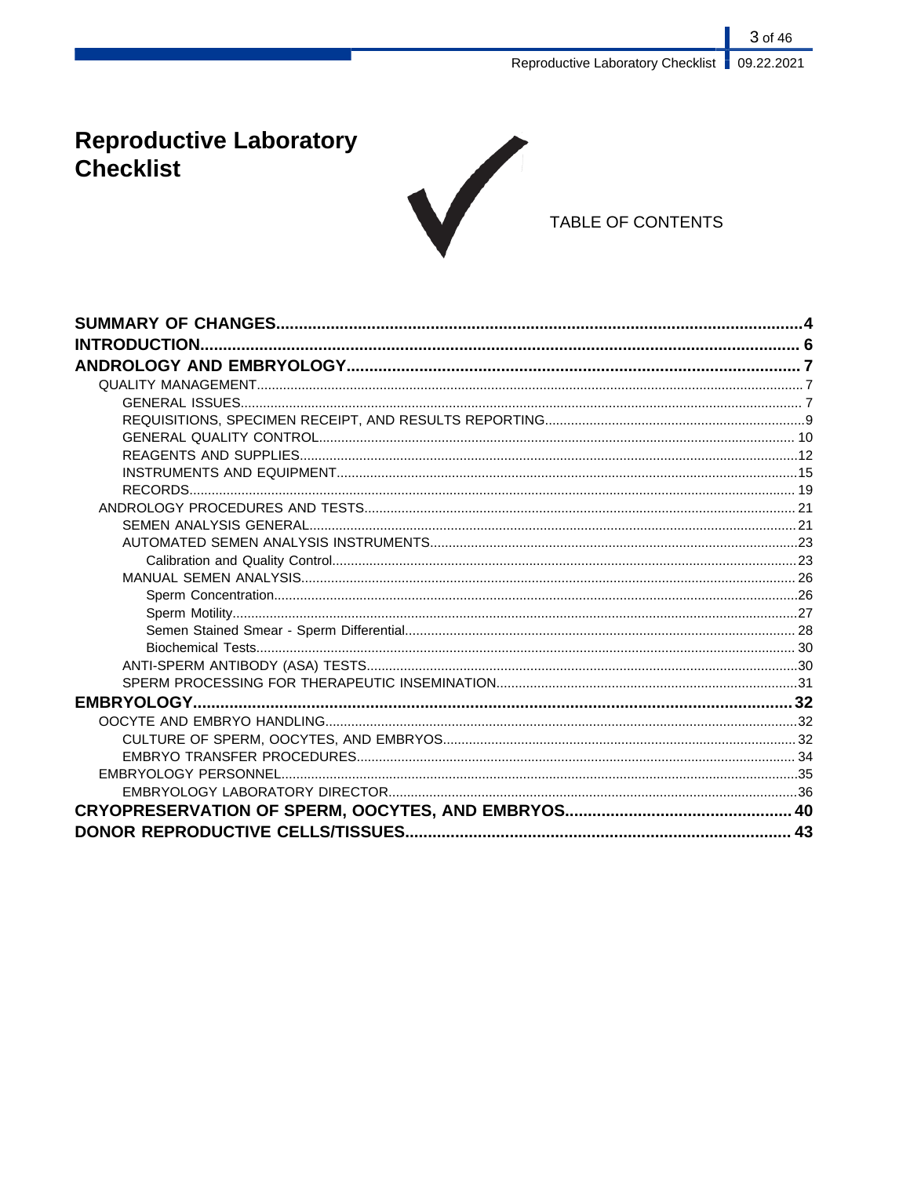# Reproductive Laboratory Checklist

TABLE OF CONTENTS

**SUMMARY OF CHANGES** ..... **4**

**INTRODUCTION** ..... **6**

**ANDROLOGY AND EMBRYOLOGY** ..... **7**

- QUALITY MANAGEMENT ..... 7
  - GENERAL ISSUES ..... 7
  - REQUISITIONS, SPECIMEN RECEIPT, AND RESULTS REPORTING ..... 9
  - GENERAL QUALITY CONTROL ..... 10
  - REAGENTS AND SUPPLIES ..... 12
  - INSTRUMENTS AND EQUIPMENT ..... 15
  - RECORDS ..... 19
- ANDROLOGY PROCEDURES AND TESTS ..... 21
  - SEMEN ANALYSIS GENERAL ..... 21
  - AUTOMATED SEMEN ANALYSIS INSTRUMENTS ..... 23
    - Calibration and Quality Control ..... 23
  - MANUAL SEMEN ANALYSIS ..... 26
    - Sperm Concentration ..... 26
    - Sperm Motility ..... 27
    - Semen Stained Smear - Sperm Differential ..... 28
    - Biochemical Tests ..... 30
  - ANTI-SPERM ANTIBODY (ASA) TESTS ..... 30
  - SPERM PROCESSING FOR THERAPEUTIC INSEMINATION ..... 31

**EMBRYOLOGY** ..... **32**

- OOCYTE AND EMBRYO HANDLING ..... 32
  - CULTURE OF SPERM, OOCYTES, AND EMBRYOS ..... 32
  - EMBRYO TRANSFER PROCEDURES ..... 34
- EMBRYOLOGY PERSONNEL ..... 35
  - EMBRYOLOGY LABORATORY DIRECTOR ..... 36

**CRYOPRESERVATION OF SPERM, OOCYTES, AND EMBRYOS** ..... **40**

**DONOR REPRODUCTIVE CELLS/TISSUES** ..... **43**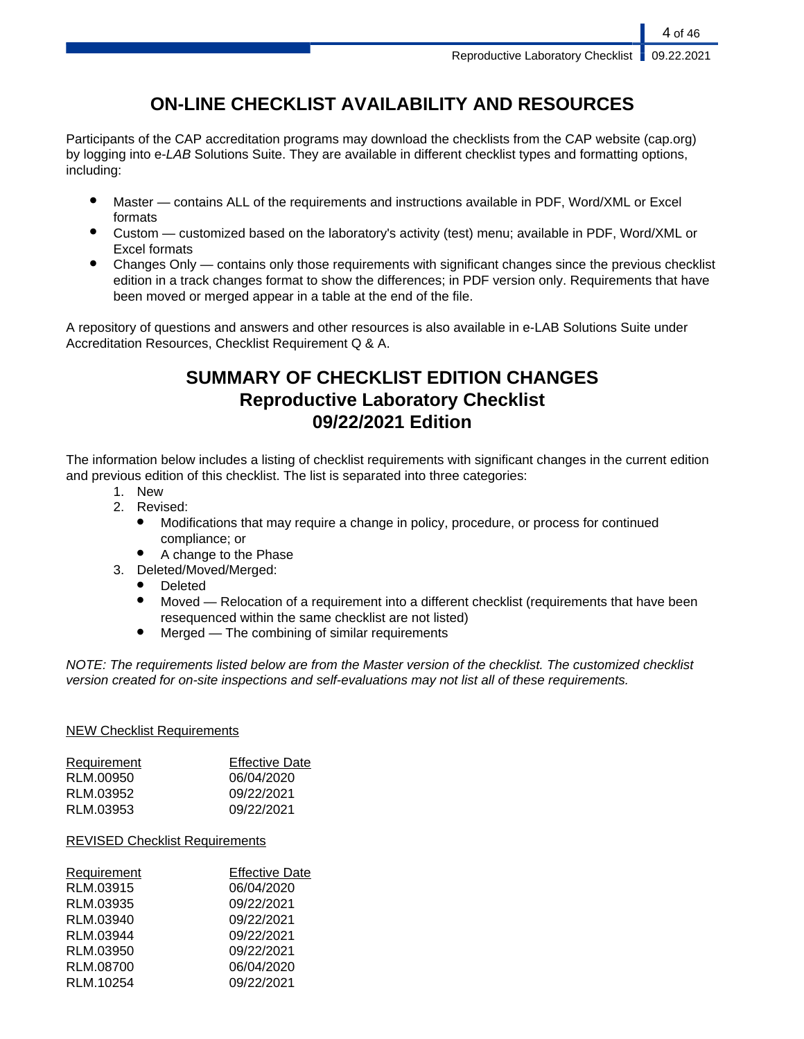# ON-LINE CHECKLIST AVAILABILITY AND RESOURCES

Participants of the CAP accreditation programs may download the checklists from the CAP website (cap.org) by logging into e-*LAB* Solutions Suite. They are available in different checklist types and formatting options, including:

- Master — contains ALL of the requirements and instructions available in PDF, Word/XML or Excel formats
- Custom — customized based on the laboratory's activity (test) menu; available in PDF, Word/XML or Excel formats
- Changes Only — contains only those requirements with significant changes since the previous checklist edition in a track changes format to show the differences; in PDF version only. Requirements that have been moved or merged appear in a table at the end of the file.

A repository of questions and answers and other resources is also available in e-LAB Solutions Suite under Accreditation Resources, Checklist Requirement Q & A.

# SUMMARY OF CHECKLIST EDITION CHANGES
## Reproductive Laboratory Checklist
## 09/22/2021 Edition

The information below includes a listing of checklist requirements with significant changes in the current edition and previous edition of this checklist. The list is separated into three categories:

1. New
2. Revised:
   - Modifications that may require a change in policy, procedure, or process for continued compliance; or
   - A change to the Phase
3. Deleted/Moved/Merged:
   - Deleted
   - Moved — Relocation of a requirement into a different checklist (requirements that have been resequenced within the same checklist are not listed)
   - Merged — The combining of similar requirements

*NOTE: The requirements listed below are from the Master version of the checklist. The customized checklist version created for on-site inspections and self-evaluations may not list all of these requirements.*

NEW Checklist Requirements

| Requirement | Effective Date |
|---|---|
| RLM.00950 | 06/04/2020 |
| RLM.03952 | 09/22/2021 |
| RLM.03953 | 09/22/2021 |

REVISED Checklist Requirements

| Requirement | Effective Date |
|---|---|
| RLM.03915 | 06/04/2020 |
| RLM.03935 | 09/22/2021 |
| RLM.03940 | 09/22/2021 |
| RLM.03944 | 09/22/2021 |
| RLM.03950 | 09/22/2021 |
| RLM.08700 | 06/04/2020 |
| RLM.10254 | 09/22/2021 |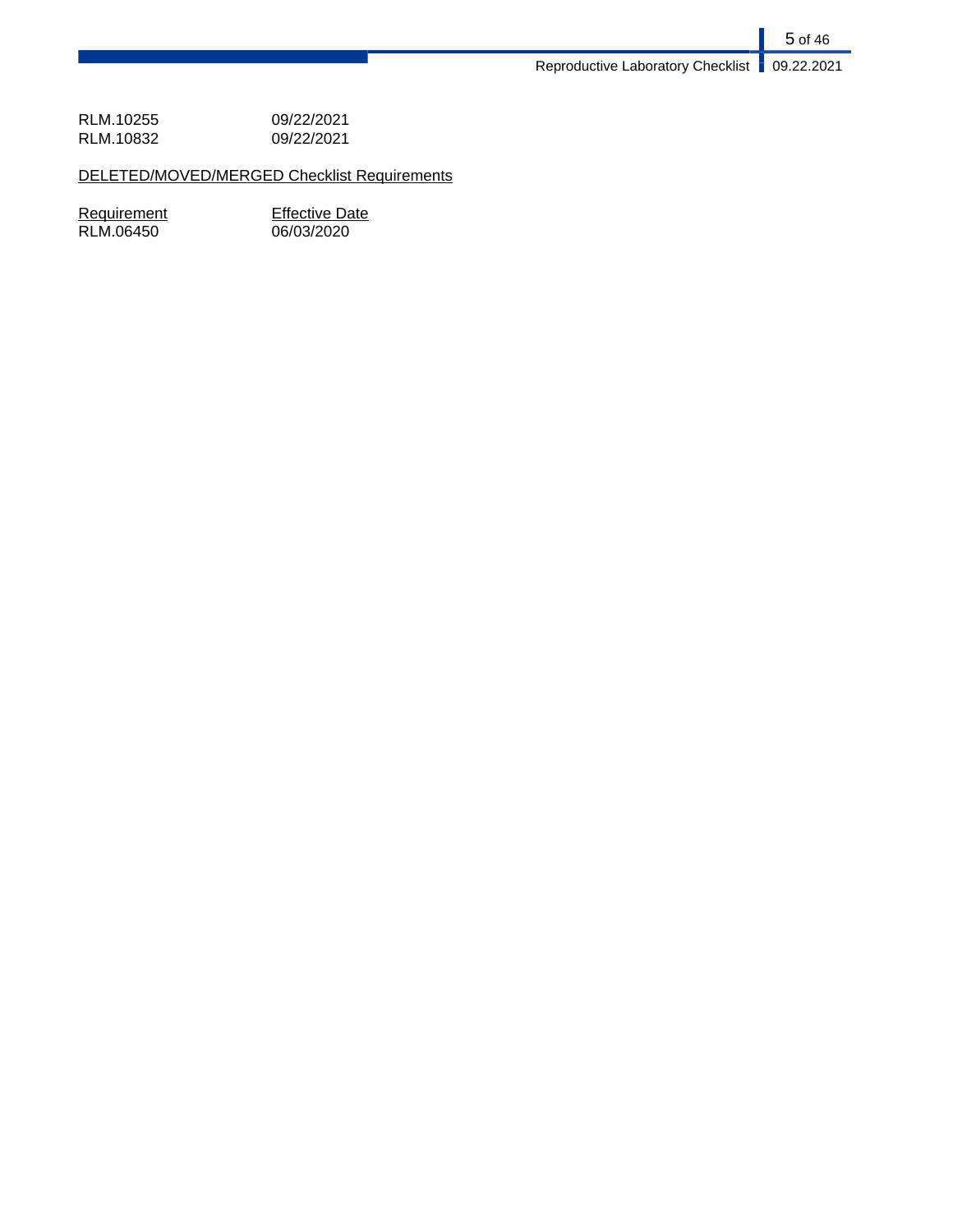| | |
|---|---|
| RLM.10255 | 09/22/2021 |
| RLM.10832 | 09/22/2021 |

DELETED/MOVED/MERGED Checklist Requirements

| Requirement | Effective Date |
|---|---|
| RLM.06450 | 06/03/2020 |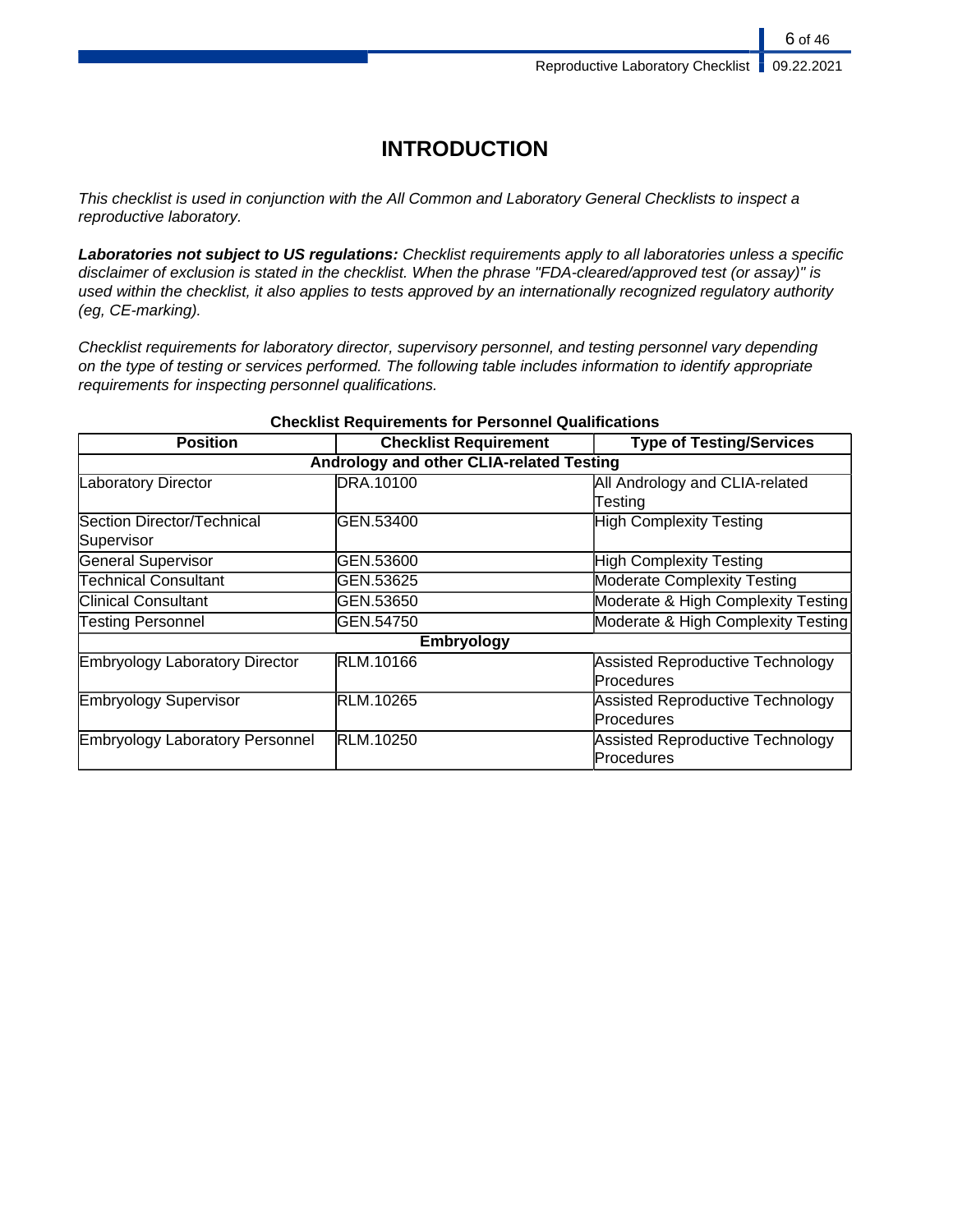# INTRODUCTION

*This checklist is used in conjunction with the All Common and Laboratory General Checklists to inspect a reproductive laboratory.*

***Laboratories not subject to US regulations:*** *Checklist requirements apply to all laboratories unless a specific disclaimer of exclusion is stated in the checklist. When the phrase "FDA-cleared/approved test (or assay)" is used within the checklist, it also applies to tests approved by an internationally recognized regulatory authority (eg, CE-marking).*

*Checklist requirements for laboratory director, supervisory personnel, and testing personnel vary depending on the type of testing or services performed. The following table includes information to identify appropriate requirements for inspecting personnel qualifications.*

**Checklist Requirements for Personnel Qualifications**

| Position | Checklist Requirement | Type of Testing/Services |
|---|---|---|
| **Andrology and other CLIA-related Testing** | | |
| Laboratory Director | DRA.10100 | All Andrology and CLIA-related Testing |
| Section Director/Technical Supervisor | GEN.53400 | High Complexity Testing |
| General Supervisor | GEN.53600 | High Complexity Testing |
| Technical Consultant | GEN.53625 | Moderate Complexity Testing |
| Clinical Consultant | GEN.53650 | Moderate & High Complexity Testing |
| Testing Personnel | GEN.54750 | Moderate & High Complexity Testing |
| **Embryology** | | |
| Embryology Laboratory Director | RLM.10166 | Assisted Reproductive Technology Procedures |
| Embryology Supervisor | RLM.10265 | Assisted Reproductive Technology Procedures |
| Embryology Laboratory Personnel | RLM.10250 | Assisted Reproductive Technology Procedures |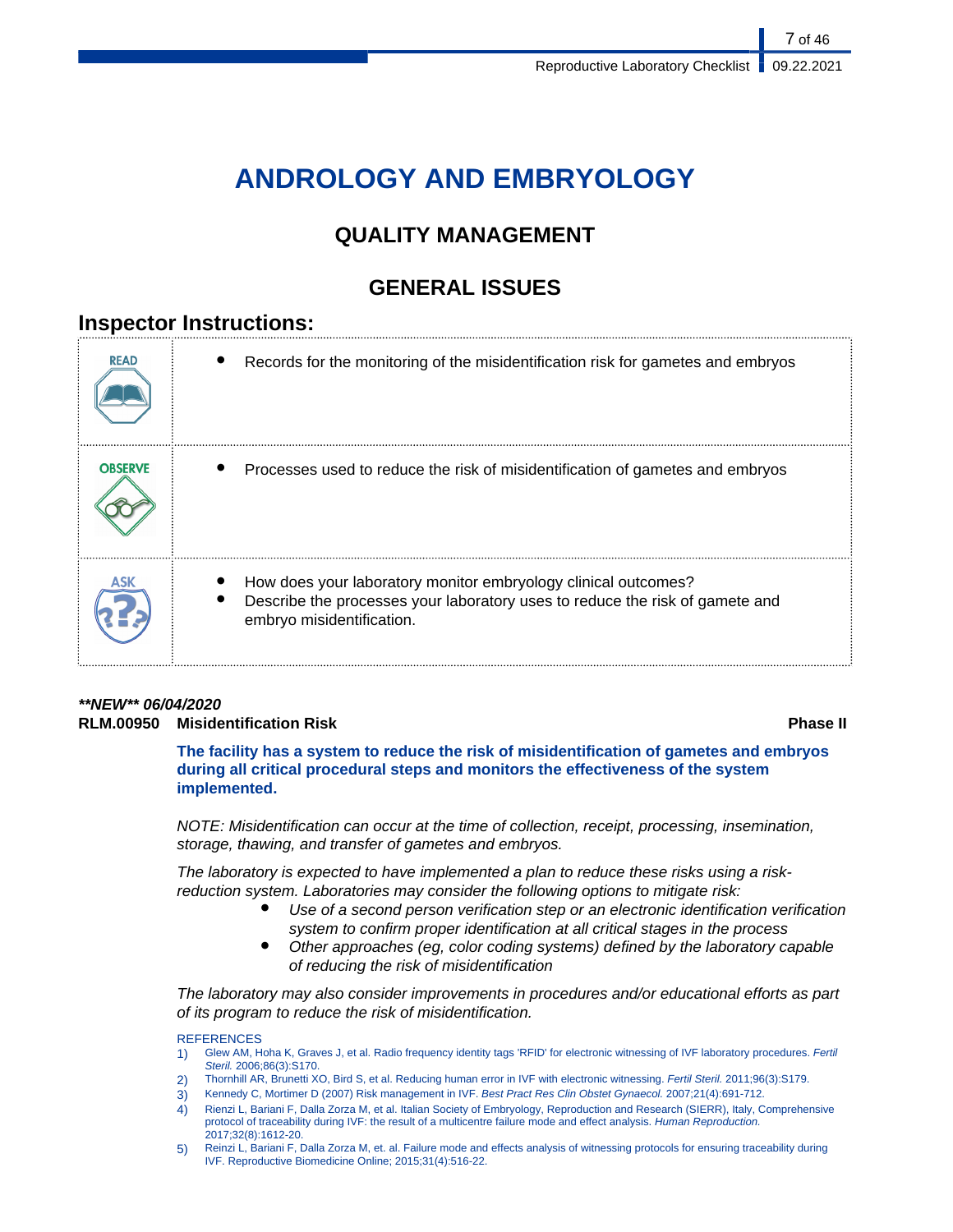# ANDROLOGY AND EMBRYOLOGY

## QUALITY MANAGEMENT

## GENERAL ISSUES

### Inspector Instructions:

| | |
|---|---|
| READ | • Records for the monitoring of the misidentification risk for gametes and embryos |
| OBSERVE | • Processes used to reduce the risk of misidentification of gametes and embryos |
| ASK | • How does your laboratory monitor embryology clinical outcomes?<br>• Describe the processes your laboratory uses to reduce the risk of gamete and embryo misidentification. |

***\*\*NEW\*\* 06/04/2020***

**RLM.00950 Misidentification Risk** **Phase II**

**The facility has a system to reduce the risk of misidentification of gametes and embryos during all critical procedural steps and monitors the effectiveness of the system implemented.**

*NOTE: Misidentification can occur at the time of collection, receipt, processing, insemination, storage, thawing, and transfer of gametes and embryos.*

*The laboratory is expected to have implemented a plan to reduce these risks using a risk-reduction system. Laboratories may consider the following options to mitigate risk:*

- *Use of a second person verification step or an electronic identification verification system to confirm proper identification at all critical stages in the process*
- *Other approaches (eg, color coding systems) defined by the laboratory capable of reducing the risk of misidentification*

*The laboratory may also consider improvements in procedures and/or educational efforts as part of its program to reduce the risk of misidentification.*

REFERENCES

1) Glew AM, Hoha K, Graves J, et al. Radio frequency identity tags 'RFID' for electronic witnessing of IVF laboratory procedures. *Fertil Steril.* 2006;86(3):S170.
2) Thornhill AR, Brunetti XO, Bird S, et al. Reducing human error in IVF with electronic witnessing. *Fertil Steril.* 2011;96(3):S179.
3) Kennedy C, Mortimer D (2007) Risk management in IVF. *Best Pract Res Clin Obstet Gynaecol.* 2007;21(4):691-712.
4) Rienzi L, Bariani F, Dalla Zorza M, et al. Italian Society of Embryology, Reproduction and Research (SIERR), Italy, Comprehensive protocol of traceability during IVF: the result of a multicentre failure mode and effect analysis. *Human Reproduction.* 2017;32(8):1612-20.
5) Reinzi L, Bariani F, Dalla Zorza M, et. al. Failure mode and effects analysis of witnessing protocols for ensuring traceability during IVF. Reproductive Biomedicine Online; 2015;31(4):516-22.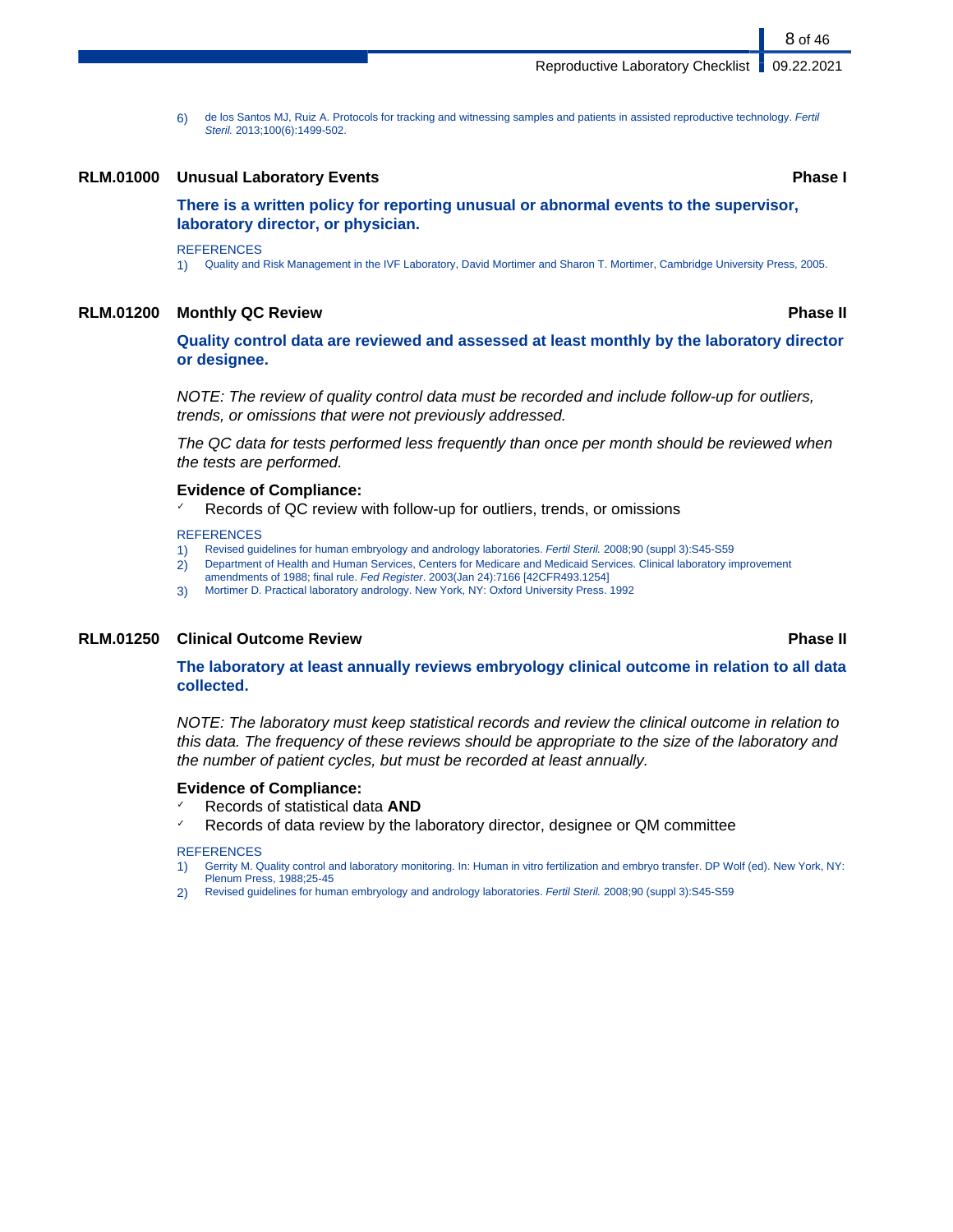6) de los Santos MJ, Ruiz A. Protocols for tracking and witnessing samples and patients in assisted reproductive technology. *Fertil Steril.* 2013;100(6):1499-502.

### RLM.01000 Unusual Laboratory Events — Phase I

**There is a written policy for reporting unusual or abnormal events to the supervisor, laboratory director, or physician.**

REFERENCES

1) Quality and Risk Management in the IVF Laboratory, David Mortimer and Sharon T. Mortimer, Cambridge University Press, 2005.

### RLM.01200 Monthly QC Review — Phase II

**Quality control data are reviewed and assessed at least monthly by the laboratory director or designee.**

*NOTE: The review of quality control data must be recorded and include follow-up for outliers, trends, or omissions that were not previously addressed.*

*The QC data for tests performed less frequently than once per month should be reviewed when the tests are performed.*

**Evidence of Compliance:**

- Records of QC review with follow-up for outliers, trends, or omissions

REFERENCES

1) Revised guidelines for human embryology and andrology laboratories. *Fertil Steril.* 2008;90 (suppl 3):S45-S59
2) Department of Health and Human Services, Centers for Medicare and Medicaid Services. Clinical laboratory improvement amendments of 1988; final rule. *Fed Register*. 2003(Jan 24):7166 [42CFR493.1254]
3) Mortimer D. Practical laboratory andrology. New York, NY: Oxford University Press. 1992

### RLM.01250 Clinical Outcome Review — Phase II

**The laboratory at least annually reviews embryology clinical outcome in relation to all data collected.**

*NOTE: The laboratory must keep statistical records and review the clinical outcome in relation to this data. The frequency of these reviews should be appropriate to the size of the laboratory and the number of patient cycles, but must be recorded at least annually.*

**Evidence of Compliance:**

- Records of statistical data **AND**
- Records of data review by the laboratory director, designee or QM committee

REFERENCES

1) Gerrity M. Quality control and laboratory monitoring. In: Human in vitro fertilization and embryo transfer. DP Wolf (ed). New York, NY: Plenum Press, 1988;25-45
2) Revised guidelines for human embryology and andrology laboratories. *Fertil Steril.* 2008;90 (suppl 3):S45-S59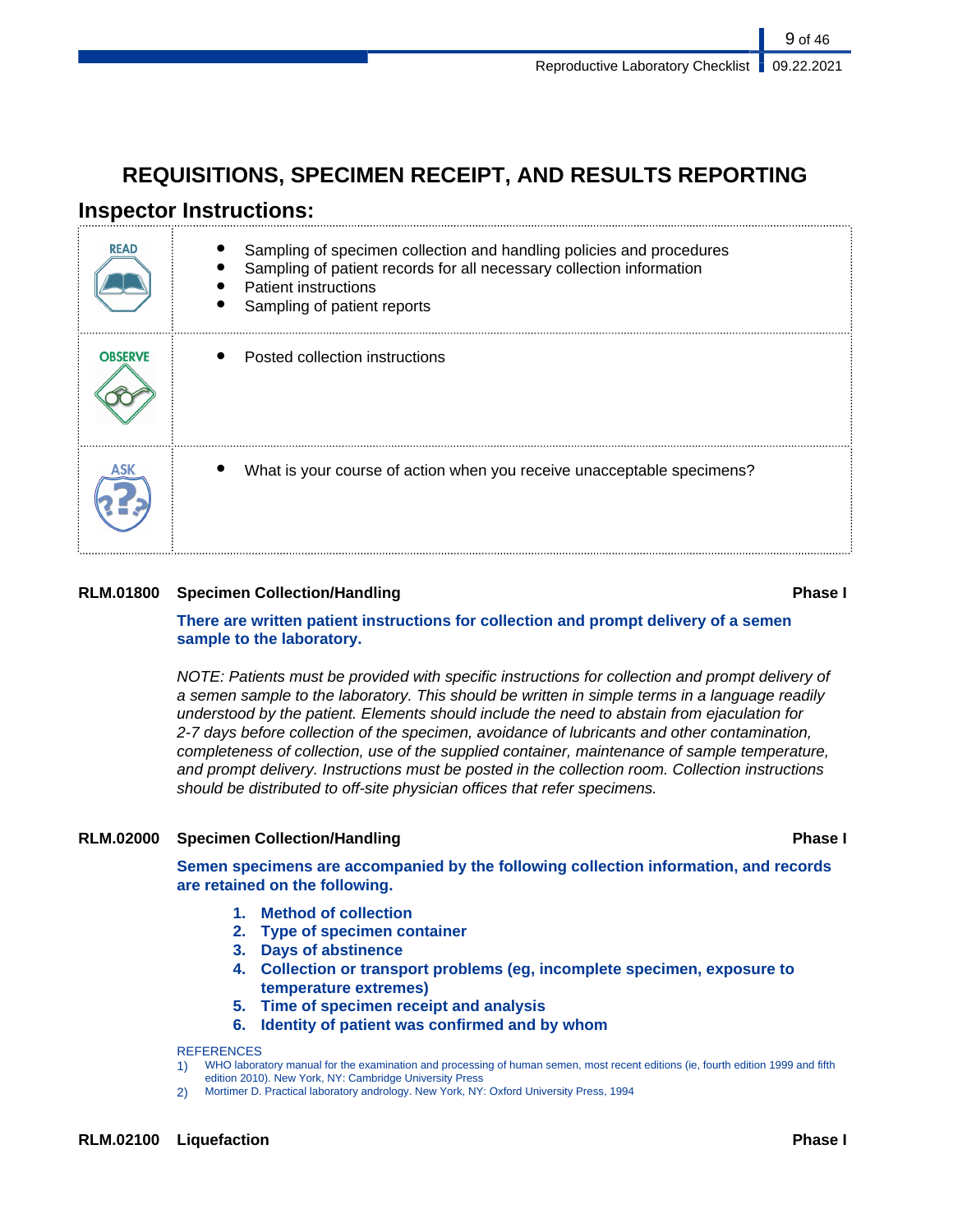# REQUISITIONS, SPECIMEN RECEIPT, AND RESULTS REPORTING

## Inspector Instructions:

| | |
|---|---|
| READ | • Sampling of specimen collection and handling policies and procedures<br>• Sampling of patient records for all necessary collection information<br>• Patient instructions<br>• Sampling of patient reports |
| OBSERVE | • Posted collection instructions |
| ASK | • What is your course of action when you receive unacceptable specimens? |

**RLM.01800 Specimen Collection/Handling** **Phase I**

**There are written patient instructions for collection and prompt delivery of a semen sample to the laboratory.**

*NOTE: Patients must be provided with specific instructions for collection and prompt delivery of a semen sample to the laboratory. This should be written in simple terms in a language readily understood by the patient. Elements should include the need to abstain from ejaculation for 2-7 days before collection of the specimen, avoidance of lubricants and other contamination, completeness of collection, use of the supplied container, maintenance of sample temperature, and prompt delivery. Instructions must be posted in the collection room. Collection instructions should be distributed to off-site physician offices that refer specimens.*

**RLM.02000 Specimen Collection/Handling** **Phase I**

**Semen specimens are accompanied by the following collection information, and records are retained on the following.**

1. **Method of collection**
2. **Type of specimen container**
3. **Days of abstinence**
4. **Collection or transport problems (eg, incomplete specimen, exposure to temperature extremes)**
5. **Time of specimen receipt and analysis**
6. **Identity of patient was confirmed and by whom**

REFERENCES

1) WHO laboratory manual for the examination and processing of human semen, most recent editions (ie, fourth edition 1999 and fifth edition 2010). New York, NY: Cambridge University Press
2) Mortimer D. Practical laboratory andrology. New York, NY: Oxford University Press, 1994

**RLM.02100 Liquefaction** **Phase I**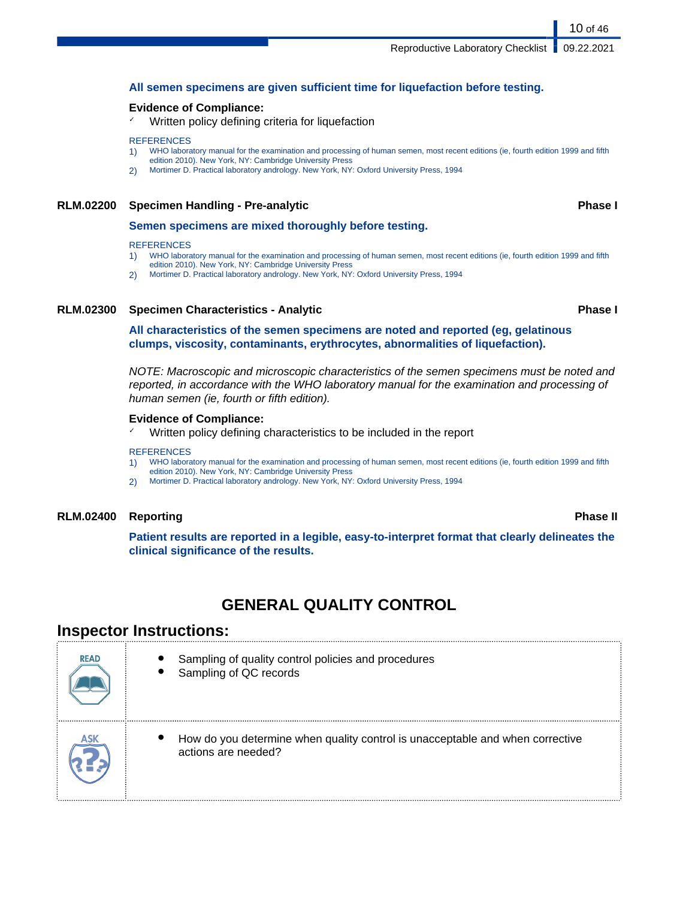**All semen specimens are given sufficient time for liquefaction before testing.**

**Evidence of Compliance:**

- ✓ Written policy defining criteria for liquefaction

REFERENCES

1) WHO laboratory manual for the examination and processing of human semen, most recent editions (ie, fourth edition 1999 and fifth edition 2010). New York, NY: Cambridge University Press
2) Mortimer D. Practical laboratory andrology. New York, NY: Oxford University Press, 1994

### RLM.02200 Specimen Handling - Pre-analytic — Phase I

**Semen specimens are mixed thoroughly before testing.**

REFERENCES

1) WHO laboratory manual for the examination and processing of human semen, most recent editions (ie, fourth edition 1999 and fifth edition 2010). New York, NY: Cambridge University Press
2) Mortimer D. Practical laboratory andrology. New York, NY: Oxford University Press, 1994

### RLM.02300 Specimen Characteristics - Analytic — Phase I

**All characteristics of the semen specimens are noted and reported (eg, gelatinous clumps, viscosity, contaminants, erythrocytes, abnormalities of liquefaction).**

*NOTE: Macroscopic and microscopic characteristics of the semen specimens must be noted and reported, in accordance with the WHO laboratory manual for the examination and processing of human semen (ie, fourth or fifth edition).*

**Evidence of Compliance:**

- ✓ Written policy defining characteristics to be included in the report

REFERENCES

1) WHO laboratory manual for the examination and processing of human semen, most recent editions (ie, fourth edition 1999 and fifth edition 2010). New York, NY: Cambridge University Press
2) Mortimer D. Practical laboratory andrology. New York, NY: Oxford University Press, 1994

### RLM.02400 Reporting — Phase II

**Patient results are reported in a legible, easy-to-interpret format that clearly delineates the clinical significance of the results.**

## GENERAL QUALITY CONTROL

### Inspector Instructions:

| | |
|---|---|
| READ | • Sampling of quality control policies and procedures<br>• Sampling of QC records |
| ASK | • How do you determine when quality control is unacceptable and when corrective actions are needed? |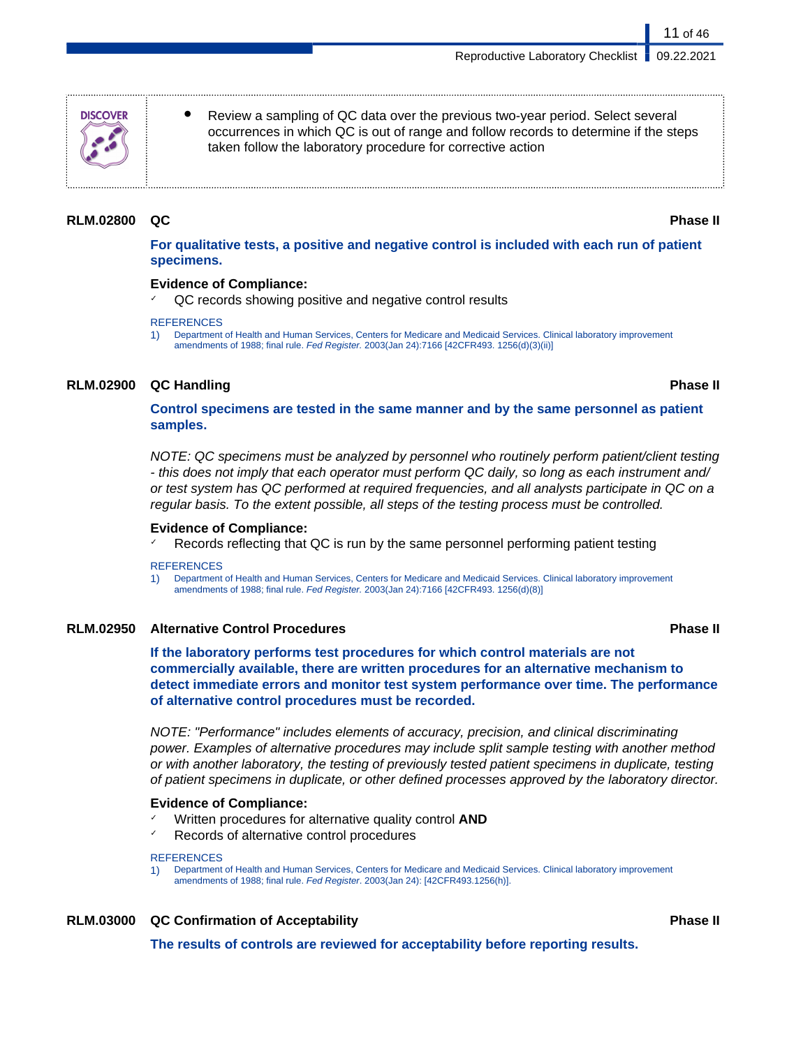**DISCOVER**

- Review a sampling of QC data over the previous two-year period. Select several occurrences in which QC is out of range and follow records to determine if the steps taken follow the laboratory procedure for corrective action

### RLM.02800 QC — Phase II

**For qualitative tests, a positive and negative control is included with each run of patient specimens.**

**Evidence of Compliance:**

- ✓ QC records showing positive and negative control results

REFERENCES

1) Department of Health and Human Services, Centers for Medicare and Medicaid Services. Clinical laboratory improvement amendments of 1988; final rule. *Fed Register.* 2003(Jan 24):7166 [42CFR493. 1256(d)(3)(ii)]

### RLM.02900 QC Handling — Phase II

**Control specimens are tested in the same manner and by the same personnel as patient samples.**

*NOTE: QC specimens must be analyzed by personnel who routinely perform patient/client testing - this does not imply that each operator must perform QC daily, so long as each instrument and/ or test system has QC performed at required frequencies, and all analysts participate in QC on a regular basis. To the extent possible, all steps of the testing process must be controlled.*

**Evidence of Compliance:**

- ✓ Records reflecting that QC is run by the same personnel performing patient testing

REFERENCES

1) Department of Health and Human Services, Centers for Medicare and Medicaid Services. Clinical laboratory improvement amendments of 1988; final rule. *Fed Register.* 2003(Jan 24):7166 [42CFR493. 1256(d)(8)]

### RLM.02950 Alternative Control Procedures — Phase II

**If the laboratory performs test procedures for which control materials are not commercially available, there are written procedures for an alternative mechanism to detect immediate errors and monitor test system performance over time. The performance of alternative control procedures must be recorded.**

*NOTE: "Performance" includes elements of accuracy, precision, and clinical discriminating power. Examples of alternative procedures may include split sample testing with another method or with another laboratory, the testing of previously tested patient specimens in duplicate, testing of patient specimens in duplicate, or other defined processes approved by the laboratory director.*

**Evidence of Compliance:**

- ✓ Written procedures for alternative quality control **AND**
- ✓ Records of alternative control procedures

REFERENCES

1) Department of Health and Human Services, Centers for Medicare and Medicaid Services. Clinical laboratory improvement amendments of 1988; final rule. *Fed Register*. 2003(Jan 24): [42CFR493.1256(h)].

### RLM.03000 QC Confirmation of Acceptability — Phase II

**The results of controls are reviewed for acceptability before reporting results.**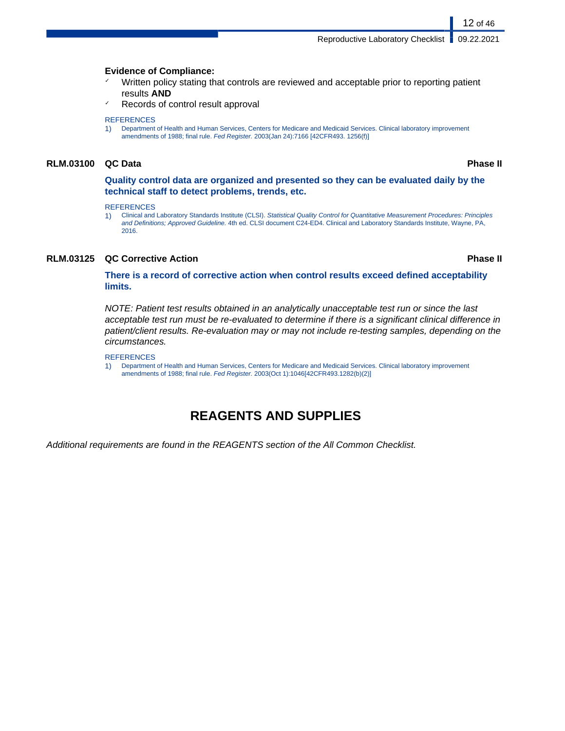**Evidence of Compliance:**

- Written policy stating that controls are reviewed and acceptable prior to reporting patient results **AND**
- Records of control result approval

REFERENCES

1) Department of Health and Human Services, Centers for Medicare and Medicaid Services. Clinical laboratory improvement amendments of 1988; final rule. *Fed Register.* 2003(Jan 24):7166 [42CFR493. 1256(f)]

### RLM.03100 QC Data — Phase II

**Quality control data are organized and presented so they can be evaluated daily by the technical staff to detect problems, trends, etc.**

REFERENCES

1) Clinical and Laboratory Standards Institute (CLSI). *Statistical Quality Control for Quantitative Measurement Procedures: Principles and Definitions; Approved Guideline.* 4th ed. CLSI document C24-ED4. Clinical and Laboratory Standards Institute, Wayne, PA, 2016.

### RLM.03125 QC Corrective Action — Phase II

**There is a record of corrective action when control results exceed defined acceptability limits.**

*NOTE: Patient test results obtained in an analytically unacceptable test run or since the last acceptable test run must be re-evaluated to determine if there is a significant clinical difference in patient/client results. Re-evaluation may or may not include re-testing samples, depending on the circumstances.*

REFERENCES

1) Department of Health and Human Services, Centers for Medicare and Medicaid Services. Clinical laboratory improvement amendments of 1988; final rule. *Fed Register.* 2003(Oct 1):1046[42CFR493.1282(b)(2)]

## REAGENTS AND SUPPLIES

*Additional requirements are found in the REAGENTS section of the All Common Checklist.*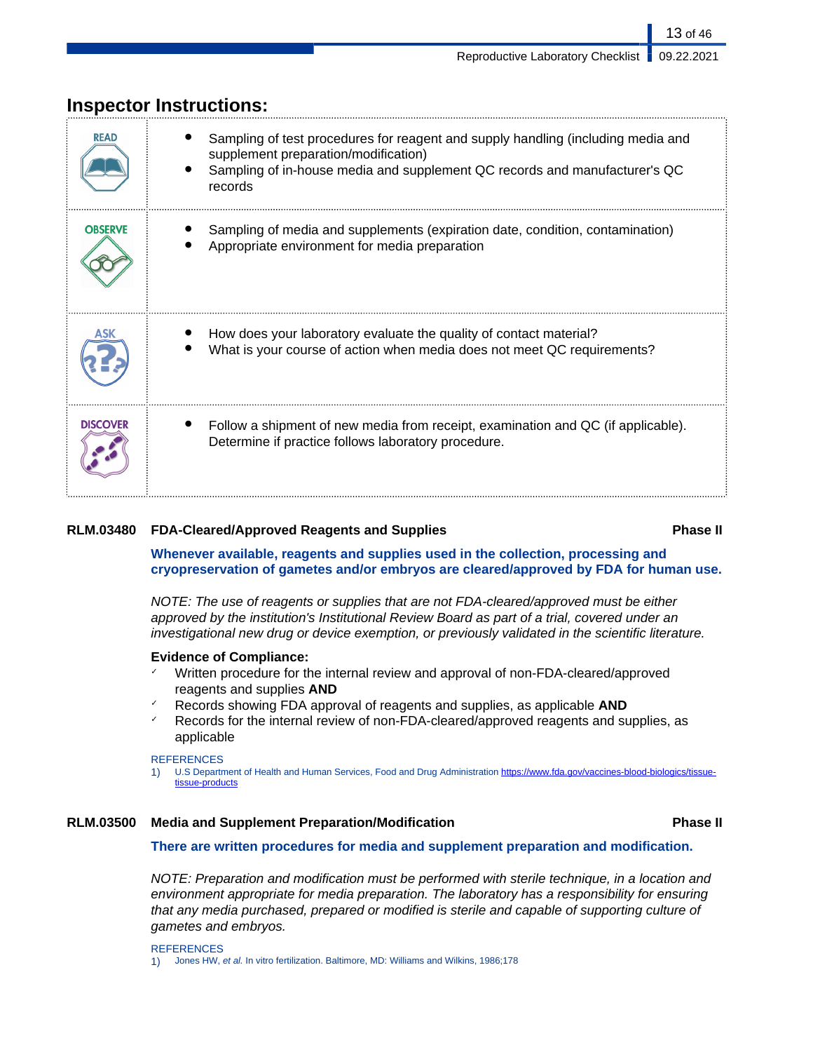## Inspector Instructions:

| | |
|---|---|
| READ | • Sampling of test procedures for reagent and supply handling (including media and supplement preparation/modification)<br>• Sampling of in-house media and supplement QC records and manufacturer's QC records |
| OBSERVE | • Sampling of media and supplements (expiration date, condition, contamination)<br>• Appropriate environment for media preparation |
| ASK | • How does your laboratory evaluate the quality of contact material?<br>• What is your course of action when media does not meet QC requirements? |
| DISCOVER | • Follow a shipment of new media from receipt, examination and QC (if applicable). Determine if practice follows laboratory procedure. |

### RLM.03480 FDA-Cleared/Approved Reagents and Supplies — Phase II

**Whenever available, reagents and supplies used in the collection, processing and cryopreservation of gametes and/or embryos are cleared/approved by FDA for human use.**

*NOTE: The use of reagents or supplies that are not FDA-cleared/approved must be either approved by the institution's Institutional Review Board as part of a trial, covered under an investigational new drug or device exemption, or previously validated in the scientific literature.*

**Evidence of Compliance:**

- Written procedure for the internal review and approval of non-FDA-cleared/approved reagents and supplies **AND**
- Records showing FDA approval of reagents and supplies, as applicable **AND**
- Records for the internal review of non-FDA-cleared/approved reagents and supplies, as applicable

REFERENCES

1) U.S Department of Health and Human Services, Food and Drug Administration https://www.fda.gov/vaccines-blood-biologics/tissue-tissue-products

### RLM.03500 Media and Supplement Preparation/Modification — Phase II

**There are written procedures for media and supplement preparation and modification.**

*NOTE: Preparation and modification must be performed with sterile technique, in a location and environment appropriate for media preparation. The laboratory has a responsibility for ensuring that any media purchased, prepared or modified is sterile and capable of supporting culture of gametes and embryos.*

REFERENCES

1) Jones HW, *et al.* In vitro fertilization. Baltimore, MD: Williams and Wilkins, 1986;178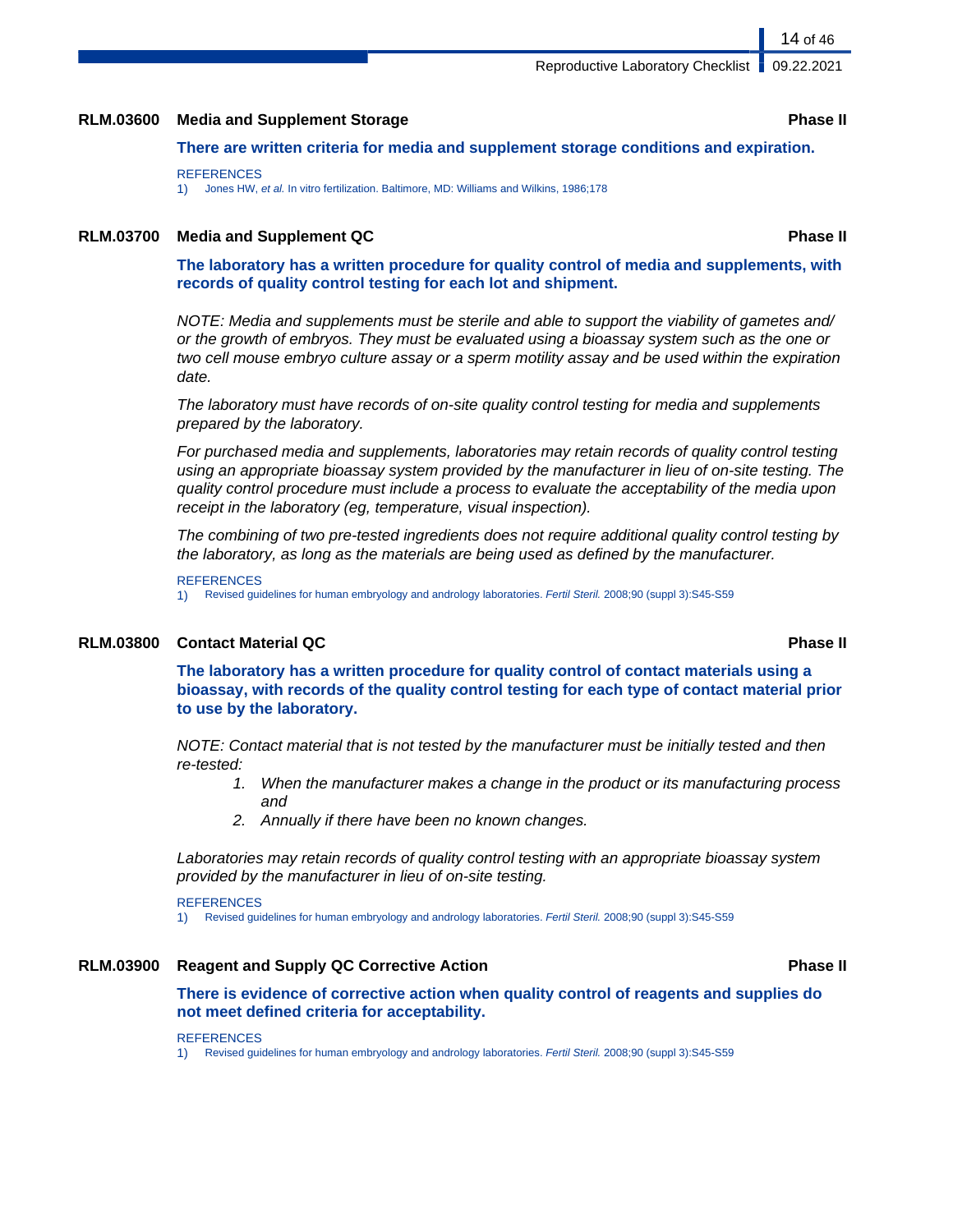## RLM.03600 Media and Supplement Storage — Phase II

**There are written criteria for media and supplement storage conditions and expiration.**

REFERENCES

1) Jones HW, *et al.* In vitro fertilization. Baltimore, MD: Williams and Wilkins, 1986;178

## RLM.03700 Media and Supplement QC — Phase II

**The laboratory has a written procedure for quality control of media and supplements, with records of quality control testing for each lot and shipment.**

*NOTE: Media and supplements must be sterile and able to support the viability of gametes and/or the growth of embryos. They must be evaluated using a bioassay system such as the one or two cell mouse embryo culture assay or a sperm motility assay and be used within the expiration date.*

*The laboratory must have records of on-site quality control testing for media and supplements prepared by the laboratory.*

*For purchased media and supplements, laboratories may retain records of quality control testing using an appropriate bioassay system provided by the manufacturer in lieu of on-site testing. The quality control procedure must include a process to evaluate the acceptability of the media upon receipt in the laboratory (eg, temperature, visual inspection).*

*The combining of two pre-tested ingredients does not require additional quality control testing by the laboratory, as long as the materials are being used as defined by the manufacturer.*

REFERENCES

1) Revised guidelines for human embryology and andrology laboratories. *Fertil Steril.* 2008;90 (suppl 3):S45-S59

## RLM.03800 Contact Material QC — Phase II

**The laboratory has a written procedure for quality control of contact materials using a bioassay, with records of the quality control testing for each type of contact material prior to use by the laboratory.**

*NOTE: Contact material that is not tested by the manufacturer must be initially tested and then re-tested:*

1. *When the manufacturer makes a change in the product or its manufacturing process and*
2. *Annually if there have been no known changes.*

*Laboratories may retain records of quality control testing with an appropriate bioassay system provided by the manufacturer in lieu of on-site testing.*

REFERENCES

1) Revised guidelines for human embryology and andrology laboratories. *Fertil Steril.* 2008;90 (suppl 3):S45-S59

## RLM.03900 Reagent and Supply QC Corrective Action — Phase II

**There is evidence of corrective action when quality control of reagents and supplies do not meet defined criteria for acceptability.**

REFERENCES

1) Revised guidelines for human embryology and andrology laboratories. *Fertil Steril.* 2008;90 (suppl 3):S45-S59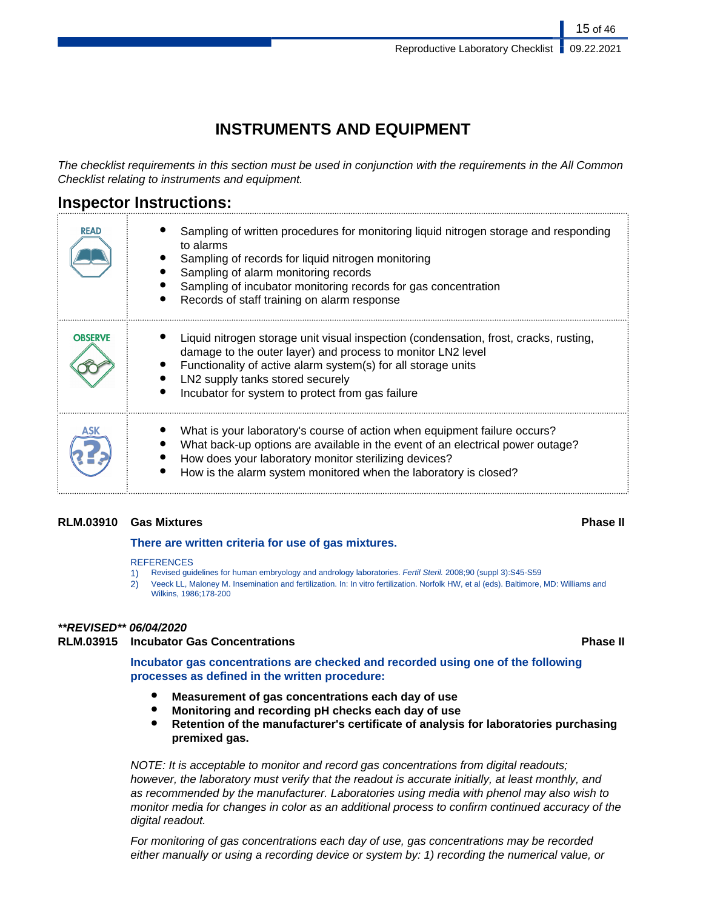# INSTRUMENTS AND EQUIPMENT

*The checklist requirements in this section must be used in conjunction with the requirements in the All Common Checklist relating to instruments and equipment.*

## Inspector Instructions:

| | |
|---|---|
| READ | • Sampling of written procedures for monitoring liquid nitrogen storage and responding to alarms<br>• Sampling of records for liquid nitrogen monitoring<br>• Sampling of alarm monitoring records<br>• Sampling of incubator monitoring records for gas concentration<br>• Records of staff training on alarm response |
| OBSERVE | • Liquid nitrogen storage unit visual inspection (condensation, frost, cracks, rusting, damage to the outer layer) and process to monitor LN2 level<br>• Functionality of active alarm system(s) for all storage units<br>• LN2 supply tanks stored securely<br>• Incubator for system to protect from gas failure |
| ASK | • What is your laboratory's course of action when equipment failure occurs?<br>• What back-up options are available in the event of an electrical power outage?<br>• How does your laboratory monitor sterilizing devices?<br>• How is the alarm system monitored when the laboratory is closed? |

**RLM.03910 Gas Mixtures** **Phase II**

**There are written criteria for use of gas mixtures.**

REFERENCES

1) Revised guidelines for human embryology and andrology laboratories. *Fertil Steril.* 2008;90 (suppl 3):S45-S59
2) Veeck LL, Maloney M. Insemination and fertilization. In: In vitro fertilization. Norfolk HW, et al (eds). Baltimore, MD: Williams and Wilkins, 1986;178-200

***\*\*REVISED\*\* 06/04/2020***

**RLM.03915 Incubator Gas Concentrations** **Phase II**

**Incubator gas concentrations are checked and recorded using one of the following processes as defined in the written procedure:**

- **Measurement of gas concentrations each day of use**
- **Monitoring and recording pH checks each day of use**
- **Retention of the manufacturer's certificate of analysis for laboratories purchasing premixed gas.**

*NOTE: It is acceptable to monitor and record gas concentrations from digital readouts; however, the laboratory must verify that the readout is accurate initially, at least monthly, and as recommended by the manufacturer. Laboratories using media with phenol may also wish to monitor media for changes in color as an additional process to confirm continued accuracy of the digital readout.*

*For monitoring of gas concentrations each day of use, gas concentrations may be recorded either manually or using a recording device or system by: 1) recording the numerical value, or*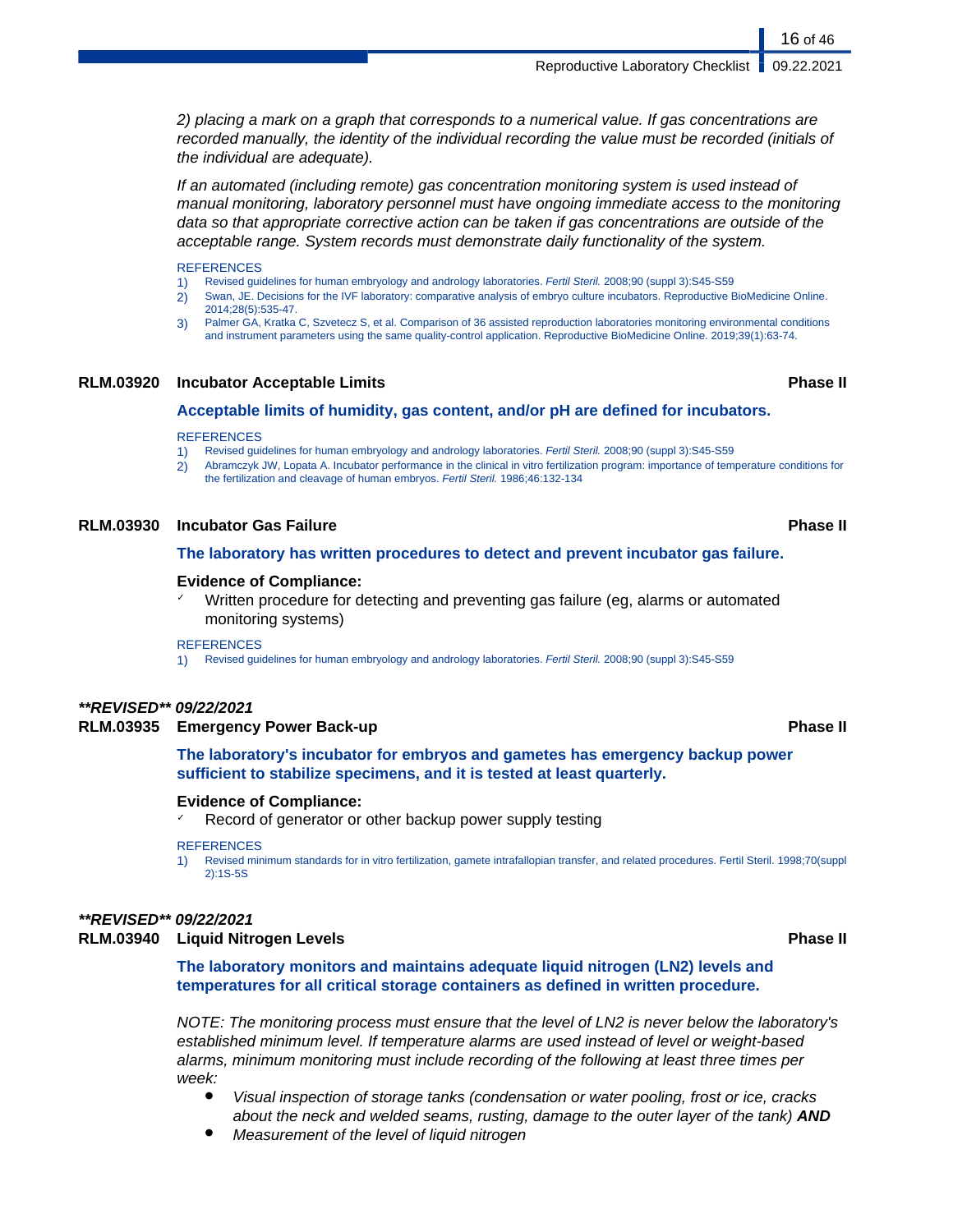*2) placing a mark on a graph that corresponds to a numerical value. If gas concentrations are recorded manually, the identity of the individual recording the value must be recorded (initials of the individual are adequate).*

*If an automated (including remote) gas concentration monitoring system is used instead of manual monitoring, laboratory personnel must have ongoing immediate access to the monitoring data so that appropriate corrective action can be taken if gas concentrations are outside of the acceptable range. System records must demonstrate daily functionality of the system.*

REFERENCES

1) Revised guidelines for human embryology and andrology laboratories. *Fertil Steril.* 2008;90 (suppl 3):S45-S59
2) Swan, JE. Decisions for the IVF laboratory: comparative analysis of embryo culture incubators. Reproductive BioMedicine Online. 2014;28(5):535-47.
3) Palmer GA, Kratka C, Szvetecz S, et al. Comparison of 36 assisted reproduction laboratories monitoring environmental conditions and instrument parameters using the same quality-control application. Reproductive BioMedicine Online. 2019;39(1):63-74.

### RLM.03920 Incubator Acceptable Limits — Phase II

**Acceptable limits of humidity, gas content, and/or pH are defined for incubators.**

REFERENCES

1) Revised guidelines for human embryology and andrology laboratories. *Fertil Steril.* 2008;90 (suppl 3):S45-S59
2) Abramczyk JW, Lopata A. Incubator performance in the clinical in vitro fertilization program: importance of temperature conditions for the fertilization and cleavage of human embryos. *Fertil Steril.* 1986;46:132-134

### RLM.03930 Incubator Gas Failure — Phase II

**The laboratory has written procedures to detect and prevent incubator gas failure.**

**Evidence of Compliance:**

- ✓ Written procedure for detecting and preventing gas failure (eg, alarms or automated monitoring systems)

REFERENCES

1) Revised guidelines for human embryology and andrology laboratories. *Fertil Steril.* 2008;90 (suppl 3):S45-S59

***\*\*REVISED\*\* 09/22/2021***

### RLM.03935 Emergency Power Back-up — Phase II

**The laboratory's incubator for embryos and gametes has emergency backup power sufficient to stabilize specimens, and it is tested at least quarterly.**

**Evidence of Compliance:**

- ✓ Record of generator or other backup power supply testing

REFERENCES

1) Revised minimum standards for in vitro fertilization, gamete intrafallopian transfer, and related procedures. Fertil Steril. 1998;70(suppl 2):1S-5S

***\*\*REVISED\*\* 09/22/2021***

### RLM.03940 Liquid Nitrogen Levels — Phase II

**The laboratory monitors and maintains adequate liquid nitrogen (LN2) levels and temperatures for all critical storage containers as defined in written procedure.**

*NOTE: The monitoring process must ensure that the level of LN2 is never below the laboratory's established minimum level. If temperature alarms are used instead of level or weight-based alarms, minimum monitoring must include recording of the following at least three times per week:*

- *Visual inspection of storage tanks (condensation or water pooling, frost or ice, cracks about the neck and welded seams, rusting, damage to the outer layer of the tank)* ***AND***
- *Measurement of the level of liquid nitrogen*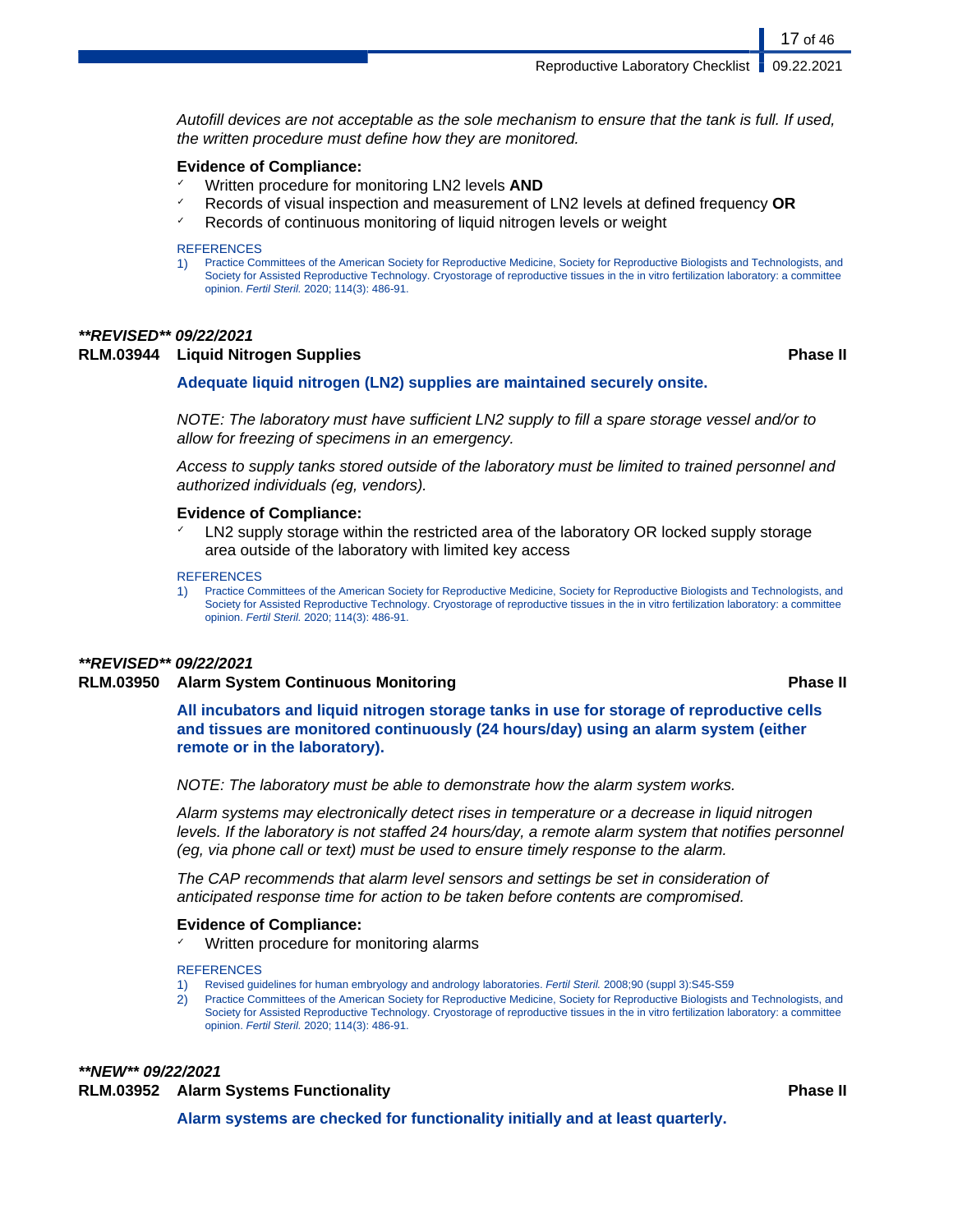*Autofill devices are not acceptable as the sole mechanism to ensure that the tank is full. If used, the written procedure must define how they are monitored.*

**Evidence of Compliance:**

- ✓ Written procedure for monitoring LN2 levels **AND**
- ✓ Records of visual inspection and measurement of LN2 levels at defined frequency **OR**
- ✓ Records of continuous monitoring of liquid nitrogen levels or weight

REFERENCES

1) Practice Committees of the American Society for Reproductive Medicine, Society for Reproductive Biologists and Technologists, and Society for Assisted Reproductive Technology. Cryostorage of reproductive tissues in the in vitro fertilization laboratory: a committee opinion. *Fertil Steril.* 2020; 114(3): 486-91.

***\*\*REVISED\*\* 09/22/2021***

**RLM.03944 Liquid Nitrogen Supplies** **Phase II**

**Adequate liquid nitrogen (LN2) supplies are maintained securely onsite.**

*NOTE: The laboratory must have sufficient LN2 supply to fill a spare storage vessel and/or to allow for freezing of specimens in an emergency.*

*Access to supply tanks stored outside of the laboratory must be limited to trained personnel and authorized individuals (eg, vendors).*

**Evidence of Compliance:**

- ✓ LN2 supply storage within the restricted area of the laboratory OR locked supply storage area outside of the laboratory with limited key access

REFERENCES

1) Practice Committees of the American Society for Reproductive Medicine, Society for Reproductive Biologists and Technologists, and Society for Assisted Reproductive Technology. Cryostorage of reproductive tissues in the in vitro fertilization laboratory: a committee opinion. *Fertil Steril.* 2020; 114(3): 486-91.

***\*\*REVISED\*\* 09/22/2021***

**RLM.03950 Alarm System Continuous Monitoring** **Phase II**

**All incubators and liquid nitrogen storage tanks in use for storage of reproductive cells and tissues are monitored continuously (24 hours/day) using an alarm system (either remote or in the laboratory).**

*NOTE: The laboratory must be able to demonstrate how the alarm system works.*

*Alarm systems may electronically detect rises in temperature or a decrease in liquid nitrogen levels. If the laboratory is not staffed 24 hours/day, a remote alarm system that notifies personnel (eg, via phone call or text) must be used to ensure timely response to the alarm.*

*The CAP recommends that alarm level sensors and settings be set in consideration of anticipated response time for action to be taken before contents are compromised.*

**Evidence of Compliance:**

- ✓ Written procedure for monitoring alarms

REFERENCES

1) Revised guidelines for human embryology and andrology laboratories. *Fertil Steril.* 2008;90 (suppl 3):S45-S59
2) Practice Committees of the American Society for Reproductive Medicine, Society for Reproductive Biologists and Technologists, and Society for Assisted Reproductive Technology. Cryostorage of reproductive tissues in the in vitro fertilization laboratory: a committee opinion. *Fertil Steril.* 2020; 114(3): 486-91.

***\*\*NEW\*\* 09/22/2021***

**RLM.03952 Alarm Systems Functionality** **Phase II**

**Alarm systems are checked for functionality initially and at least quarterly.**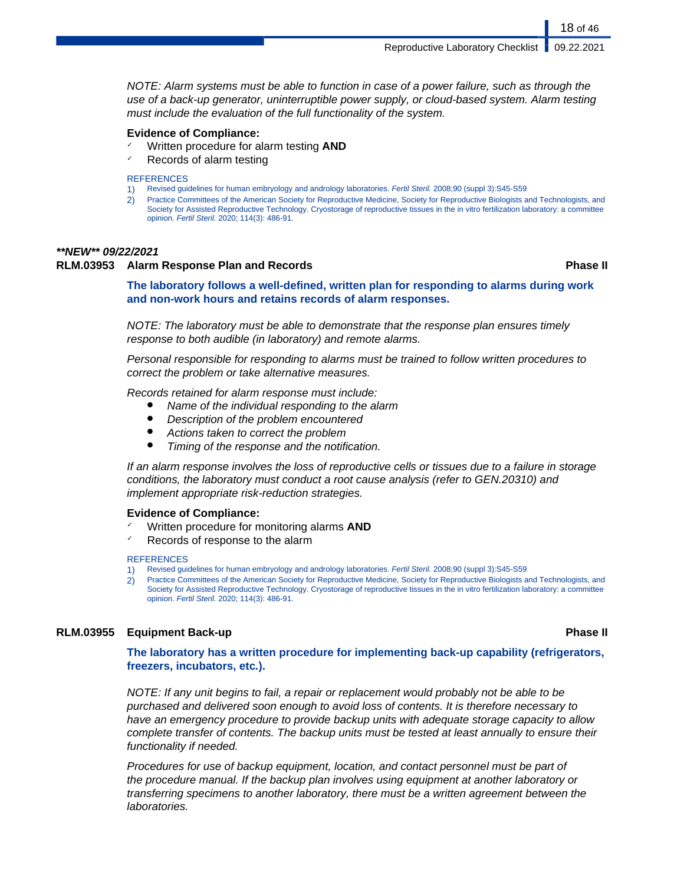*NOTE: Alarm systems must be able to function in case of a power failure, such as through the use of a back-up generator, uninterruptible power supply, or cloud-based system. Alarm testing must include the evaluation of the full functionality of the system.*

**Evidence of Compliance:**

- ✓ Written procedure for alarm testing **AND**
- ✓ Records of alarm testing

REFERENCES

1) Revised guidelines for human embryology and andrology laboratories. *Fertil Steril.* 2008;90 (suppl 3):S45-S59
2) Practice Committees of the American Society for Reproductive Medicine, Society for Reproductive Biologists and Technologists, and Society for Assisted Reproductive Technology. Cryostorage of reproductive tissues in the in vitro fertilization laboratory: a committee opinion. *Fertil Steril.* 2020; 114(3): 486-91.

***\*\*NEW\*\* 09/22/2021***

### RLM.03953 Alarm Response Plan and Records — Phase II

**The laboratory follows a well-defined, written plan for responding to alarms during work and non-work hours and retains records of alarm responses.**

*NOTE: The laboratory must be able to demonstrate that the response plan ensures timely response to both audible (in laboratory) and remote alarms.*

*Personal responsible for responding to alarms must be trained to follow written procedures to correct the problem or take alternative measures.*

*Records retained for alarm response must include:*

- *Name of the individual responding to the alarm*
- *Description of the problem encountered*
- *Actions taken to correct the problem*
- *Timing of the response and the notification.*

*If an alarm response involves the loss of reproductive cells or tissues due to a failure in storage conditions, the laboratory must conduct a root cause analysis (refer to GEN.20310) and implement appropriate risk-reduction strategies.*

**Evidence of Compliance:**

- ✓ Written procedure for monitoring alarms **AND**
- ✓ Records of response to the alarm

REFERENCES

1) Revised guidelines for human embryology and andrology laboratories. *Fertil Steril.* 2008;90 (suppl 3):S45-S59
2) Practice Committees of the American Society for Reproductive Medicine, Society for Reproductive Biologists and Technologists, and Society for Assisted Reproductive Technology. Cryostorage of reproductive tissues in the in vitro fertilization laboratory: a committee opinion. *Fertil Steril.* 2020; 114(3): 486-91.

### RLM.03955 Equipment Back-up — Phase II

**The laboratory has a written procedure for implementing back-up capability (refrigerators, freezers, incubators, etc.).**

*NOTE: If any unit begins to fail, a repair or replacement would probably not be able to be purchased and delivered soon enough to avoid loss of contents. It is therefore necessary to have an emergency procedure to provide backup units with adequate storage capacity to allow complete transfer of contents. The backup units must be tested at least annually to ensure their functionality if needed.*

*Procedures for use of backup equipment, location, and contact personnel must be part of the procedure manual. If the backup plan involves using equipment at another laboratory or transferring specimens to another laboratory, there must be a written agreement between the laboratories.*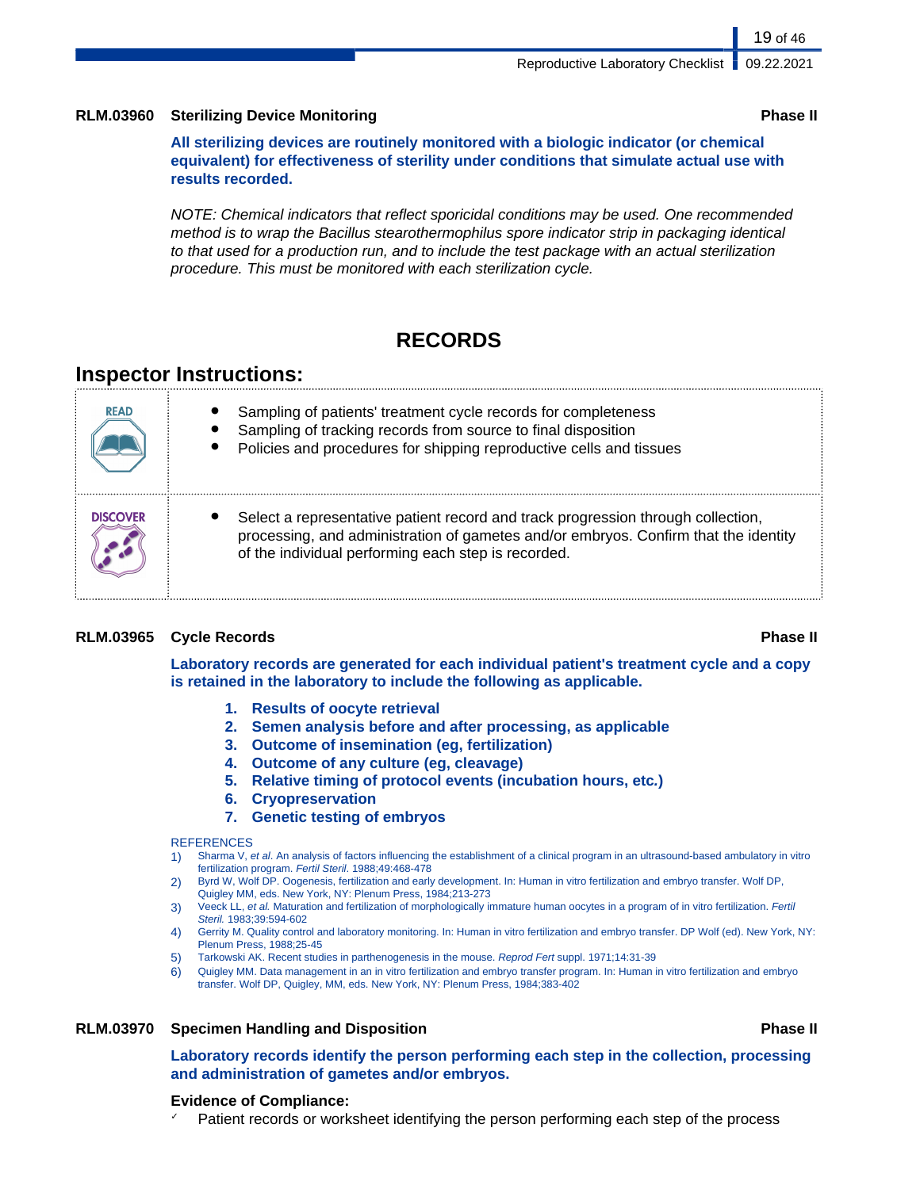**RLM.03960 Sterilizing Device Monitoring** **Phase II**

**All sterilizing devices are routinely monitored with a biologic indicator (or chemical equivalent) for effectiveness of sterility under conditions that simulate actual use with results recorded.**

*NOTE: Chemical indicators that reflect sporicidal conditions may be used. One recommended method is to wrap the Bacillus stearothermophilus spore indicator strip in packaging identical to that used for a production run, and to include the test package with an actual sterilization procedure. This must be monitored with each sterilization cycle.*

## RECORDS

### Inspector Instructions:

| | |
|---|---|
| READ | • Sampling of patients' treatment cycle records for completeness<br>• Sampling of tracking records from source to final disposition<br>• Policies and procedures for shipping reproductive cells and tissues |
| DISCOVER | • Select a representative patient record and track progression through collection, processing, and administration of gametes and/or embryos. Confirm that the identity of the individual performing each step is recorded. |

**RLM.03965 Cycle Records** **Phase II**

**Laboratory records are generated for each individual patient's treatment cycle and a copy is retained in the laboratory to include the following as applicable.**

1. **Results of oocyte retrieval**
2. **Semen analysis before and after processing, as applicable**
3. **Outcome of insemination (eg, fertilization)**
4. **Outcome of any culture (eg, cleavage)**
5. **Relative timing of protocol events (incubation hours, etc.)**
6. **Cryopreservation**
7. **Genetic testing of embryos**

REFERENCES

1) Sharma V, *et al*. An analysis of factors influencing the establishment of a clinical program in an ultrasound-based ambulatory in vitro fertilization program. *Fertil Steril*. 1988;49:468-478
2) Byrd W, Wolf DP. Oogenesis, fertilization and early development. In: Human in vitro fertilization and embryo transfer. Wolf DP, Quigley MM, eds. New York, NY: Plenum Press, 1984;213-273
3) Veeck LL, *et al.* Maturation and fertilization of morphologically immature human oocytes in a program of in vitro fertilization. *Fertil Steril.* 1983;39:594-602
4) Gerrity M. Quality control and laboratory monitoring. In: Human in vitro fertilization and embryo transfer. DP Wolf (ed). New York, NY: Plenum Press, 1988;25-45
5) Tarkowski AK. Recent studies in parthenogenesis in the mouse. *Reprod Fert* suppl. 1971;14:31-39
6) Quigley MM. Data management in an in vitro fertilization and embryo transfer program. In: Human in vitro fertilization and embryo transfer. Wolf DP, Quigley, MM, eds. New York, NY: Plenum Press, 1984;383-402

**RLM.03970 Specimen Handling and Disposition** **Phase II**

**Laboratory records identify the person performing each step in the collection, processing and administration of gametes and/or embryos.**

**Evidence of Compliance:**

✓ Patient records or worksheet identifying the person performing each step of the process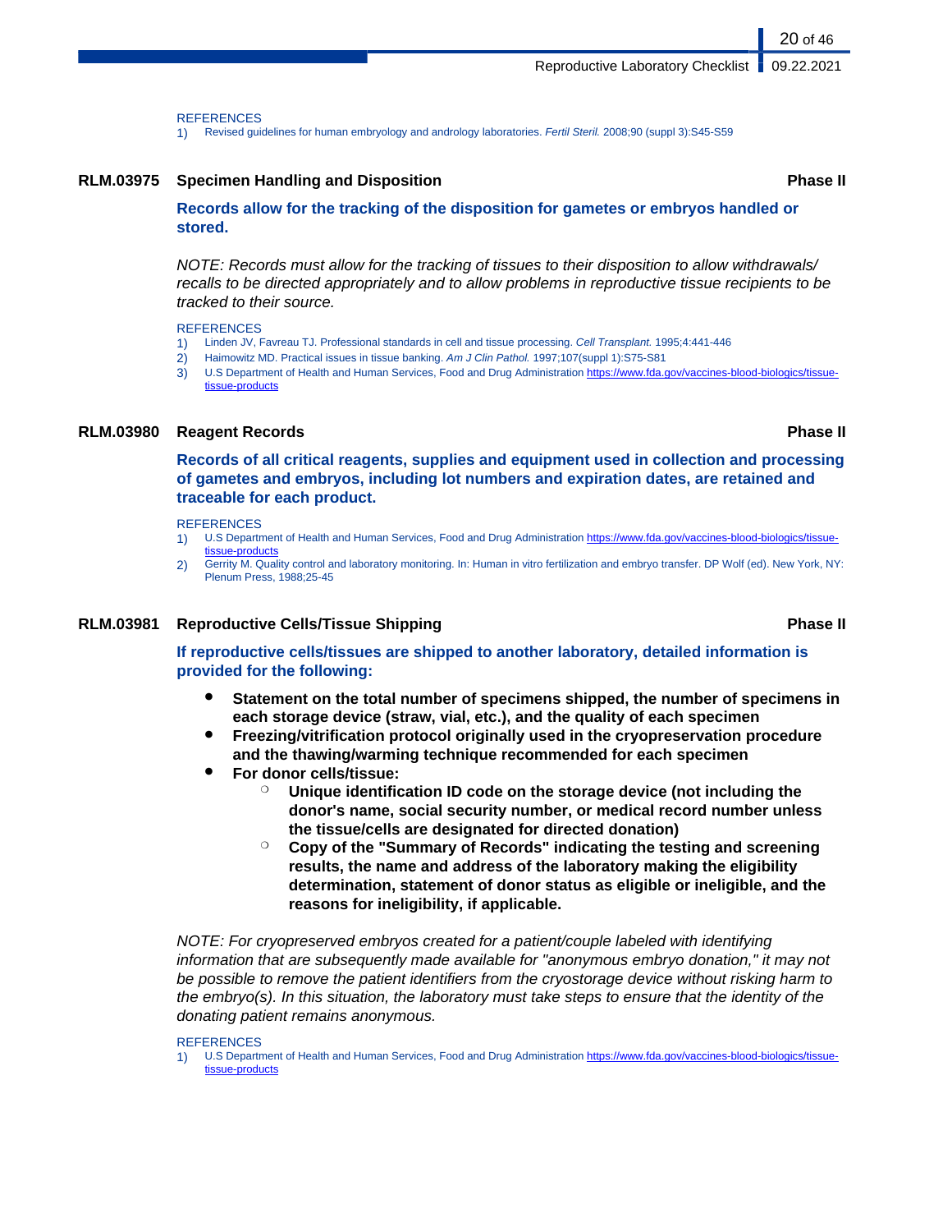REFERENCES

1) Revised guidelines for human embryology and andrology laboratories. *Fertil Steril.* 2008;90 (suppl 3):S45-S59

### RLM.03975 Specimen Handling and Disposition — Phase II

**Records allow for the tracking of the disposition for gametes or embryos handled or stored.**

*NOTE: Records must allow for the tracking of tissues to their disposition to allow withdrawals/recalls to be directed appropriately and to allow problems in reproductive tissue recipients to be tracked to their source.*

REFERENCES

1) Linden JV, Favreau TJ. Professional standards in cell and tissue processing. *Cell Transplant.* 1995;4:441-446
2) Haimowitz MD. Practical issues in tissue banking. *Am J Clin Pathol.* 1997;107(suppl 1):S75-S81
3) U.S Department of Health and Human Services, Food and Drug Administration https://www.fda.gov/vaccines-blood-biologics/tissue-tissue-products

### RLM.03980 Reagent Records — Phase II

**Records of all critical reagents, supplies and equipment used in collection and processing of gametes and embryos, including lot numbers and expiration dates, are retained and traceable for each product.**

REFERENCES

1) U.S Department of Health and Human Services, Food and Drug Administration https://www.fda.gov/vaccines-blood-biologics/tissue-tissue-products
2) Gerrity M. Quality control and laboratory monitoring. In: Human in vitro fertilization and embryo transfer. DP Wolf (ed). New York, NY: Plenum Press, 1988;25-45

### RLM.03981 Reproductive Cells/Tissue Shipping — Phase II

**If reproductive cells/tissues are shipped to another laboratory, detailed information is provided for the following:**

- **Statement on the total number of specimens shipped, the number of specimens in each storage device (straw, vial, etc.), and the quality of each specimen**
- **Freezing/vitrification protocol originally used in the cryopreservation procedure and the thawing/warming technique recommended for each specimen**
- **For donor cells/tissue:**
  - **Unique identification ID code on the storage device (not including the donor's name, social security number, or medical record number unless the tissue/cells are designated for directed donation)**
  - **Copy of the "Summary of Records" indicating the testing and screening results, the name and address of the laboratory making the eligibility determination, statement of donor status as eligible or ineligible, and the reasons for ineligibility, if applicable.**

*NOTE: For cryopreserved embryos created for a patient/couple labeled with identifying information that are subsequently made available for "anonymous embryo donation," it may not be possible to remove the patient identifiers from the cryostorage device without risking harm to the embryo(s). In this situation, the laboratory must take steps to ensure that the identity of the donating patient remains anonymous.*

REFERENCES

1) U.S Department of Health and Human Services, Food and Drug Administration https://www.fda.gov/vaccines-blood-biologics/tissue-tissue-products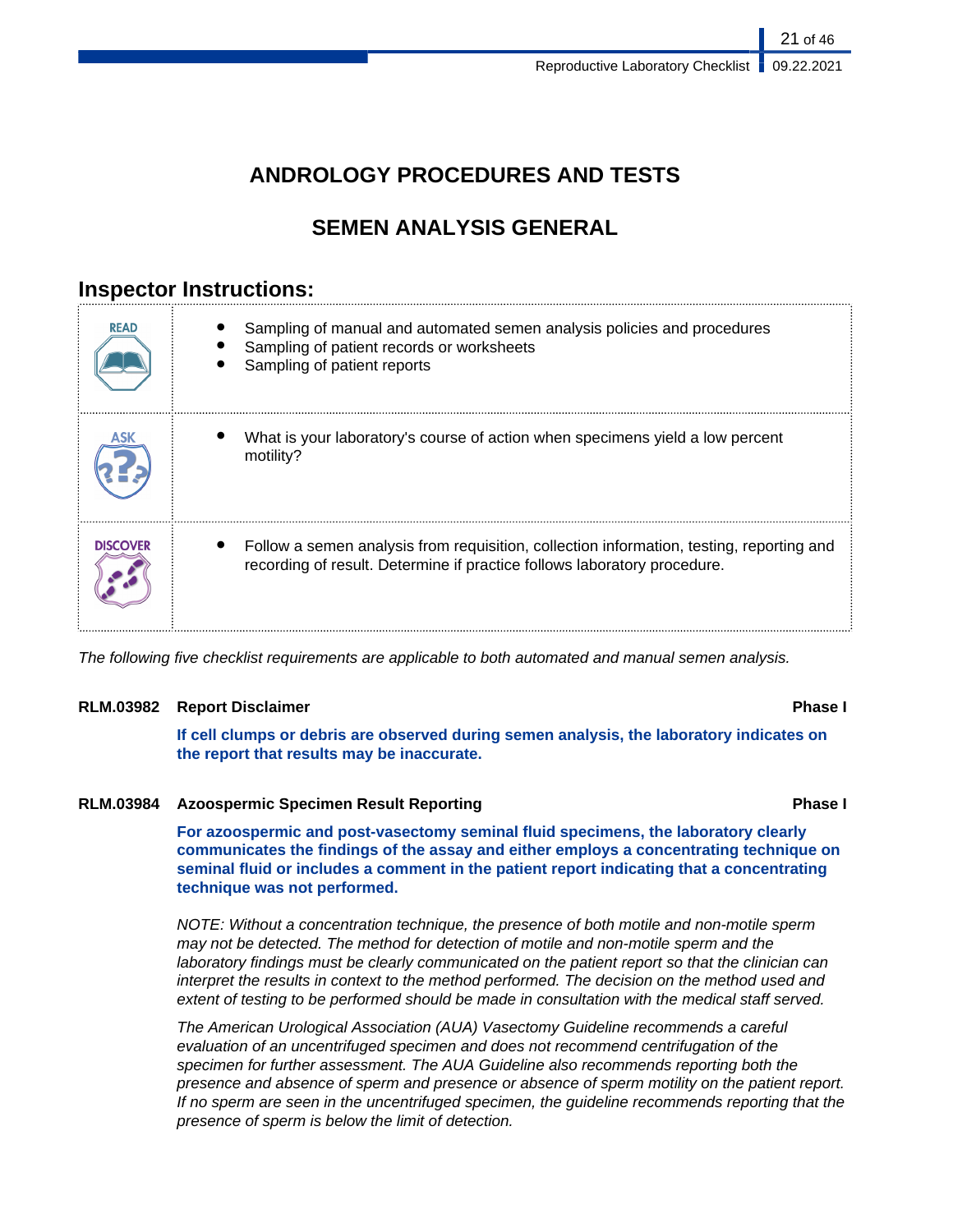# ANDROLOGY PROCEDURES AND TESTS

## SEMEN ANALYSIS GENERAL

### Inspector Instructions:

| | |
|---|---|
| READ | • Sampling of manual and automated semen analysis policies and procedures<br>• Sampling of patient records or worksheets<br>• Sampling of patient reports |
| ASK | • What is your laboratory's course of action when specimens yield a low percent motility? |
| DISCOVER | • Follow a semen analysis from requisition, collection information, testing, reporting and recording of result. Determine if practice follows laboratory procedure. |

*The following five checklist requirements are applicable to both automated and manual semen analysis.*

**RLM.03982 Report Disclaimer** **Phase I**

**If cell clumps or debris are observed during semen analysis, the laboratory indicates on the report that results may be inaccurate.**

**RLM.03984 Azoospermic Specimen Result Reporting** **Phase I**

**For azoospermic and post-vasectomy seminal fluid specimens, the laboratory clearly communicates the findings of the assay and either employs a concentrating technique on seminal fluid or includes a comment in the patient report indicating that a concentrating technique was not performed.**

*NOTE: Without a concentration technique, the presence of both motile and non-motile sperm may not be detected. The method for detection of motile and non-motile sperm and the laboratory findings must be clearly communicated on the patient report so that the clinician can interpret the results in context to the method performed. The decision on the method used and extent of testing to be performed should be made in consultation with the medical staff served.*

*The American Urological Association (AUA) Vasectomy Guideline recommends a careful evaluation of an uncentrifuged specimen and does not recommend centrifugation of the specimen for further assessment. The AUA Guideline also recommends reporting both the presence and absence of sperm and presence or absence of sperm motility on the patient report. If no sperm are seen in the uncentrifuged specimen, the guideline recommends reporting that the presence of sperm is below the limit of detection.*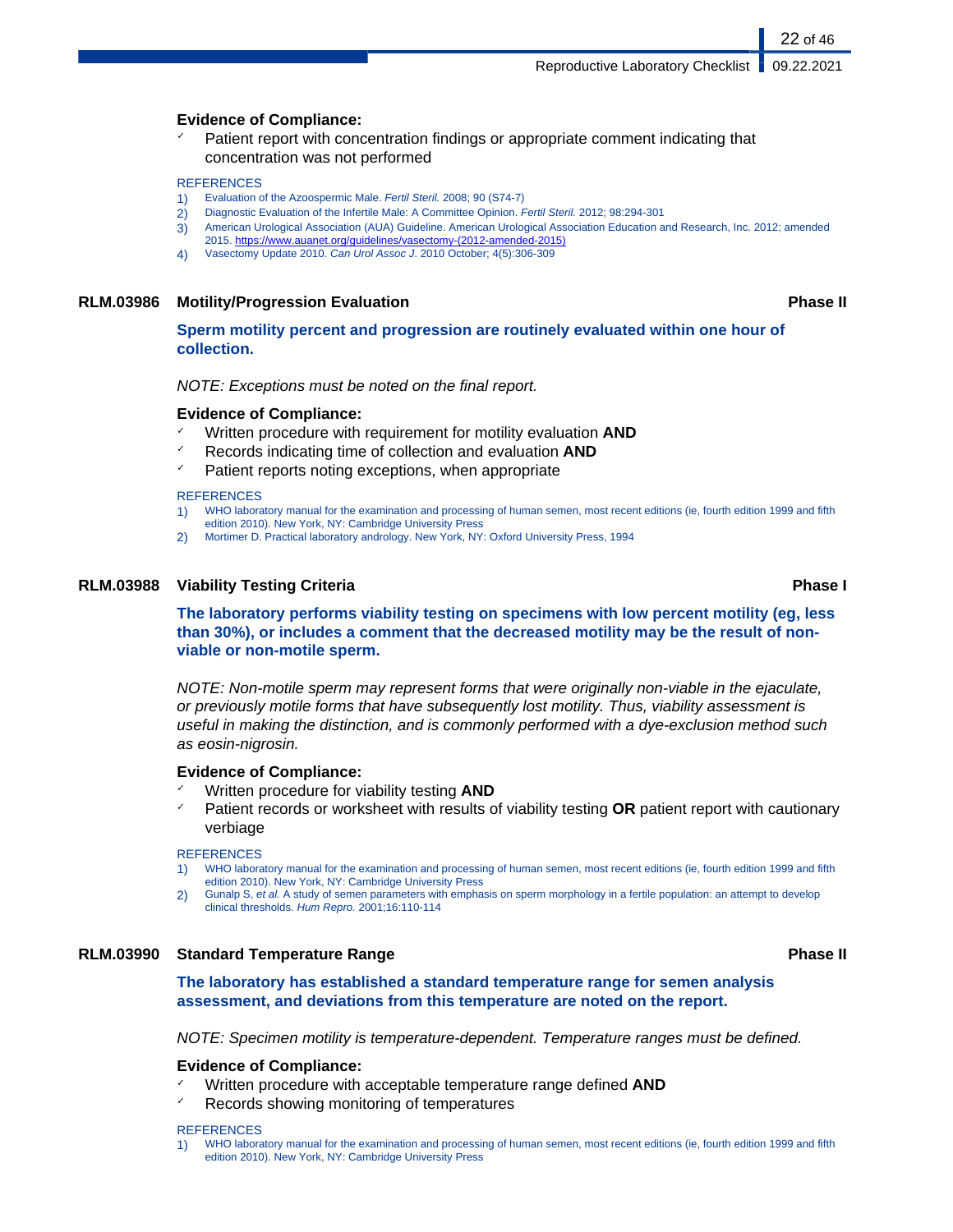**Evidence of Compliance:**

- Patient report with concentration findings or appropriate comment indicating that concentration was not performed

REFERENCES

1) Evaluation of the Azoospermic Male. *Fertil Steril.* 2008; 90 (S74-7)
2) Diagnostic Evaluation of the Infertile Male: A Committee Opinion. *Fertil Steril.* 2012; 98:294-301
3) American Urological Association (AUA) Guideline. American Urological Association Education and Research, Inc. 2012; amended 2015. https://www.auanet.org/guidelines/vasectomy-(2012-amended-2015)
4) Vasectomy Update 2010. *Can Urol Assoc J.* 2010 October; 4(5):306-309

## RLM.03986 Motility/Progression Evaluation — Phase II

**Sperm motility percent and progression are routinely evaluated within one hour of collection.**

*NOTE: Exceptions must be noted on the final report.*

**Evidence of Compliance:**

- Written procedure with requirement for motility evaluation **AND**
- Records indicating time of collection and evaluation **AND**
- Patient reports noting exceptions, when appropriate

REFERENCES

1) WHO laboratory manual for the examination and processing of human semen, most recent editions (ie, fourth edition 1999 and fifth edition 2010). New York, NY: Cambridge University Press
2) Mortimer D. Practical laboratory andrology. New York, NY: Oxford University Press, 1994

## RLM.03988 Viability Testing Criteria — Phase I

**The laboratory performs viability testing on specimens with low percent motility (eg, less than 30%), or includes a comment that the decreased motility may be the result of non-viable or non-motile sperm.**

*NOTE: Non-motile sperm may represent forms that were originally non-viable in the ejaculate, or previously motile forms that have subsequently lost motility. Thus, viability assessment is useful in making the distinction, and is commonly performed with a dye-exclusion method such as eosin-nigrosin.*

**Evidence of Compliance:**

- Written procedure for viability testing **AND**
- Patient records or worksheet with results of viability testing **OR** patient report with cautionary verbiage

REFERENCES

1) WHO laboratory manual for the examination and processing of human semen, most recent editions (ie, fourth edition 1999 and fifth edition 2010). New York, NY: Cambridge University Press
2) Gunalp S, *et al.* A study of semen parameters with emphasis on sperm morphology in a fertile population: an attempt to develop clinical thresholds. *Hum Repro.* 2001;16:110-114

## RLM.03990 Standard Temperature Range — Phase II

**The laboratory has established a standard temperature range for semen analysis assessment, and deviations from this temperature are noted on the report.**

*NOTE: Specimen motility is temperature-dependent. Temperature ranges must be defined.*

**Evidence of Compliance:**

- Written procedure with acceptable temperature range defined **AND**
- Records showing monitoring of temperatures

REFERENCES

1) WHO laboratory manual for the examination and processing of human semen, most recent editions (ie, fourth edition 1999 and fifth edition 2010). New York, NY: Cambridge University Press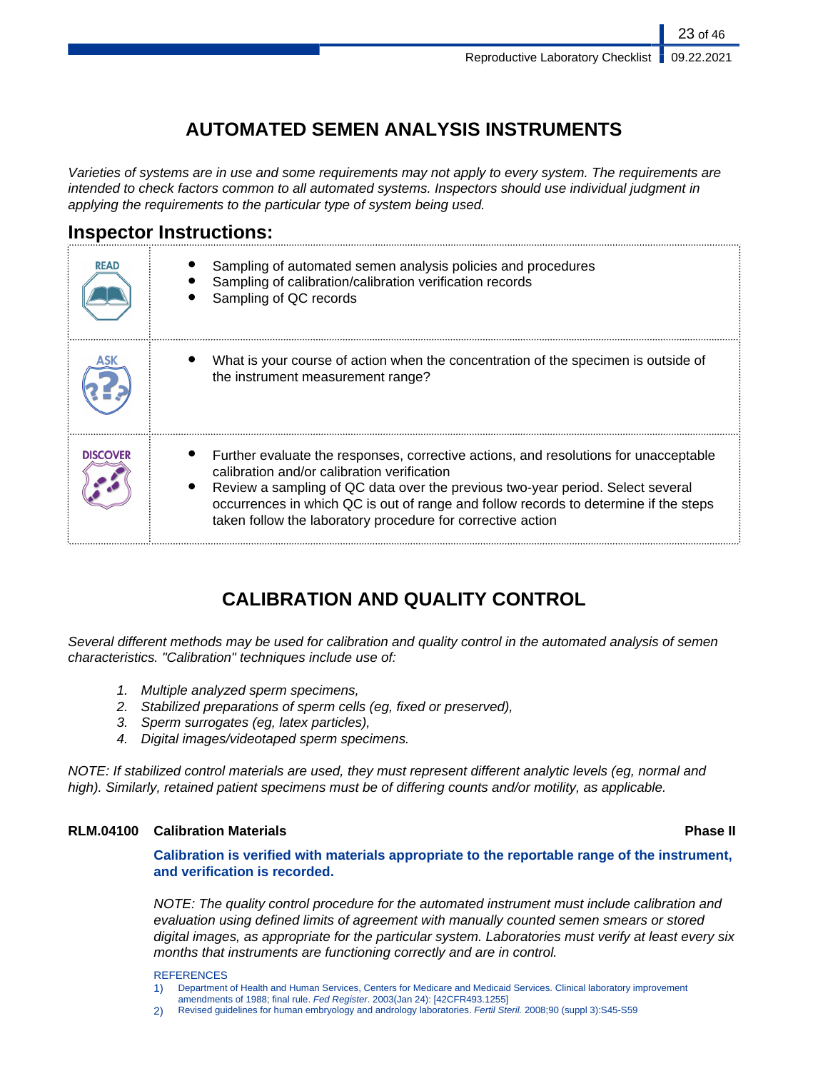# AUTOMATED SEMEN ANALYSIS INSTRUMENTS

*Varieties of systems are in use and some requirements may not apply to every system. The requirements are intended to check factors common to all automated systems. Inspectors should use individual judgment in applying the requirements to the particular type of system being used.*

## Inspector Instructions:

| | |
|---|---|
| READ | • Sampling of automated semen analysis policies and procedures<br>• Sampling of calibration/calibration verification records<br>• Sampling of QC records |
| ASK | • What is your course of action when the concentration of the specimen is outside of the instrument measurement range? |
| DISCOVER | • Further evaluate the responses, corrective actions, and resolutions for unacceptable calibration and/or calibration verification<br>• Review a sampling of QC data over the previous two-year period. Select several occurrences in which QC is out of range and follow records to determine if the steps taken follow the laboratory procedure for corrective action |

# CALIBRATION AND QUALITY CONTROL

*Several different methods may be used for calibration and quality control in the automated analysis of semen characteristics. "Calibration" techniques include use of:*

1. *Multiple analyzed sperm specimens,*
2. *Stabilized preparations of sperm cells (eg, fixed or preserved),*
3. *Sperm surrogates (eg, latex particles),*
4. *Digital images/videotaped sperm specimens.*

*NOTE: If stabilized control materials are used, they must represent different analytic levels (eg, normal and high). Similarly, retained patient specimens must be of differing counts and/or motility, as applicable.*

**RLM.04100 Calibration Materials** **Phase II**

**Calibration is verified with materials appropriate to the reportable range of the instrument, and verification is recorded.**

*NOTE: The quality control procedure for the automated instrument must include calibration and evaluation using defined limits of agreement with manually counted semen smears or stored digital images, as appropriate for the particular system. Laboratories must verify at least every six months that instruments are functioning correctly and are in control.*

REFERENCES

1) Department of Health and Human Services, Centers for Medicare and Medicaid Services. Clinical laboratory improvement amendments of 1988; final rule. *Fed Register*. 2003(Jan 24): [42CFR493.1255]
2) Revised guidelines for human embryology and andrology laboratories. *Fertil Steril.* 2008;90 (suppl 3):S45-S59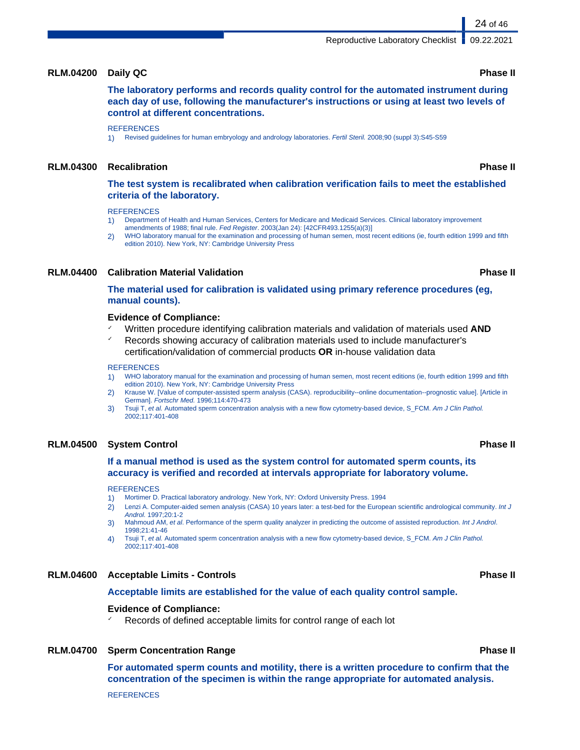## RLM.04200 Daily QC — Phase II

**The laboratory performs and records quality control for the automated instrument during each day of use, following the manufacturer's instructions or using at least two levels of control at different concentrations.**

REFERENCES

1) Revised guidelines for human embryology and andrology laboratories. *Fertil Steril.* 2008;90 (suppl 3):S45-S59

## RLM.04300 Recalibration — Phase II

**The test system is recalibrated when calibration verification fails to meet the established criteria of the laboratory.**

REFERENCES

1) Department of Health and Human Services, Centers for Medicare and Medicaid Services. Clinical laboratory improvement amendments of 1988; final rule. *Fed Register*. 2003(Jan 24): [42CFR493.1255(a)(3)]
2) WHO laboratory manual for the examination and processing of human semen, most recent editions (ie, fourth edition 1999 and fifth edition 2010). New York, NY: Cambridge University Press

## RLM.04400 Calibration Material Validation — Phase II

**The material used for calibration is validated using primary reference procedures (eg, manual counts).**

**Evidence of Compliance:**

- ✓ Written procedure identifying calibration materials and validation of materials used **AND**
- ✓ Records showing accuracy of calibration materials used to include manufacturer's certification/validation of commercial products **OR** in-house validation data

REFERENCES

1) WHO laboratory manual for the examination and processing of human semen, most recent editions (ie, fourth edition 1999 and fifth edition 2010). New York, NY: Cambridge University Press
2) Krause W. [Value of computer-assisted sperm analysis (CASA). reproducibility--online documentation--prognostic value]. [Article in German]. *Fortschr Med.* 1996;114:470-473
3) Tsuji T, *et al.* Automated sperm concentration analysis with a new flow cytometry-based device, S_FCM. *Am J Clin Pathol.* 2002;117:401-408

## RLM.04500 System Control — Phase II

**If a manual method is used as the system control for automated sperm counts, its accuracy is verified and recorded at intervals appropriate for laboratory volume.**

REFERENCES

1) Mortimer D. Practical laboratory andrology. New York, NY: Oxford University Press. 1994
2) Lenzi A. Computer-aided semen analysis (CASA) 10 years later: a test-bed for the European scientific andrological community. *Int J Androl.* 1997;20:1-2
3) Mahmoud AM, *et al.* Performance of the sperm quality analyzer in predicting the outcome of assisted reproduction. *Int J Androl*. 1998;21:41-46
4) Tsuji T, *et al.* Automated sperm concentration analysis with a new flow cytometry-based device, S_FCM. *Am J Clin Pathol.* 2002;117:401-408

## RLM.04600 Acceptable Limits - Controls — Phase II

**Acceptable limits are established for the value of each quality control sample.**

**Evidence of Compliance:**

- ✓ Records of defined acceptable limits for control range of each lot

## RLM.04700 Sperm Concentration Range — Phase II

**For automated sperm counts and motility, there is a written procedure to confirm that the concentration of the specimen is within the range appropriate for automated analysis.**

REFERENCES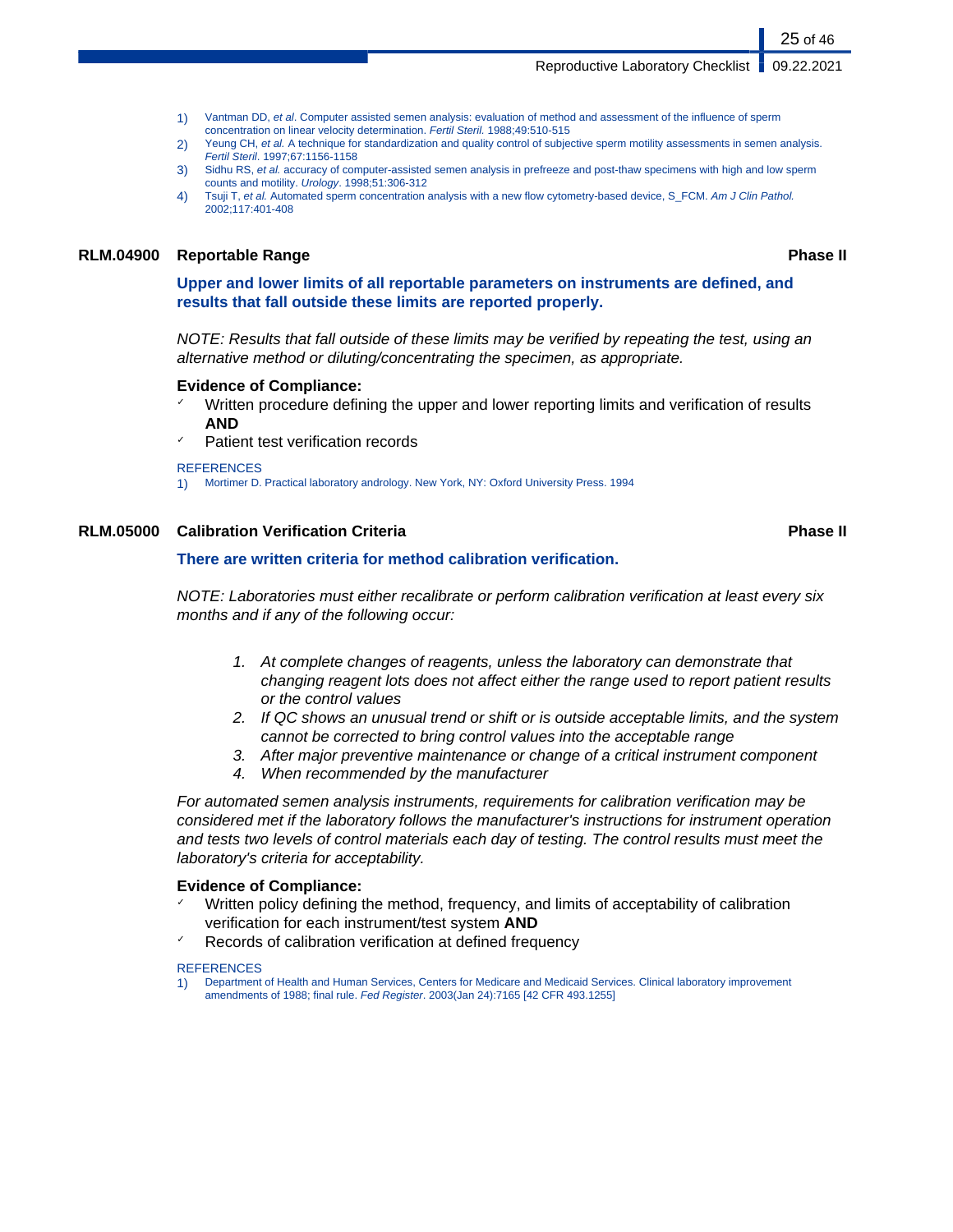1) Vantman DD, *et al*. Computer assisted semen analysis: evaluation of method and assessment of the influence of sperm concentration on linear velocity determination. *Fertil Steril.* 1988;49:510-515
2) Yeung CH, *et al.* A technique for standardization and quality control of subjective sperm motility assessments in semen analysis. *Fertil Steril.* 1997;67:1156-1158
3) Sidhu RS, *et al.* accuracy of computer-assisted semen analysis in prefreeze and post-thaw specimens with high and low sperm counts and motility. *Urology*. 1998;51:306-312
4) Tsuji T, *et al.* Automated sperm concentration analysis with a new flow cytometry-based device, S_FCM. *Am J Clin Pathol.* 2002;117:401-408

## RLM.04900 Reportable Range — Phase II

**Upper and lower limits of all reportable parameters on instruments are defined, and results that fall outside these limits are reported properly.**

*NOTE: Results that fall outside of these limits may be verified by repeating the test, using an alternative method or diluting/concentrating the specimen, as appropriate.*

**Evidence of Compliance:**

- ✓ Written procedure defining the upper and lower reporting limits and verification of results **AND**
- ✓ Patient test verification records

REFERENCES

1) Mortimer D. Practical laboratory andrology. New York, NY: Oxford University Press. 1994

## RLM.05000 Calibration Verification Criteria — Phase II

**There are written criteria for method calibration verification.**

*NOTE: Laboratories must either recalibrate or perform calibration verification at least every six months and if any of the following occur:*

1. *At complete changes of reagents, unless the laboratory can demonstrate that changing reagent lots does not affect either the range used to report patient results or the control values*
2. *If QC shows an unusual trend or shift or is outside acceptable limits, and the system cannot be corrected to bring control values into the acceptable range*
3. *After major preventive maintenance or change of a critical instrument component*
4. *When recommended by the manufacturer*

*For automated semen analysis instruments, requirements for calibration verification may be considered met if the laboratory follows the manufacturer's instructions for instrument operation and tests two levels of control materials each day of testing. The control results must meet the laboratory's criteria for acceptability.*

**Evidence of Compliance:**

- ✓ Written policy defining the method, frequency, and limits of acceptability of calibration verification for each instrument/test system **AND**
- ✓ Records of calibration verification at defined frequency

REFERENCES

1) Department of Health and Human Services, Centers for Medicare and Medicaid Services. Clinical laboratory improvement amendments of 1988; final rule. *Fed Register*. 2003(Jan 24):7165 [42 CFR 493.1255]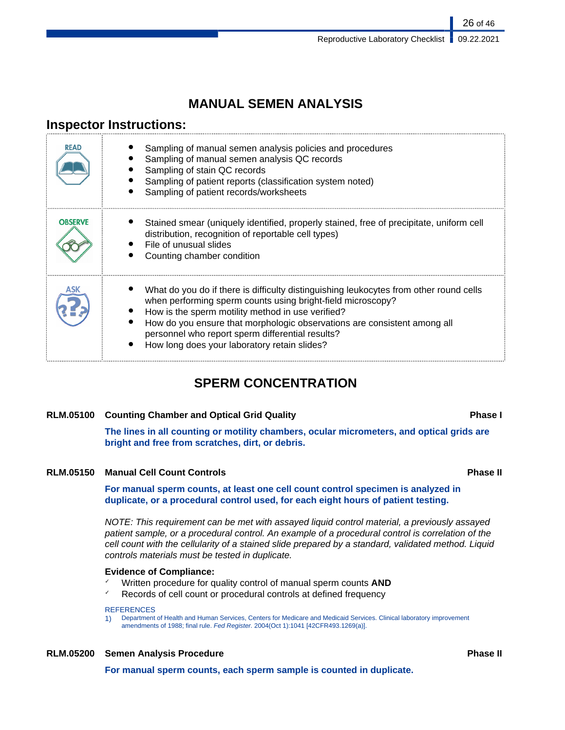# MANUAL SEMEN ANALYSIS

## Inspector Instructions:

| | |
|---|---|
| READ | • Sampling of manual semen analysis policies and procedures<br>• Sampling of manual semen analysis QC records<br>• Sampling of stain QC records<br>• Sampling of patient reports (classification system noted)<br>• Sampling of patient records/worksheets |
| OBSERVE | • Stained smear (uniquely identified, properly stained, free of precipitate, uniform cell distribution, recognition of reportable cell types)<br>• File of unusual slides<br>• Counting chamber condition |
| ASK | • What do you do if there is difficulty distinguishing leukocytes from other round cells when performing sperm counts using bright-field microscopy?<br>• How is the sperm motility method in use verified?<br>• How do you ensure that morphologic observations are consistent among all personnel who report sperm differential results?<br>• How long does your laboratory retain slides? |

# SPERM CONCENTRATION

**RLM.05100 Counting Chamber and Optical Grid Quality** **Phase I**

**The lines in all counting or motility chambers, ocular micrometers, and optical grids are bright and free from scratches, dirt, or debris.**

**RLM.05150 Manual Cell Count Controls** **Phase II**

**For manual sperm counts, at least one cell count control specimen is analyzed in duplicate, or a procedural control used, for each eight hours of patient testing.**

*NOTE: This requirement can be met with assayed liquid control material, a previously assayed patient sample, or a procedural control. An example of a procedural control is correlation of the cell count with the cellularity of a stained slide prepared by a standard, validated method. Liquid controls materials must be tested in duplicate.*

**Evidence of Compliance:**

- ✓ Written procedure for quality control of manual sperm counts **AND**
- ✓ Records of cell count or procedural controls at defined frequency

REFERENCES

1) Department of Health and Human Services, Centers for Medicare and Medicaid Services. Clinical laboratory improvement amendments of 1988; final rule. *Fed Register.* 2004(Oct 1):1041 [42CFR493.1269(a)].

**RLM.05200 Semen Analysis Procedure** **Phase II**

**For manual sperm counts, each sperm sample is counted in duplicate.**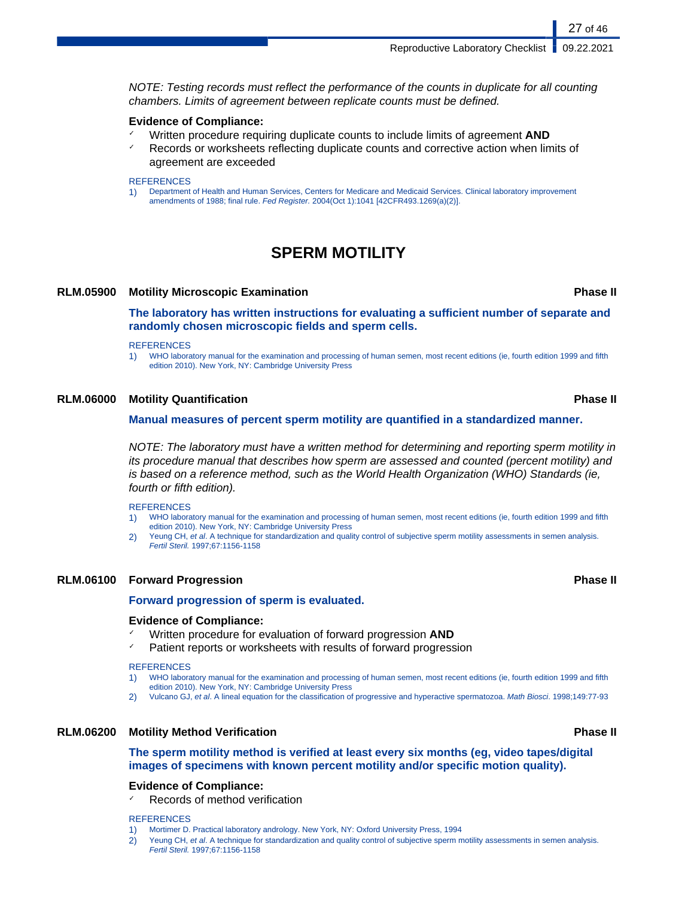*NOTE: Testing records must reflect the performance of the counts in duplicate for all counting chambers. Limits of agreement between replicate counts must be defined.*

**Evidence of Compliance:**

- ✓ Written procedure requiring duplicate counts to include limits of agreement **AND**
- ✓ Records or worksheets reflecting duplicate counts and corrective action when limits of agreement are exceeded

REFERENCES

1) Department of Health and Human Services, Centers for Medicare and Medicaid Services. Clinical laboratory improvement amendments of 1988; final rule. *Fed Register.* 2004(Oct 1):1041 [42CFR493.1269(a)(2)].

# SPERM MOTILITY

## RLM.05900 Motility Microscopic Examination — Phase II

**The laboratory has written instructions for evaluating a sufficient number of separate and randomly chosen microscopic fields and sperm cells.**

REFERENCES

1) WHO laboratory manual for the examination and processing of human semen, most recent editions (ie, fourth edition 1999 and fifth edition 2010). New York, NY: Cambridge University Press

## RLM.06000 Motility Quantification — Phase II

**Manual measures of percent sperm motility are quantified in a standardized manner.**

*NOTE: The laboratory must have a written method for determining and reporting sperm motility in its procedure manual that describes how sperm are assessed and counted (percent motility) and is based on a reference method, such as the World Health Organization (WHO) Standards (ie, fourth or fifth edition).*

REFERENCES

1) WHO laboratory manual for the examination and processing of human semen, most recent editions (ie, fourth edition 1999 and fifth edition 2010). New York, NY: Cambridge University Press
2) Yeung CH, *et al*. A technique for standardization and quality control of subjective sperm motility assessments in semen analysis. *Fertil Steril.* 1997;67:1156-1158

## RLM.06100 Forward Progression — Phase II

**Forward progression of sperm is evaluated.**

**Evidence of Compliance:**

- ✓ Written procedure for evaluation of forward progression **AND**
- ✓ Patient reports or worksheets with results of forward progression

REFERENCES

1) WHO laboratory manual for the examination and processing of human semen, most recent editions (ie, fourth edition 1999 and fifth edition 2010). New York, NY: Cambridge University Press
2) Vulcano GJ, *et al*. A lineal equation for the classification of progressive and hyperactive spermatozoa. *Math Biosci*. 1998;149:77-93

## RLM.06200 Motility Method Verification — Phase II

**The sperm motility method is verified at least every six months (eg, video tapes/digital images of specimens with known percent motility and/or specific motion quality).**

**Evidence of Compliance:**

- ✓ Records of method verification

REFERENCES

1) Mortimer D. Practical laboratory andrology. New York, NY: Oxford University Press, 1994
2) Yeung CH, *et al*. A technique for standardization and quality control of subjective sperm motility assessments in semen analysis. *Fertil Steril.* 1997;67:1156-1158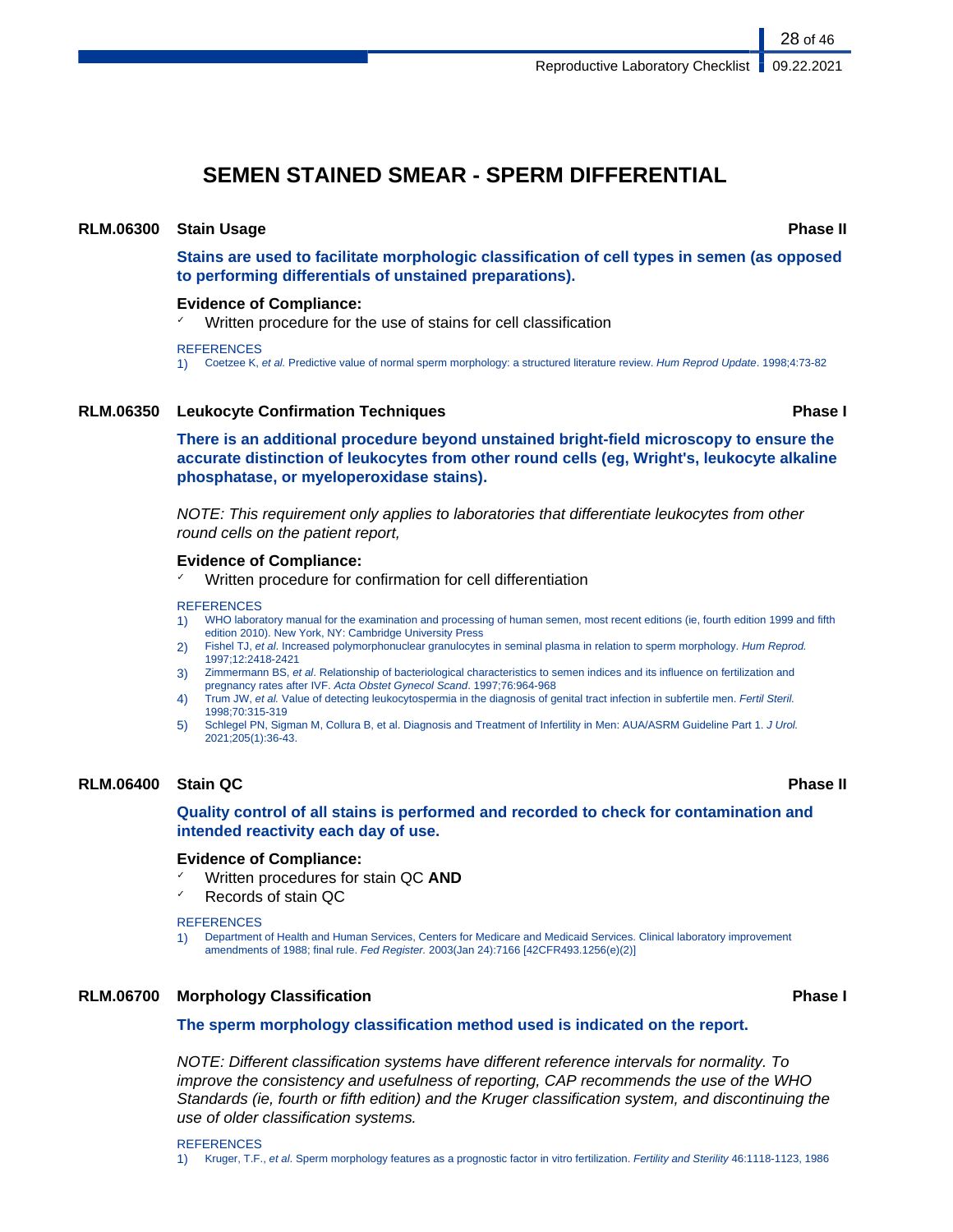# SEMEN STAINED SMEAR - SPERM DIFFERENTIAL

**RLM.06300 Stain Usage** **Phase II**

**Stains are used to facilitate morphologic classification of cell types in semen (as opposed to performing differentials of unstained preparations).**

**Evidence of Compliance:**
- ✓ Written procedure for the use of stains for cell classification

REFERENCES
1) Coetzee K, *et al.* Predictive value of normal sperm morphology: a structured literature review. *Hum Reprod Update*. 1998;4:73-82

**RLM.06350 Leukocyte Confirmation Techniques** **Phase I**

**There is an additional procedure beyond unstained bright-field microscopy to ensure the accurate distinction of leukocytes from other round cells (eg, Wright's, leukocyte alkaline phosphatase, or myeloperoxidase stains).**

*NOTE: This requirement only applies to laboratories that differentiate leukocytes from other round cells on the patient report,*

**Evidence of Compliance:**
- ✓ Written procedure for confirmation for cell differentiation

REFERENCES
1) WHO laboratory manual for the examination and processing of human semen, most recent editions (ie, fourth edition 1999 and fifth edition 2010). New York, NY: Cambridge University Press
2) Fishel TJ, *et al.* Increased polymorphonuclear granulocytes in seminal plasma in relation to sperm morphology. *Hum Reprod.* 1997;12:2418-2421
3) Zimmermann BS, *et al.* Relationship of bacteriological characteristics to semen indices and its influence on fertilization and pregnancy rates after IVF. *Acta Obstet Gynecol Scand*. 1997;76:964-968
4) Trum JW, *et al.* Value of detecting leukocytospermia in the diagnosis of genital tract infection in subfertile men. *Fertil Steril.* 1998;70:315-319
5) Schlegel PN, Sigman M, Collura B, et al. Diagnosis and Treatment of Infertility in Men: AUA/ASRM Guideline Part 1. *J Urol.* 2021;205(1):36-43.

**RLM.06400 Stain QC** **Phase II**

**Quality control of all stains is performed and recorded to check for contamination and intended reactivity each day of use.**

**Evidence of Compliance:**
- ✓ Written procedures for stain QC **AND**
- ✓ Records of stain QC

REFERENCES
1) Department of Health and Human Services, Centers for Medicare and Medicaid Services. Clinical laboratory improvement amendments of 1988; final rule. *Fed Register.* 2003(Jan 24):7166 [42CFR493.1256(e)(2)]

**RLM.06700 Morphology Classification** **Phase I**

**The sperm morphology classification method used is indicated on the report.**

*NOTE: Different classification systems have different reference intervals for normality. To improve the consistency and usefulness of reporting, CAP recommends the use of the WHO Standards (ie, fourth or fifth edition) and the Kruger classification system, and discontinuing the use of older classification systems.*

REFERENCES
1) Kruger, T.F., *et al.* Sperm morphology features as a prognostic factor in vitro fertilization. *Fertility and Sterility* 46:1118-1123, 1986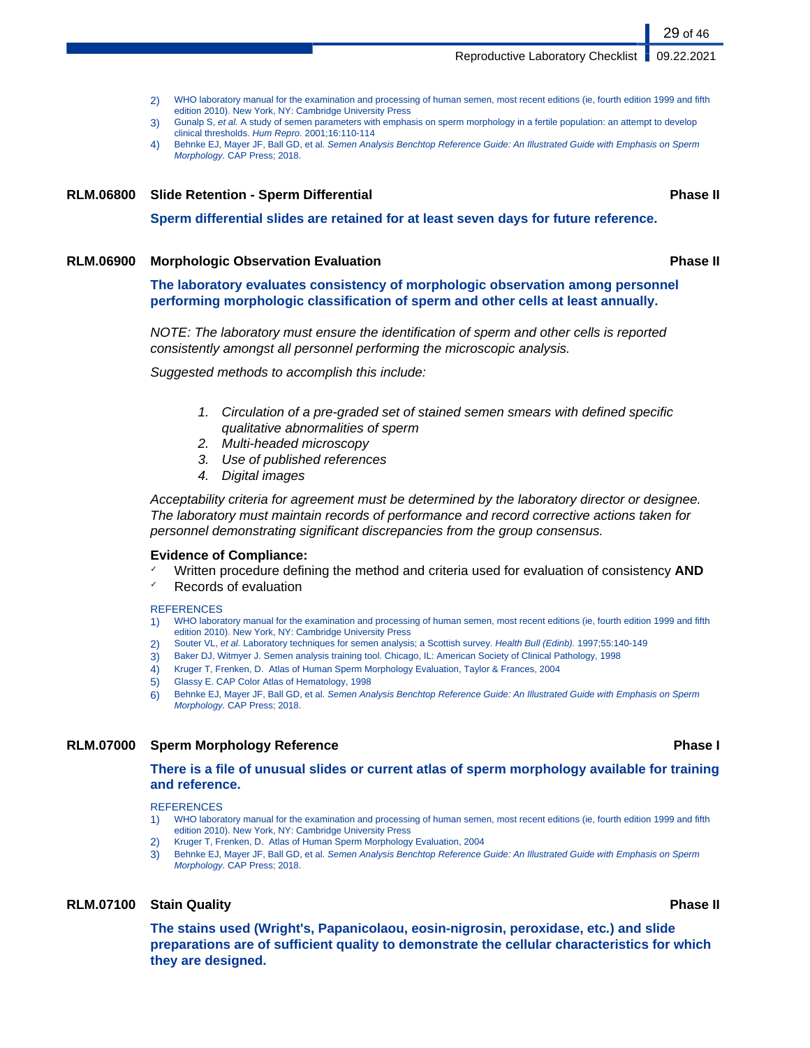2) WHO laboratory manual for the examination and processing of human semen, most recent editions (ie, fourth edition 1999 and fifth edition 2010). New York, NY: Cambridge University Press
3) Gunalp S, *et al.* A study of semen parameters with emphasis on sperm morphology in a fertile population: an attempt to develop clinical thresholds. *Hum Repro.* 2001;16:110-114
4) Behnke EJ, Mayer JF, Ball GD, et al. *Semen Analysis Benchtop Reference Guide: An Illustrated Guide with Emphasis on Sperm Morphology.* CAP Press; 2018.

### RLM.06800 Slide Retention - Sperm Differential — Phase II

**Sperm differential slides are retained for at least seven days for future reference.**

### RLM.06900 Morphologic Observation Evaluation — Phase II

**The laboratory evaluates consistency of morphologic observation among personnel performing morphologic classification of sperm and other cells at least annually.**

*NOTE: The laboratory must ensure the identification of sperm and other cells is reported consistently amongst all personnel performing the microscopic analysis.*

*Suggested methods to accomplish this include:*

1. *Circulation of a pre-graded set of stained semen smears with defined specific qualitative abnormalities of sperm*
2. *Multi-headed microscopy*
3. *Use of published references*
4. *Digital images*

*Acceptability criteria for agreement must be determined by the laboratory director or designee. The laboratory must maintain records of performance and record corrective actions taken for personnel demonstrating significant discrepancies from the group consensus.*

**Evidence of Compliance:**

- ✓ Written procedure defining the method and criteria used for evaluation of consistency **AND**
- ✓ Records of evaluation

REFERENCES

1) WHO laboratory manual for the examination and processing of human semen, most recent editions (ie, fourth edition 1999 and fifth edition 2010). New York, NY: Cambridge University Press
2) Souter VL, *et al.* Laboratory techniques for semen analysis; a Scottish survey. *Health Bull (Edinb).* 1997;55:140-149
3) Baker DJ, Witmyer J. Semen analysis training tool. Chicago, IL: American Society of Clinical Pathology, 1998
4) Kruger T, Frenken, D. Atlas of Human Sperm Morphology Evaluation, Taylor & Frances, 2004
5) Glassy E. CAP Color Atlas of Hematology, 1998
6) Behnke EJ, Mayer JF, Ball GD, et al. *Semen Analysis Benchtop Reference Guide: An Illustrated Guide with Emphasis on Sperm Morphology.* CAP Press; 2018.

### RLM.07000 Sperm Morphology Reference — Phase I

**There is a file of unusual slides or current atlas of sperm morphology available for training and reference.**

REFERENCES

1) WHO laboratory manual for the examination and processing of human semen, most recent editions (ie, fourth edition 1999 and fifth edition 2010). New York, NY: Cambridge University Press
2) Kruger T, Frenken, D. Atlas of Human Sperm Morphology Evaluation, 2004
3) Behnke EJ, Mayer JF, Ball GD, et al. *Semen Analysis Benchtop Reference Guide: An Illustrated Guide with Emphasis on Sperm Morphology.* CAP Press; 2018.

### RLM.07100 Stain Quality — Phase II

**The stains used (Wright's, Papanicolaou, eosin-nigrosin, peroxidase, etc.) and slide preparations are of sufficient quality to demonstrate the cellular characteristics for which they are designed.**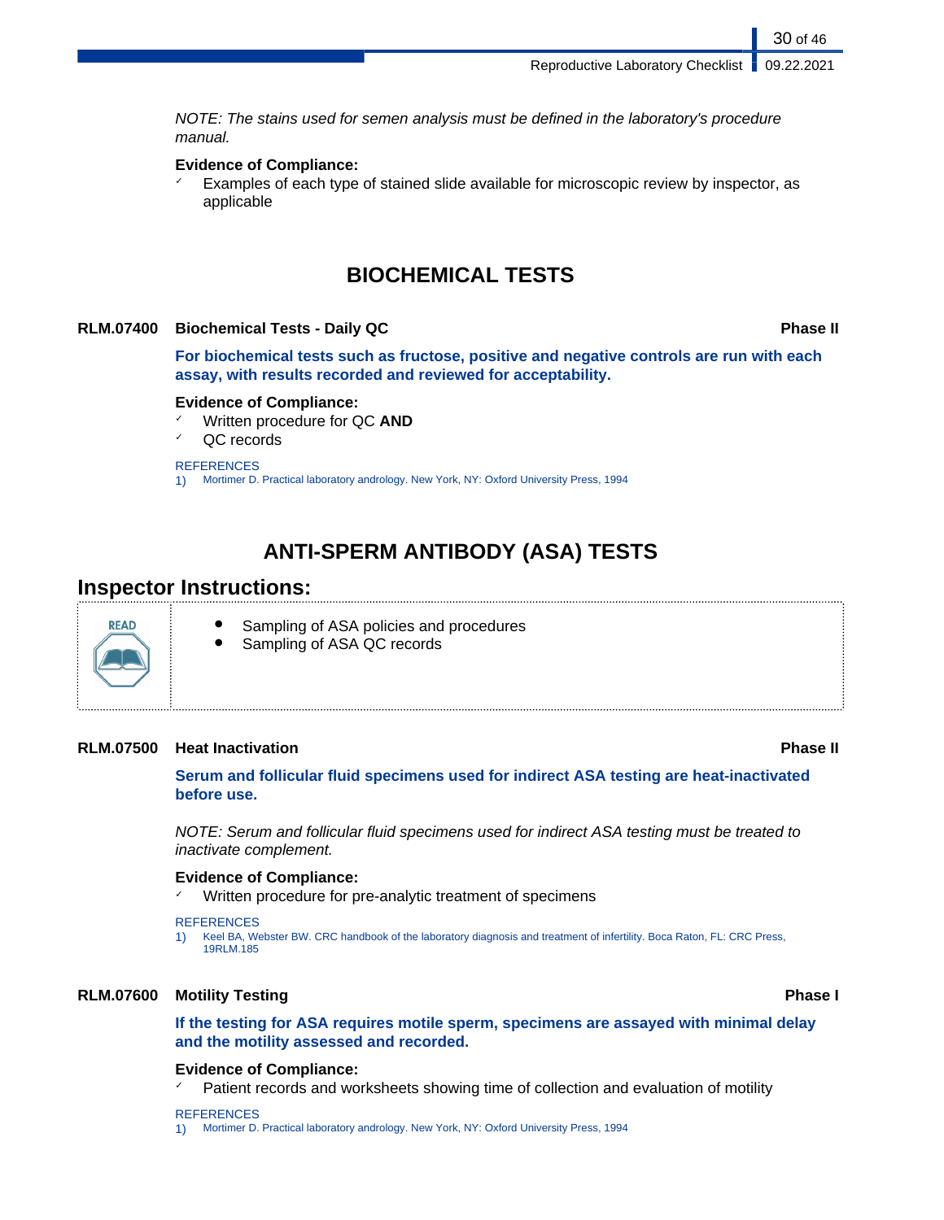*NOTE: The stains used for semen analysis must be defined in the laboratory's procedure manual.*

**Evidence of Compliance:**
- ✓ Examples of each type of stained slide available for microscopic review by inspector, as applicable

## BIOCHEMICAL TESTS

### RLM.07400 Biochemical Tests - Daily QC — Phase II

**For biochemical tests such as fructose, positive and negative controls are run with each assay, with results recorded and reviewed for acceptability.**

**Evidence of Compliance:**
- ✓ Written procedure for QC **AND**
- ✓ QC records

REFERENCES
1) Mortimer D. Practical laboratory andrology. New York, NY: Oxford University Press, 1994

## ANTI-SPERM ANTIBODY (ASA) TESTS

### Inspector Instructions:

READ
- Sampling of ASA policies and procedures
- Sampling of ASA QC records

### RLM.07500 Heat Inactivation — Phase II

**Serum and follicular fluid specimens used for indirect ASA testing are heat-inactivated before use.**

*NOTE: Serum and follicular fluid specimens used for indirect ASA testing must be treated to inactivate complement.*

**Evidence of Compliance:**
- ✓ Written procedure for pre-analytic treatment of specimens

REFERENCES
1) Keel BA, Webster BW. CRC handbook of the laboratory diagnosis and treatment of infertility. Boca Raton, FL: CRC Press, 19RLM.185

### RLM.07600 Motility Testing — Phase I

**If the testing for ASA requires motile sperm, specimens are assayed with minimal delay and the motility assessed and recorded.**

**Evidence of Compliance:**
- ✓ Patient records and worksheets showing time of collection and evaluation of motility

REFERENCES
1) Mortimer D. Practical laboratory andrology. New York, NY: Oxford University Press, 1994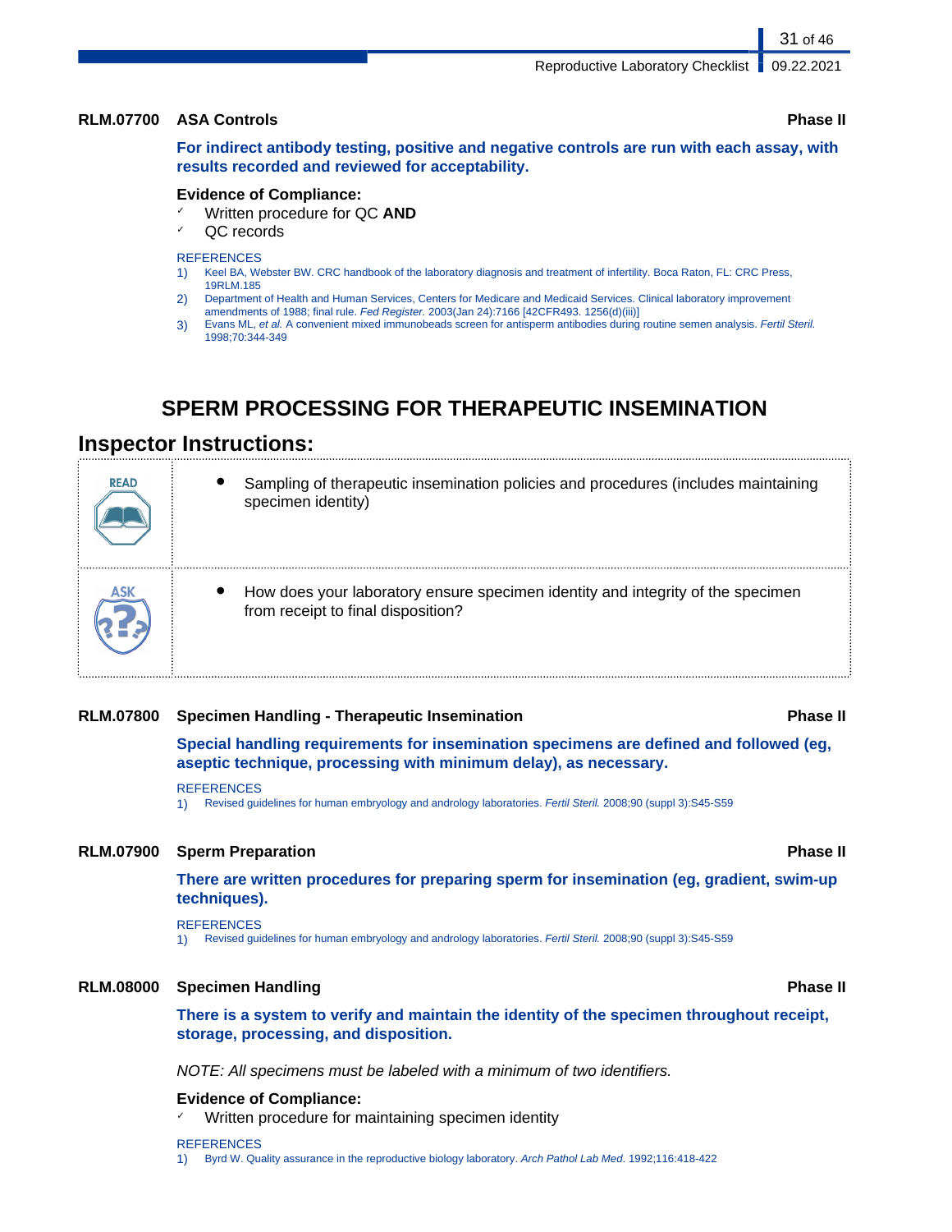**RLM.07700 ASA Controls** **Phase II**

**For indirect antibody testing, positive and negative controls are run with each assay, with results recorded and reviewed for acceptability.**

**Evidence of Compliance:**

- ✓ Written procedure for QC **AND**
- ✓ QC records

REFERENCES

1) Keel BA, Webster BW. CRC handbook of the laboratory diagnosis and treatment of infertility. Boca Raton, FL: CRC Press, 19RLM.185
2) Department of Health and Human Services, Centers for Medicare and Medicaid Services. Clinical laboratory improvement amendments of 1988; final rule. *Fed Register.* 2003(Jan 24):7166 [42CFR493. 1256(d)(iii)]
3) Evans ML, *et al.* A convenient mixed immunobeads screen for antisperm antibodies during routine semen analysis. *Fertil Steril.* 1998;70:344-349

# SPERM PROCESSING FOR THERAPEUTIC INSEMINATION

## Inspector Instructions:

| | |
|---|---|
| READ | • Sampling of therapeutic insemination policies and procedures (includes maintaining specimen identity) |
| ASK | • How does your laboratory ensure specimen identity and integrity of the specimen from receipt to final disposition? |

**RLM.07800 Specimen Handling - Therapeutic Insemination** **Phase II**

**Special handling requirements for insemination specimens are defined and followed (eg, aseptic technique, processing with minimum delay), as necessary.**

REFERENCES

1) Revised guidelines for human embryology and andrology laboratories. *Fertil Steril.* 2008;90 (suppl 3):S45-S59

**RLM.07900 Sperm Preparation** **Phase II**

**There are written procedures for preparing sperm for insemination (eg, gradient, swim-up techniques).**

REFERENCES

1) Revised guidelines for human embryology and andrology laboratories. *Fertil Steril.* 2008;90 (suppl 3):S45-S59

**RLM.08000 Specimen Handling** **Phase II**

**There is a system to verify and maintain the identity of the specimen throughout receipt, storage, processing, and disposition.**

*NOTE: All specimens must be labeled with a minimum of two identifiers.*

**Evidence of Compliance:**

- ✓ Written procedure for maintaining specimen identity

REFERENCES

1) Byrd W. Quality assurance in the reproductive biology laboratory. *Arch Pathol Lab Med.* 1992;116:418-422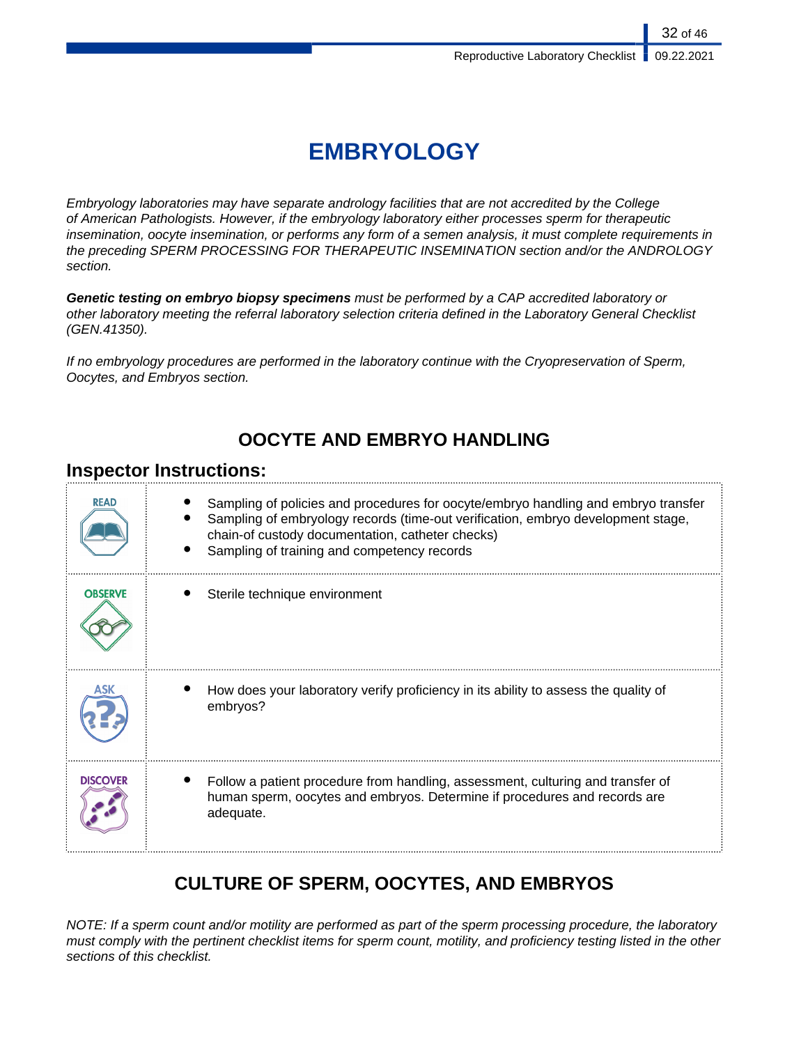# EMBRYOLOGY

*Embryology laboratories may have separate andrology facilities that are not accredited by the College of American Pathologists. However, if the embryology laboratory either processes sperm for therapeutic insemination, oocyte insemination, or performs any form of a semen analysis, it must complete requirements in the preceding SPERM PROCESSING FOR THERAPEUTIC INSEMINATION section and/or the ANDROLOGY section.*

***Genetic testing on embryo biopsy specimens** must be performed by a CAP accredited laboratory or other laboratory meeting the referral laboratory selection criteria defined in the Laboratory General Checklist (GEN.41350).*

*If no embryology procedures are performed in the laboratory continue with the Cryopreservation of Sperm, Oocytes, and Embryos section.*

## OOCYTE AND EMBRYO HANDLING

### Inspector Instructions:

| | |
|---|---|
| READ | • Sampling of policies and procedures for oocyte/embryo handling and embryo transfer<br>• Sampling of embryology records (time-out verification, embryo development stage, chain-of-custody documentation, catheter checks)<br>• Sampling of training and competency records |
| OBSERVE | • Sterile technique environment |
| ASK | • How does your laboratory verify proficiency in its ability to assess the quality of embryos? |
| DISCOVER | • Follow a patient procedure from handling, assessment, culturing and transfer of human sperm, oocytes and embryos. Determine if procedures and records are adequate. |

## CULTURE OF SPERM, OOCYTES, AND EMBRYOS

*NOTE: If a sperm count and/or motility are performed as part of the sperm processing procedure, the laboratory must comply with the pertinent checklist items for sperm count, motility, and proficiency testing listed in the other sections of this checklist.*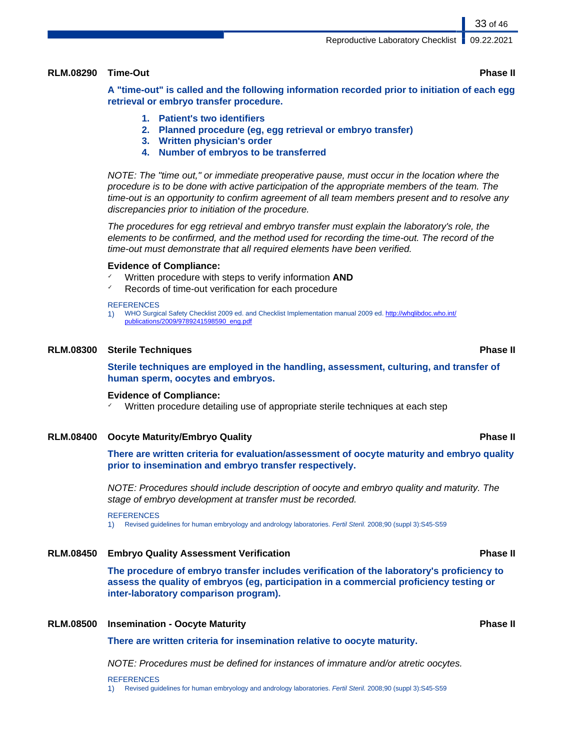### RLM.08290 Time-Out — Phase II

**A "time-out" is called and the following information recorded prior to initiation of each egg retrieval or embryo transfer procedure.**

1. **Patient's two identifiers**
2. **Planned procedure (eg, egg retrieval or embryo transfer)**
3. **Written physician's order**
4. **Number of embryos to be transferred**

*NOTE: The "time out," or immediate preoperative pause, must occur in the location where the procedure is to be done with active participation of the appropriate members of the team. The time-out is an opportunity to confirm agreement of all team members present and to resolve any discrepancies prior to initiation of the procedure.*

*The procedures for egg retrieval and embryo transfer must explain the laboratory's role, the elements to be confirmed, and the method used for recording the time-out. The record of the time-out must demonstrate that all required elements have been verified.*

**Evidence of Compliance:**

- ✓ Written procedure with steps to verify information **AND**
- ✓ Records of time-out verification for each procedure

REFERENCES

1) WHO Surgical Safety Checklist 2009 ed. and Checklist Implementation manual 2009 ed. http://whqlibdoc.who.int/publications/2009/9789241598590_eng.pdf

### RLM.08300 Sterile Techniques — Phase II

**Sterile techniques are employed in the handling, assessment, culturing, and transfer of human sperm, oocytes and embryos.**

**Evidence of Compliance:**

- ✓ Written procedure detailing use of appropriate sterile techniques at each step

### RLM.08400 Oocyte Maturity/Embryo Quality — Phase II

**There are written criteria for evaluation/assessment of oocyte maturity and embryo quality prior to insemination and embryo transfer respectively.**

*NOTE: Procedures should include description of oocyte and embryo quality and maturity. The stage of embryo development at transfer must be recorded.*

REFERENCES

1) Revised guidelines for human embryology and andrology laboratories. *Fertil Steril.* 2008;90 (suppl 3):S45-S59

### RLM.08450 Embryo Quality Assessment Verification — Phase II

**The procedure of embryo transfer includes verification of the laboratory's proficiency to assess the quality of embryos (eg, participation in a commercial proficiency testing or inter-laboratory comparison program).**

### RLM.08500 Insemination - Oocyte Maturity — Phase II

**There are written criteria for insemination relative to oocyte maturity.**

*NOTE: Procedures must be defined for instances of immature and/or atretic oocytes.*

REFERENCES

1) Revised guidelines for human embryology and andrology laboratories. *Fertil Steril.* 2008;90 (suppl 3):S45-S59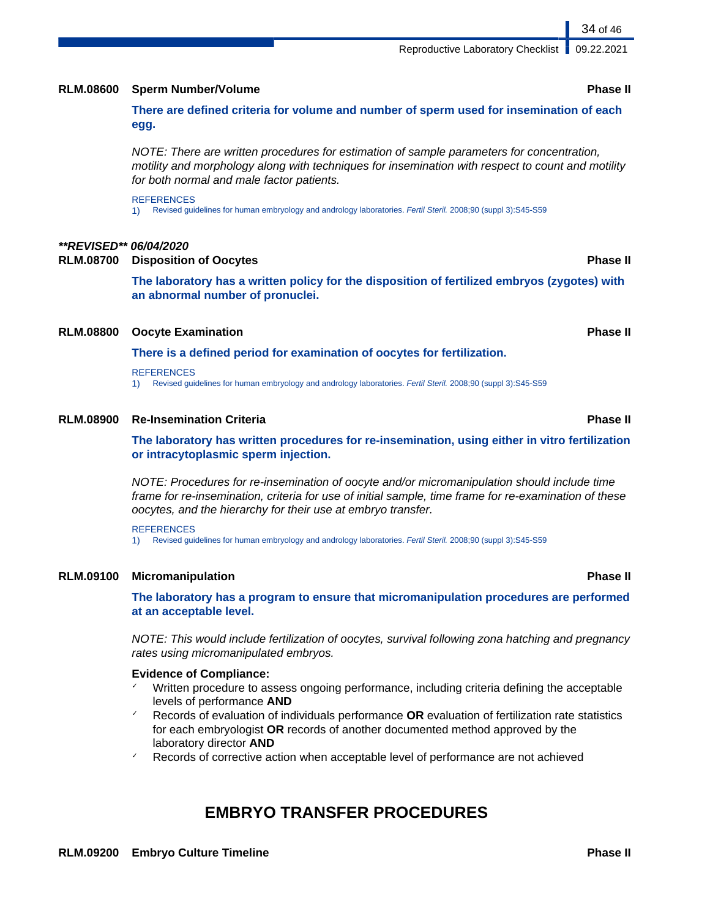**RLM.08600 Sperm Number/Volume** **Phase II**

**There are defined criteria for volume and number of sperm used for insemination of each egg.**

*NOTE: There are written procedures for estimation of sample parameters for concentration, motility and morphology along with techniques for insemination with respect to count and motility for both normal and male factor patients.*

REFERENCES

1) Revised guidelines for human embryology and andrology laboratories. *Fertil Steril.* 2008;90 (suppl 3):S45-S59

***REVISED** 06/04/2020*

**RLM.08700 Disposition of Oocytes** **Phase II**

**The laboratory has a written policy for the disposition of fertilized embryos (zygotes) with an abnormal number of pronuclei.**

**RLM.08800 Oocyte Examination** **Phase II**

**There is a defined period for examination of oocytes for fertilization.**

REFERENCES

1) Revised guidelines for human embryology and andrology laboratories. *Fertil Steril.* 2008;90 (suppl 3):S45-S59

**RLM.08900 Re-Insemination Criteria** **Phase II**

**The laboratory has written procedures for re-insemination, using either in vitro fertilization or intracytoplasmic sperm injection.**

*NOTE: Procedures for re-insemination of oocyte and/or micromanipulation should include time frame for re-insemination, criteria for use of initial sample, time frame for re-examination of these oocytes, and the hierarchy for their use at embryo transfer.*

REFERENCES

1) Revised guidelines for human embryology and andrology laboratories. *Fertil Steril.* 2008;90 (suppl 3):S45-S59

**RLM.09100 Micromanipulation** **Phase II**

**The laboratory has a program to ensure that micromanipulation procedures are performed at an acceptable level.**

*NOTE: This would include fertilization of oocytes, survival following zona hatching and pregnancy rates using micromanipulated embryos.*

**Evidence of Compliance:**

- ✓ Written procedure to assess ongoing performance, including criteria defining the acceptable levels of performance **AND**
- ✓ Records of evaluation of individuals performance **OR** evaluation of fertilization rate statistics for each embryologist **OR** records of another documented method approved by the laboratory director **AND**
- ✓ Records of corrective action when acceptable level of performance are not achieved

## EMBRYO TRANSFER PROCEDURES

**RLM.09200 Embryo Culture Timeline** **Phase II**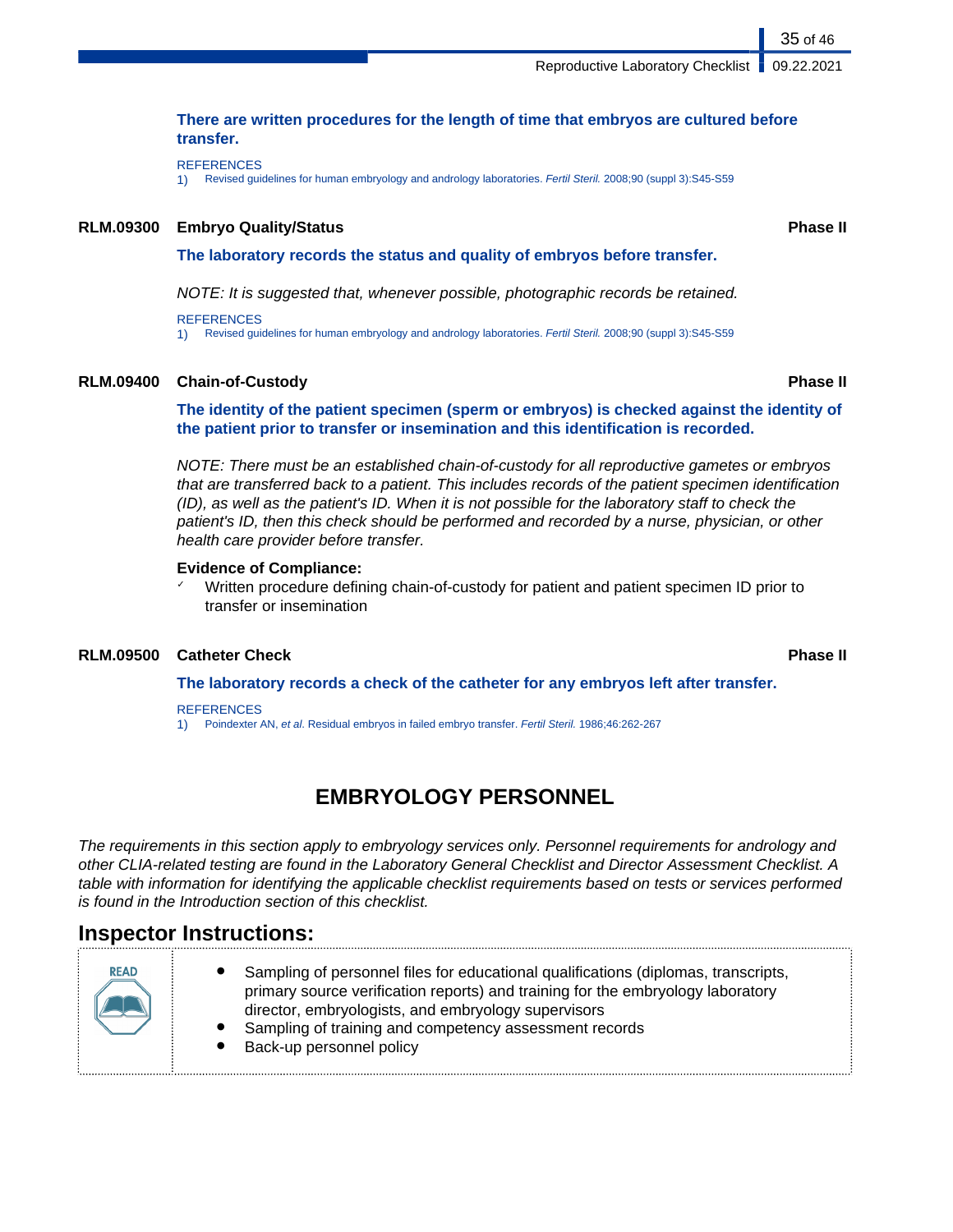**There are written procedures for the length of time that embryos are cultured before transfer.**

REFERENCES
1) Revised guidelines for human embryology and andrology laboratories. *Fertil Steril.* 2008;90 (suppl 3):S45-S59

**RLM.09300 Embryo Quality/Status** **Phase II**

**The laboratory records the status and quality of embryos before transfer.**

*NOTE: It is suggested that, whenever possible, photographic records be retained.*

REFERENCES
1) Revised guidelines for human embryology and andrology laboratories. *Fertil Steril.* 2008;90 (suppl 3):S45-S59

**RLM.09400 Chain-of-Custody** **Phase II**

**The identity of the patient specimen (sperm or embryos) is checked against the identity of the patient prior to transfer or insemination and this identification is recorded.**

*NOTE: There must be an established chain-of-custody for all reproductive gametes or embryos that are transferred back to a patient. This includes records of the patient specimen identification (ID), as well as the patient's ID. When it is not possible for the laboratory staff to check the patient's ID, then this check should be performed and recorded by a nurse, physician, or other health care provider before transfer.*

**Evidence of Compliance:**
- ✓ Written procedure defining chain-of-custody for patient and patient specimen ID prior to transfer or insemination

**RLM.09500 Catheter Check** **Phase II**

**The laboratory records a check of the catheter for any embryos left after transfer.**

REFERENCES
1) Poindexter AN, *et al*. Residual embryos in failed embryo transfer. *Fertil Steril.* 1986;46:262-267

# EMBRYOLOGY PERSONNEL

*The requirements in this section apply to embryology services only. Personnel requirements for andrology and other CLIA-related testing are found in the Laboratory General Checklist and Director Assessment Checklist. A table with information for identifying the applicable checklist requirements based on tests or services performed is found in the Introduction section of this checklist.*

## Inspector Instructions:

| READ | |
|---|---|
| | • Sampling of personnel files for educational qualifications (diplomas, transcripts, primary source verification reports) and training for the embryology laboratory director, embryologists, and embryology supervisors<br>• Sampling of training and competency assessment records<br>• Back-up personnel policy |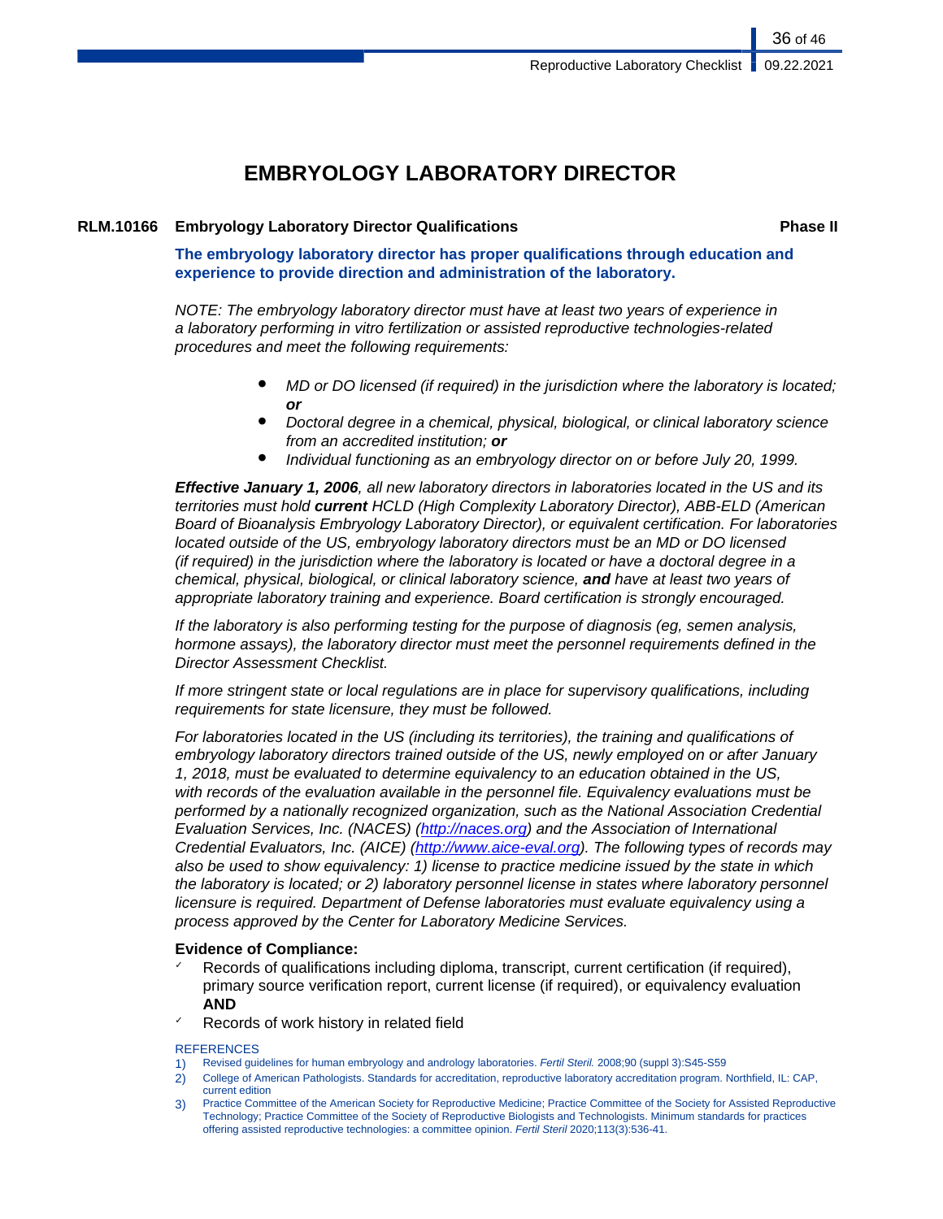# EMBRYOLOGY LABORATORY DIRECTOR

**RLM.10166 Embryology Laboratory Director Qualifications** **Phase II**

**The embryology laboratory director has proper qualifications through education and experience to provide direction and administration of the laboratory.**

*NOTE: The embryology laboratory director must have at least two years of experience in a laboratory performing in vitro fertilization or assisted reproductive technologies-related procedures and meet the following requirements:*

- *MD or DO licensed (if required) in the jurisdiction where the laboratory is located;* ***or***
- *Doctoral degree in a chemical, physical, biological, or clinical laboratory science from an accredited institution;* ***or***
- *Individual functioning as an embryology director on or before July 20, 1999.*

***Effective January 1, 2006****, all new laboratory directors in laboratories located in the US and its territories must hold* ***current*** *HCLD (High Complexity Laboratory Director), ABB-ELD (American Board of Bioanalysis Embryology Laboratory Director), or equivalent certification. For laboratories located outside of the US, embryology laboratory directors must be an MD or DO licensed (if required) in the jurisdiction where the laboratory is located or have a doctoral degree in a chemical, physical, biological, or clinical laboratory science,* ***and*** *have at least two years of appropriate laboratory training and experience. Board certification is strongly encouraged.*

*If the laboratory is also performing testing for the purpose of diagnosis (eg, semen analysis, hormone assays), the laboratory director must meet the personnel requirements defined in the Director Assessment Checklist.*

*If more stringent state or local regulations are in place for supervisory qualifications, including requirements for state licensure, they must be followed.*

*For laboratories located in the US (including its territories), the training and qualifications of embryology laboratory directors trained outside of the US, newly employed on or after January 1, 2018, must be evaluated to determine equivalency to an education obtained in the US, with records of the evaluation available in the personnel file. Equivalency evaluations must be performed by a nationally recognized organization, such as the National Association Credential Evaluation Services, Inc. (NACES) (http://naces.org) and the Association of International Credential Evaluators, Inc. (AICE) (http://www.aice-eval.org). The following types of records may also be used to show equivalency: 1) license to practice medicine issued by the state in which the laboratory is located; or 2) laboratory personnel license in states where laboratory personnel licensure is required. Department of Defense laboratories must evaluate equivalency using a process approved by the Center for Laboratory Medicine Services.*

**Evidence of Compliance:**

- ✓ Records of qualifications including diploma, transcript, current certification (if required), primary source verification report, current license (if required), or equivalency evaluation **AND**
- ✓ Records of work history in related field

REFERENCES

1) Revised guidelines for human embryology and andrology laboratories. *Fertil Steril.* 2008;90 (suppl 3):S45-S59
2) College of American Pathologists. Standards for accreditation, reproductive laboratory accreditation program. Northfield, IL: CAP, current edition
3) Practice Committee of the American Society for Reproductive Medicine; Practice Committee of the Society for Assisted Reproductive Technology; Practice Committee of the Society of Reproductive Biologists and Technologists. Minimum standards for practices offering assisted reproductive technologies: a committee opinion. *Fertil Steril* 2020;113(3):536-41.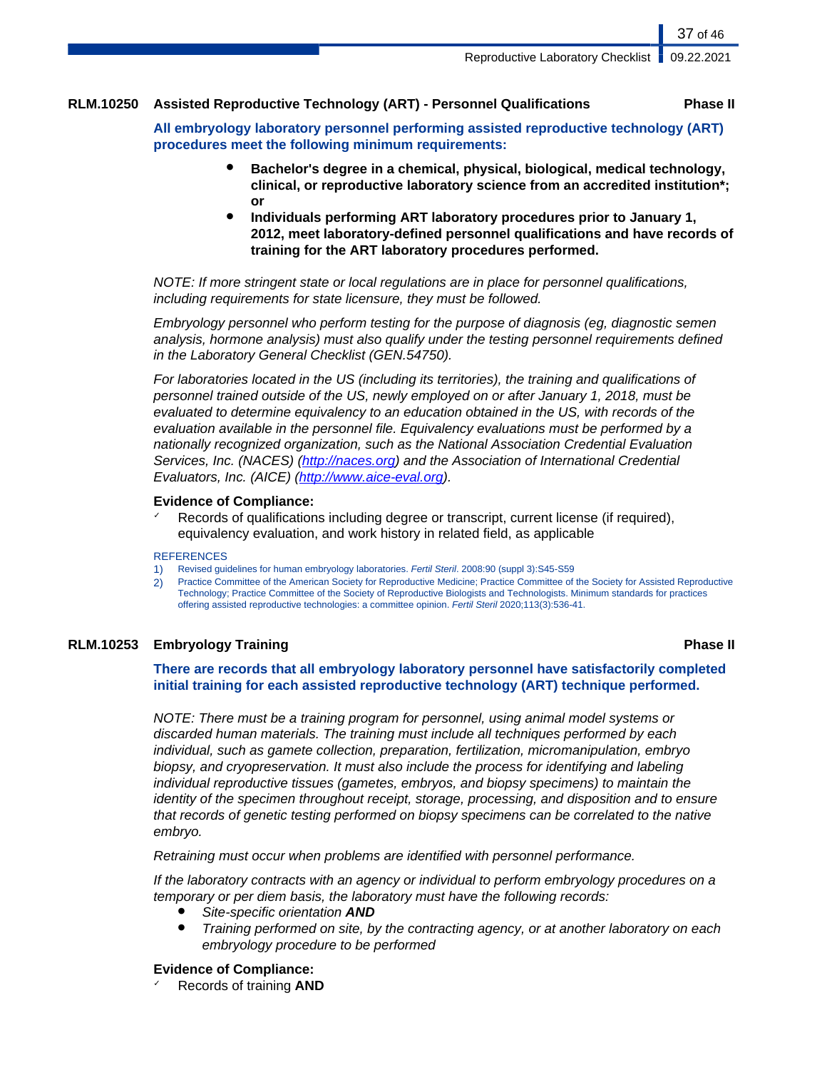**RLM.10250 Assisted Reproductive Technology (ART) - Personnel Qualifications** **Phase II**

**All embryology laboratory personnel performing assisted reproductive technology (ART) procedures meet the following minimum requirements:**

- **Bachelor's degree in a chemical, physical, biological, medical technology, clinical, or reproductive laboratory science from an accredited institution*; or**
- **Individuals performing ART laboratory procedures prior to January 1, 2012, meet laboratory-defined personnel qualifications and have records of training for the ART laboratory procedures performed.**

*NOTE: If more stringent state or local regulations are in place for personnel qualifications, including requirements for state licensure, they must be followed.*

*Embryology personnel who perform testing for the purpose of diagnosis (eg, diagnostic semen analysis, hormone analysis) must also qualify under the testing personnel requirements defined in the Laboratory General Checklist (GEN.54750).*

*For laboratories located in the US (including its territories), the training and qualifications of personnel trained outside of the US, newly employed on or after January 1, 2018, must be evaluated to determine equivalency to an education obtained in the US, with records of the evaluation available in the personnel file. Equivalency evaluations must be performed by a nationally recognized organization, such as the National Association Credential Evaluation Services, Inc. (NACES) (http://naces.org) and the Association of International Credential Evaluators, Inc. (AICE) (http://www.aice-eval.org).*

**Evidence of Compliance:**

- ✓ Records of qualifications including degree or transcript, current license (if required), equivalency evaluation, and work history in related field, as applicable

REFERENCES

1) Revised guidelines for human embryology laboratories. *Fertil Steril*. 2008:90 (suppl 3):S45-S59
2) Practice Committee of the American Society for Reproductive Medicine; Practice Committee of the Society for Assisted Reproductive Technology; Practice Committee of the Society of Reproductive Biologists and Technologists. Minimum standards for practices offering assisted reproductive technologies: a committee opinion. *Fertil Steril* 2020;113(3):536-41.

**RLM.10253 Embryology Training** **Phase II**

**There are records that all embryology laboratory personnel have satisfactorily completed initial training for each assisted reproductive technology (ART) technique performed.**

*NOTE: There must be a training program for personnel, using animal model systems or discarded human materials. The training must include all techniques performed by each individual, such as gamete collection, preparation, fertilization, micromanipulation, embryo biopsy, and cryopreservation. It must also include the process for identifying and labeling individual reproductive tissues (gametes, embryos, and biopsy specimens) to maintain the identity of the specimen throughout receipt, storage, processing, and disposition and to ensure that records of genetic testing performed on biopsy specimens can be correlated to the native embryo.*

*Retraining must occur when problems are identified with personnel performance.*

*If the laboratory contracts with an agency or individual to perform embryology procedures on a temporary or per diem basis, the laboratory must have the following records:*

- *Site-specific orientation **AND***
- *Training performed on site, by the contracting agency, or at another laboratory on each embryology procedure to be performed*

**Evidence of Compliance:**

- ✓ Records of training **AND**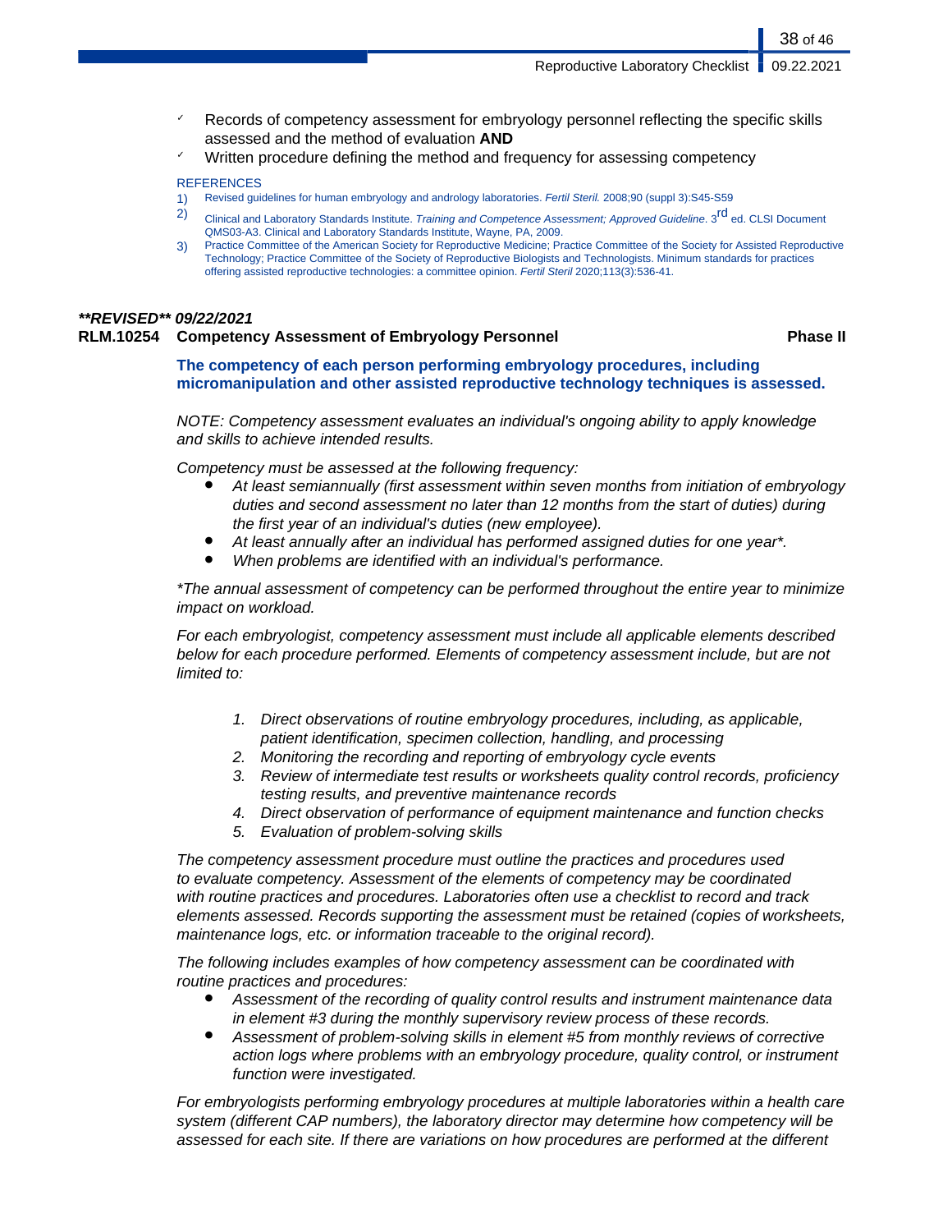- ✓ Records of competency assessment for embryology personnel reflecting the specific skills assessed and the method of evaluation **AND**
- ✓ Written procedure defining the method and frequency for assessing competency

REFERENCES

1) Revised guidelines for human embryology and andrology laboratories. *Fertil Steril.* 2008;90 (suppl 3):S45-S59
2) Clinical and Laboratory Standards Institute. *Training and Competence Assessment; Approved Guideline.* 3rd ed. CLSI Document QMS03-A3. Clinical and Laboratory Standards Institute, Wayne, PA, 2009.
3) Practice Committee of the American Society for Reproductive Medicine; Practice Committee of the Society for Assisted Reproductive Technology; Practice Committee of the Society of Reproductive Biologists and Technologists. Minimum standards for practices offering assisted reproductive technologies: a committee opinion. *Fertil Steril* 2020;113(3):536-41.

***\*\*REVISED\*\* 09/22/2021***

**RLM.10254 Competency Assessment of Embryology Personnel** **Phase II**

**The competency of each person performing embryology procedures, including micromanipulation and other assisted reproductive technology techniques is assessed.**

*NOTE: Competency assessment evaluates an individual's ongoing ability to apply knowledge and skills to achieve intended results.*

*Competency must be assessed at the following frequency:*

- *At least semiannually (first assessment within seven months from initiation of embryology duties and second assessment no later than 12 months from the start of duties) during the first year of an individual's duties (new employee).*
- *At least annually after an individual has performed assigned duties for one year\*.*
- *When problems are identified with an individual's performance.*

*\*The annual assessment of competency can be performed throughout the entire year to minimize impact on workload.*

*For each embryologist, competency assessment must include all applicable elements described below for each procedure performed. Elements of competency assessment include, but are not limited to:*

1. *Direct observations of routine embryology procedures, including, as applicable, patient identification, specimen collection, handling, and processing*
2. *Monitoring the recording and reporting of embryology cycle events*
3. *Review of intermediate test results or worksheets quality control records, proficiency testing results, and preventive maintenance records*
4. *Direct observation of performance of equipment maintenance and function checks*
5. *Evaluation of problem-solving skills*

*The competency assessment procedure must outline the practices and procedures used to evaluate competency. Assessment of the elements of competency may be coordinated with routine practices and procedures. Laboratories often use a checklist to record and track elements assessed. Records supporting the assessment must be retained (copies of worksheets, maintenance logs, etc. or information traceable to the original record).*

*The following includes examples of how competency assessment can be coordinated with routine practices and procedures:*

- *Assessment of the recording of quality control results and instrument maintenance data in element #3 during the monthly supervisory review process of these records.*
- *Assessment of problem-solving skills in element #5 from monthly reviews of corrective action logs where problems with an embryology procedure, quality control, or instrument function were investigated.*

*For embryologists performing embryology procedures at multiple laboratories within a health care system (different CAP numbers), the laboratory director may determine how competency will be assessed for each site. If there are variations on how procedures are performed at the different*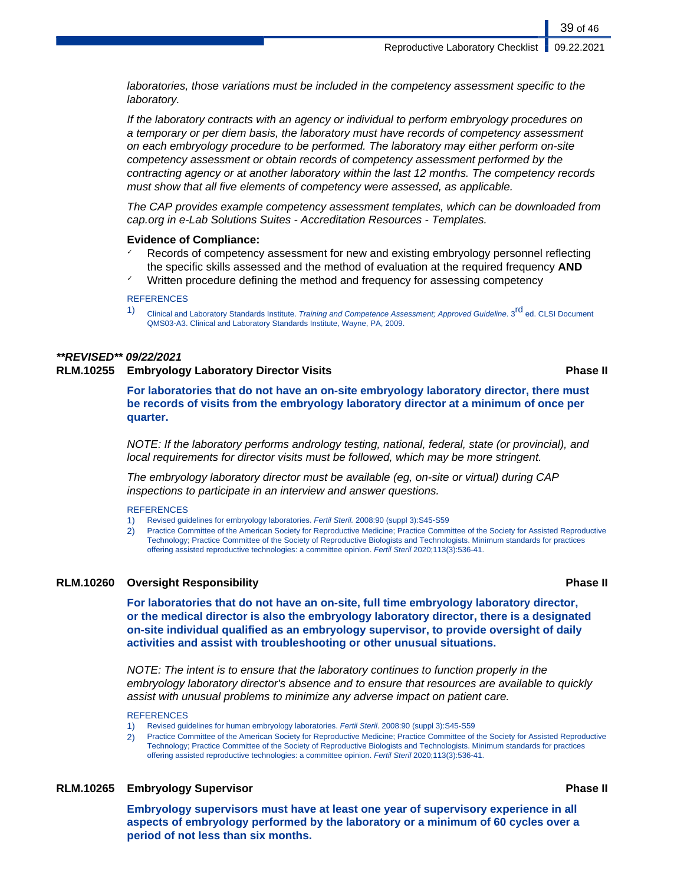*laboratories, those variations must be included in the competency assessment specific to the laboratory.*

*If the laboratory contracts with an agency or individual to perform embryology procedures on a temporary or per diem basis, the laboratory must have records of competency assessment on each embryology procedure to be performed. The laboratory may either perform on-site competency assessment or obtain records of competency assessment performed by the contracting agency or at another laboratory within the last 12 months. The competency records must show that all five elements of competency were assessed, as applicable.*

*The CAP provides example competency assessment templates, which can be downloaded from cap.org in e-Lab Solutions Suites - Accreditation Resources - Templates.*

**Evidence of Compliance:**

- ✓ Records of competency assessment for new and existing embryology personnel reflecting the specific skills assessed and the method of evaluation at the required frequency **AND**
- ✓ Written procedure defining the method and frequency for assessing competency

REFERENCES

1) Clinical and Laboratory Standards Institute. *Training and Competence Assessment; Approved Guideline*. 3rd ed. CLSI Document QMS03-A3. Clinical and Laboratory Standards Institute, Wayne, PA, 2009.

***\*\*REVISED\*\* 09/22/2021***

**RLM.10255 Embryology Laboratory Director Visits** **Phase II**

**For laboratories that do not have an on-site embryology laboratory director, there must be records of visits from the embryology laboratory director at a minimum of once per quarter.**

*NOTE: If the laboratory performs andrology testing, national, federal, state (or provincial), and local requirements for director visits must be followed, which may be more stringent.*

*The embryology laboratory director must be available (eg, on-site or virtual) during CAP inspections to participate in an interview and answer questions.*

REFERENCES

1) Revised guidelines for embryology laboratories. *Fertil Steril.* 2008:90 (suppl 3):S45-S59
2) Practice Committee of the American Society for Reproductive Medicine; Practice Committee of the Society for Assisted Reproductive Technology; Practice Committee of the Society of Reproductive Biologists and Technologists. Minimum standards for practices offering assisted reproductive technologies: a committee opinion. *Fertil Steril* 2020;113(3):536-41.

**RLM.10260 Oversight Responsibility** **Phase II**

**For laboratories that do not have an on-site, full time embryology laboratory director, or the medical director is also the embryology laboratory director, there is a designated on-site individual qualified as an embryology supervisor, to provide oversight of daily activities and assist with troubleshooting or other unusual situations.**

*NOTE: The intent is to ensure that the laboratory continues to function properly in the embryology laboratory director's absence and to ensure that resources are available to quickly assist with unusual problems to minimize any adverse impact on patient care.*

REFERENCES

1) Revised guidelines for human embryology laboratories. *Fertil Steril*. 2008:90 (suppl 3):S45-S59
2) Practice Committee of the American Society for Reproductive Medicine; Practice Committee of the Society for Assisted Reproductive Technology; Practice Committee of the Society of Reproductive Biologists and Technologists. Minimum standards for practices offering assisted reproductive technologies: a committee opinion. *Fertil Steril* 2020;113(3):536-41.

**RLM.10265 Embryology Supervisor** **Phase II**

**Embryology supervisors must have at least one year of supervisory experience in all aspects of embryology performed by the laboratory or a minimum of 60 cycles over a period of not less than six months.**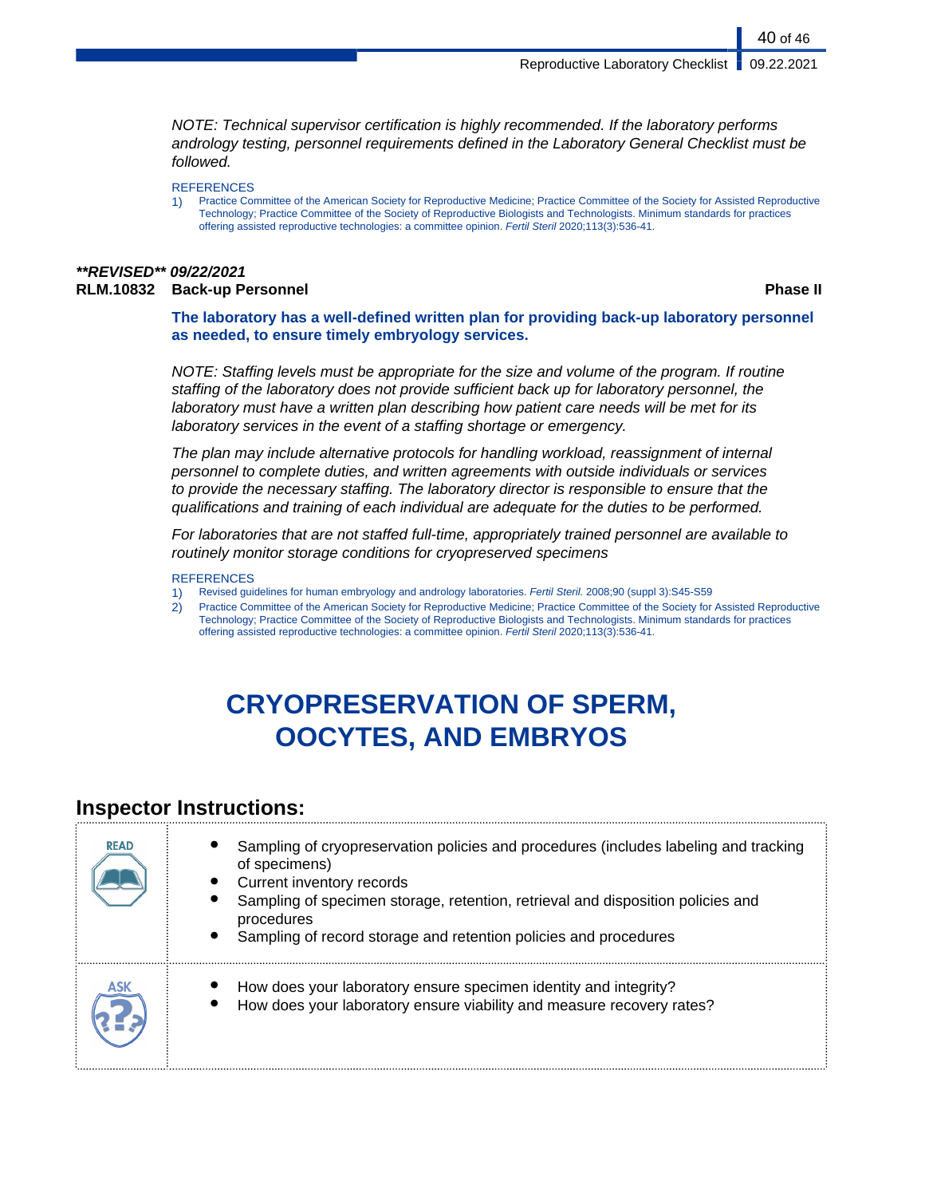*NOTE: Technical supervisor certification is highly recommended. If the laboratory performs andrology testing, personnel requirements defined in the Laboratory General Checklist must be followed.*

REFERENCES

1) Practice Committee of the American Society for Reproductive Medicine; Practice Committee of the Society for Assisted Reproductive Technology; Practice Committee of the Society of Reproductive Biologists and Technologists. Minimum standards for practices offering assisted reproductive technologies: a committee opinion. *Fertil Steril* 2020;113(3):536-41.

***REVISED** 09/22/2021***

**RLM.10832 Back-up Personnel** **Phase II**

**The laboratory has a well-defined written plan for providing back-up laboratory personnel as needed, to ensure timely embryology services.**

*NOTE: Staffing levels must be appropriate for the size and volume of the program. If routine staffing of the laboratory does not provide sufficient back up for laboratory personnel, the laboratory must have a written plan describing how patient care needs will be met for its laboratory services in the event of a staffing shortage or emergency.*

*The plan may include alternative protocols for handling workload, reassignment of internal personnel to complete duties, and written agreements with outside individuals or services to provide the necessary staffing. The laboratory director is responsible to ensure that the qualifications and training of each individual are adequate for the duties to be performed.*

*For laboratories that are not staffed full-time, appropriately trained personnel are available to routinely monitor storage conditions for cryopreserved specimens*

REFERENCES

1) Revised guidelines for human embryology and andrology laboratories. *Fertil Steril.* 2008;90 (suppl 3):S45-S59
2) Practice Committee of the American Society for Reproductive Medicine; Practice Committee of the Society for Assisted Reproductive Technology; Practice Committee of the Society of Reproductive Biologists and Technologists. Minimum standards for practices offering assisted reproductive technologies: a committee opinion. *Fertil Steril* 2020;113(3):536-41.

# CRYOPRESERVATION OF SPERM, OOCYTES, AND EMBRYOS

## Inspector Instructions:

| | |
|---|---|
| READ | • Sampling of cryopreservation policies and procedures (includes labeling and tracking of specimens)<br>• Current inventory records<br>• Sampling of specimen storage, retention, retrieval and disposition policies and procedures<br>• Sampling of record storage and retention policies and procedures |
| ASK | • How does your laboratory ensure specimen identity and integrity?<br>• How does your laboratory ensure viability and measure recovery rates? |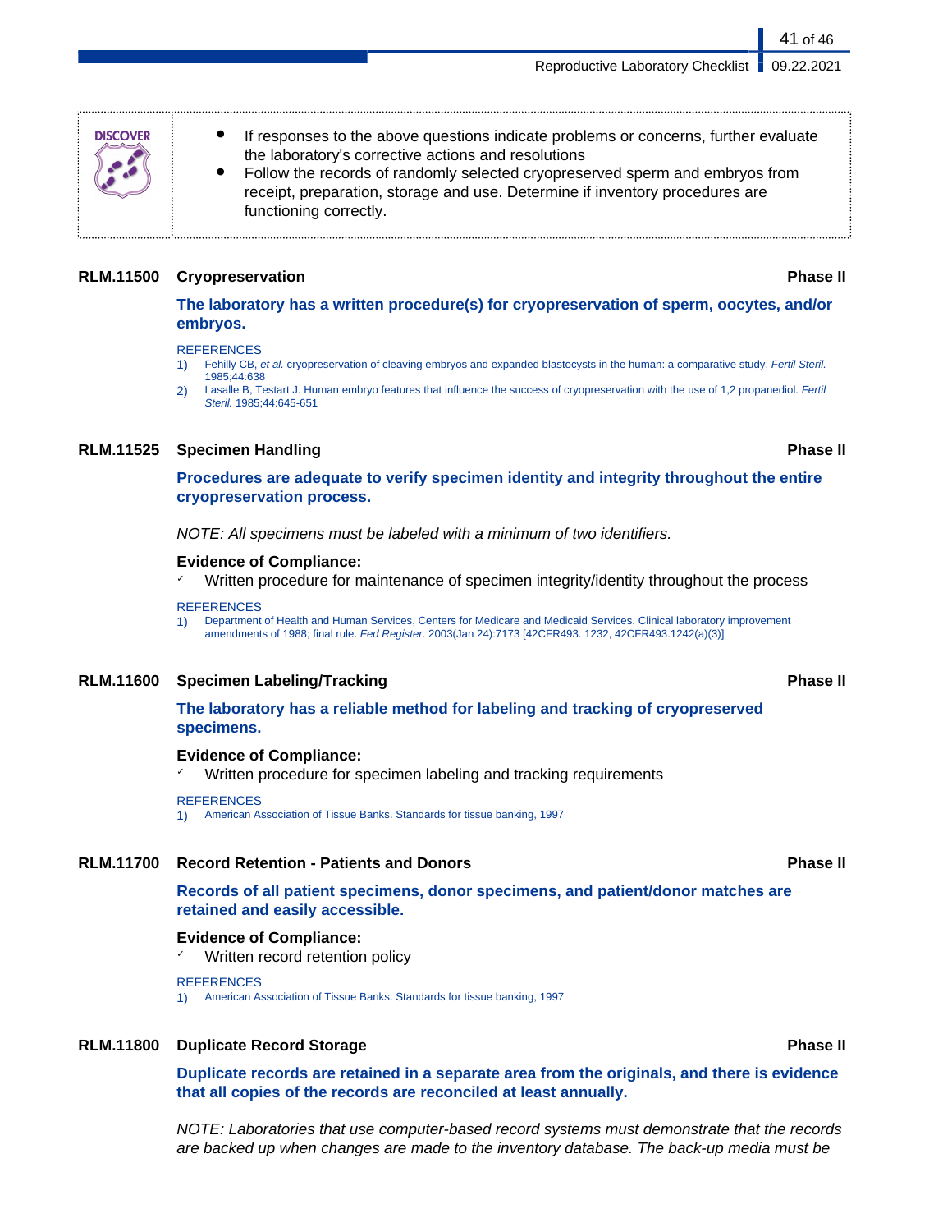**DISCOVER**

- If responses to the above questions indicate problems or concerns, further evaluate the laboratory's corrective actions and resolutions
- Follow the records of randomly selected cryopreserved sperm and embryos from receipt, preparation, storage and use. Determine if inventory procedures are functioning correctly.

### RLM.11500 Cryopreservation — Phase II

**The laboratory has a written procedure(s) for cryopreservation of sperm, oocytes, and/or embryos.**

REFERENCES

1) Fehilly CB, *et al.* cryopreservation of cleaving embryos and expanded blastocysts in the human: a comparative study. *Fertil Steril.* 1985;44:638
2) Lasalle B, Testart J. Human embryo features that influence the success of cryopreservation with the use of 1,2 propanediol. *Fertil Steril.* 1985;44:645-651

### RLM.11525 Specimen Handling — Phase II

**Procedures are adequate to verify specimen identity and integrity throughout the entire cryopreservation process.**

*NOTE: All specimens must be labeled with a minimum of two identifiers.*

**Evidence of Compliance:**

- ✓ Written procedure for maintenance of specimen integrity/identity throughout the process

REFERENCES

1) Department of Health and Human Services, Centers for Medicare and Medicaid Services. Clinical laboratory improvement amendments of 1988; final rule. *Fed Register.* 2003(Jan 24):7173 [42CFR493. 1232, 42CFR493.1242(a)(3)]

### RLM.11600 Specimen Labeling/Tracking — Phase II

**The laboratory has a reliable method for labeling and tracking of cryopreserved specimens.**

**Evidence of Compliance:**

- ✓ Written procedure for specimen labeling and tracking requirements

REFERENCES

1) American Association of Tissue Banks. Standards for tissue banking, 1997

### RLM.11700 Record Retention - Patients and Donors — Phase II

**Records of all patient specimens, donor specimens, and patient/donor matches are retained and easily accessible.**

**Evidence of Compliance:**

- ✓ Written record retention policy

REFERENCES

1) American Association of Tissue Banks. Standards for tissue banking, 1997

### RLM.11800 Duplicate Record Storage — Phase II

**Duplicate records are retained in a separate area from the originals, and there is evidence that all copies of the records are reconciled at least annually.**

*NOTE: Laboratories that use computer-based record systems must demonstrate that the records are backed up when changes are made to the inventory database. The back-up media must be*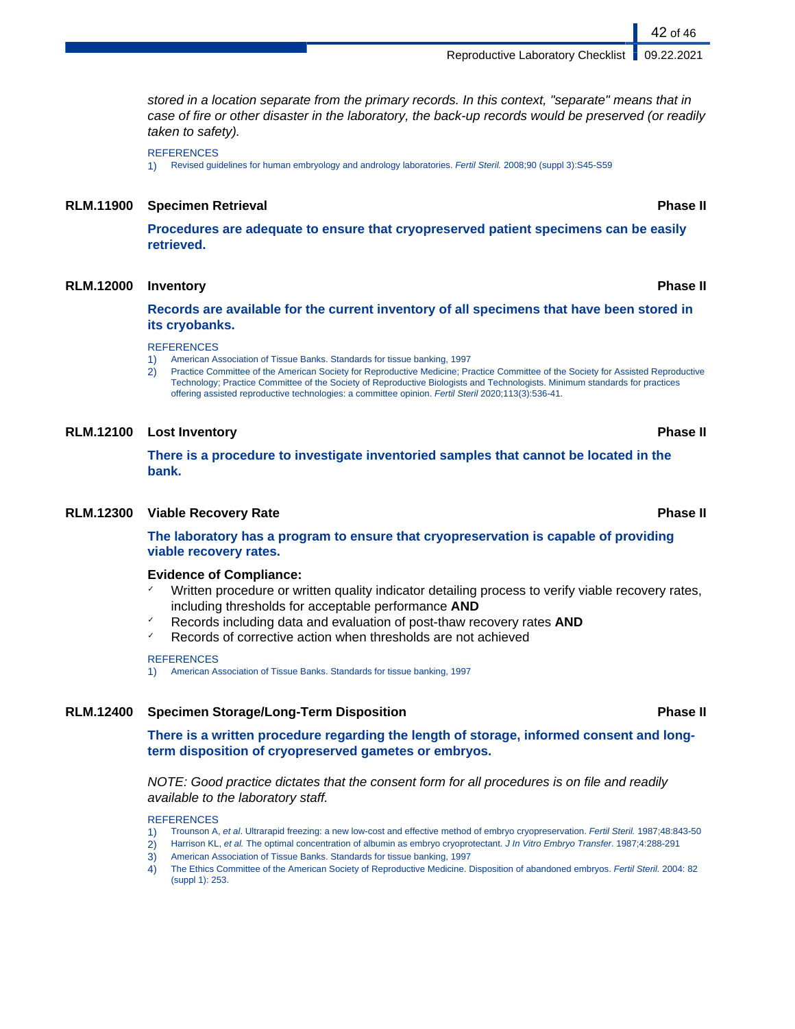*stored in a location separate from the primary records. In this context, "separate" means that in case of fire or other disaster in the laboratory, the back-up records would be preserved (or readily taken to safety).*

REFERENCES

1) Revised guidelines for human embryology and andrology laboratories. *Fertil Steril.* 2008;90 (suppl 3):S45-S59

### RLM.11900 Specimen Retrieval — Phase II

**Procedures are adequate to ensure that cryopreserved patient specimens can be easily retrieved.**

### RLM.12000 Inventory — Phase II

**Records are available for the current inventory of all specimens that have been stored in its cryobanks.**

REFERENCES

1) American Association of Tissue Banks. Standards for tissue banking, 1997
2) Practice Committee of the American Society for Reproductive Medicine; Practice Committee of the Society for Assisted Reproductive Technology; Practice Committee of the Society of Reproductive Biologists and Technologists. Minimum standards for practices offering assisted reproductive technologies: a committee opinion. *Fertil Steril* 2020;113(3):536-41.

### RLM.12100 Lost Inventory — Phase II

**There is a procedure to investigate inventoried samples that cannot be located in the bank.**

### RLM.12300 Viable Recovery Rate — Phase II

**The laboratory has a program to ensure that cryopreservation is capable of providing viable recovery rates.**

**Evidence of Compliance:**

- ✓ Written procedure or written quality indicator detailing process to verify viable recovery rates, including thresholds for acceptable performance **AND**
- ✓ Records including data and evaluation of post-thaw recovery rates **AND**
- ✓ Records of corrective action when thresholds are not achieved

REFERENCES

1) American Association of Tissue Banks. Standards for tissue banking, 1997

### RLM.12400 Specimen Storage/Long-Term Disposition — Phase II

**There is a written procedure regarding the length of storage, informed consent and long-term disposition of cryopreserved gametes or embryos.**

*NOTE: Good practice dictates that the consent form for all procedures is on file and readily available to the laboratory staff.*

REFERENCES

1) Trounson A, *et al*. Ultrarapid freezing: a new low-cost and effective method of embryo cryopreservation. *Fertil Steril.* 1987;48:843-50
2) Harrison KL, *et al.* The optimal concentration of albumin as embryo cryoprotectant. *J In Vitro Embryo Transfer*. 1987;4:288-291
3) American Association of Tissue Banks. Standards for tissue banking, 1997
4) The Ethics Committee of the American Society of Reproductive Medicine. Disposition of abandoned embryos. *Fertil Steril.* 2004: 82 (suppl 1): 253.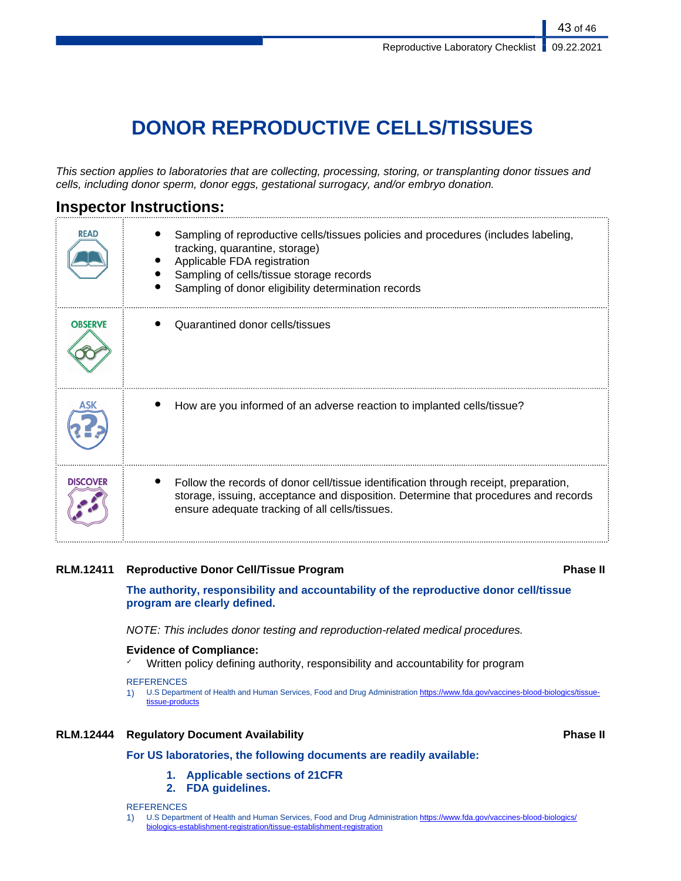# DONOR REPRODUCTIVE CELLS/TISSUES

*This section applies to laboratories that are collecting, processing, storing, or transplanting donor tissues and cells, including donor sperm, donor eggs, gestational surrogacy, and/or embryo donation.*

## Inspector Instructions:

| | |
|---|---|
| READ | • Sampling of reproductive cells/tissues policies and procedures (includes labeling, tracking, quarantine, storage)<br>• Applicable FDA registration<br>• Sampling of cells/tissue storage records<br>• Sampling of donor eligibility determination records |
| OBSERVE | • Quarantined donor cells/tissues |
| ASK | • How are you informed of an adverse reaction to implanted cells/tissue? |
| DISCOVER | • Follow the records of donor cell/tissue identification through receipt, preparation, storage, issuing, acceptance and disposition. Determine that procedures and records ensure adequate tracking of all cells/tissues. |

### RLM.12411 Reproductive Donor Cell/Tissue Program — Phase II

**The authority, responsibility and accountability of the reproductive donor cell/tissue program are clearly defined.**

*NOTE: This includes donor testing and reproduction-related medical procedures.*

**Evidence of Compliance:**

- ✓ Written policy defining authority, responsibility and accountability for program

REFERENCES

1) U.S Department of Health and Human Services, Food and Drug Administration https://www.fda.gov/vaccines-blood-biologics/tissue-tissue-products

### RLM.12444 Regulatory Document Availability — Phase II

**For US laboratories, the following documents are readily available:**

1. **Applicable sections of 21CFR**
2. **FDA guidelines.**

REFERENCES

1) U.S Department of Health and Human Services, Food and Drug Administration https://www.fda.gov/vaccines-blood-biologics/biologics-establishment-registration/tissue-establishment-registration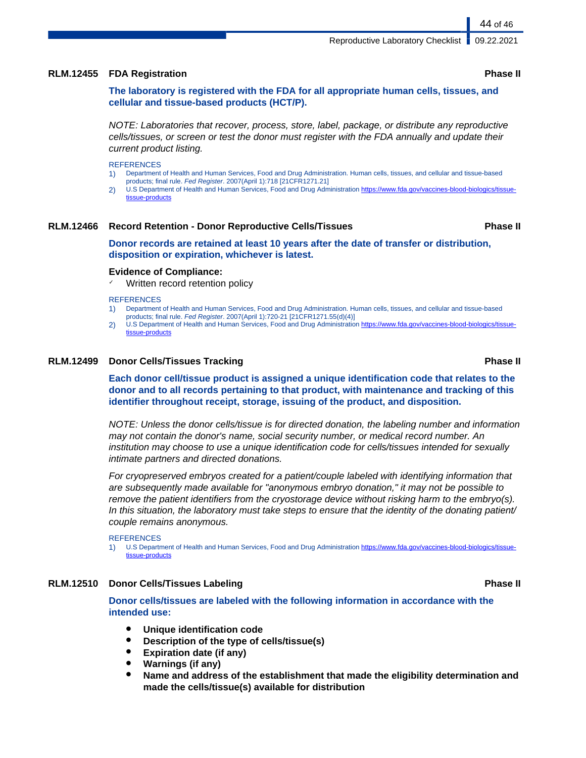### RLM.12455 FDA Registration — Phase II

**The laboratory is registered with the FDA for all appropriate human cells, tissues, and cellular and tissue-based products (HCT/P).**

*NOTE: Laboratories that recover, process, store, label, package, or distribute any reproductive cells/tissues, or screen or test the donor must register with the FDA annually and update their current product listing.*

REFERENCES

1) Department of Health and Human Services, Food and Drug Administration. Human cells, tissues, and cellular and tissue-based products; final rule. *Fed Register*. 2007(April 1):718 [21CFR1271.21]
2) U.S Department of Health and Human Services, Food and Drug Administration https://www.fda.gov/vaccines-blood-biologics/tissue-tissue-products

### RLM.12466 Record Retention - Donor Reproductive Cells/Tissues — Phase II

**Donor records are retained at least 10 years after the date of transfer or distribution, disposition or expiration, whichever is latest.**

**Evidence of Compliance:**

- ✓ Written record retention policy

REFERENCES

1) Department of Health and Human Services, Food and Drug Administration. Human cells, tissues, and cellular and tissue-based products; final rule. *Fed Register*. 2007(April 1):720-21 [21CFR1271.55(d)(4)]
2) U.S Department of Health and Human Services, Food and Drug Administration https://www.fda.gov/vaccines-blood-biologics/tissue-tissue-products

### RLM.12499 Donor Cells/Tissues Tracking — Phase II

**Each donor cell/tissue product is assigned a unique identification code that relates to the donor and to all records pertaining to that product, with maintenance and tracking of this identifier throughout receipt, storage, issuing of the product, and disposition.**

*NOTE: Unless the donor cells/tissue is for directed donation, the labeling number and information may not contain the donor's name, social security number, or medical record number. An institution may choose to use a unique identification code for cells/tissues intended for sexually intimate partners and directed donations.*

*For cryopreserved embryos created for a patient/couple labeled with identifying information that are subsequently made available for "anonymous embryo donation," it may not be possible to remove the patient identifiers from the cryostorage device without risking harm to the embryo(s). In this situation, the laboratory must take steps to ensure that the identity of the donating patient/couple remains anonymous.*

REFERENCES

1) U.S Department of Health and Human Services, Food and Drug Administration https://www.fda.gov/vaccines-blood-biologics/tissue-tissue-products

### RLM.12510 Donor Cells/Tissues Labeling — Phase II

**Donor cells/tissues are labeled with the following information in accordance with the intended use:**

- **Unique identification code**
- **Description of the type of cells/tissue(s)**
- **Expiration date (if any)**
- **Warnings (if any)**
- **Name and address of the establishment that made the eligibility determination and made the cells/tissue(s) available for distribution**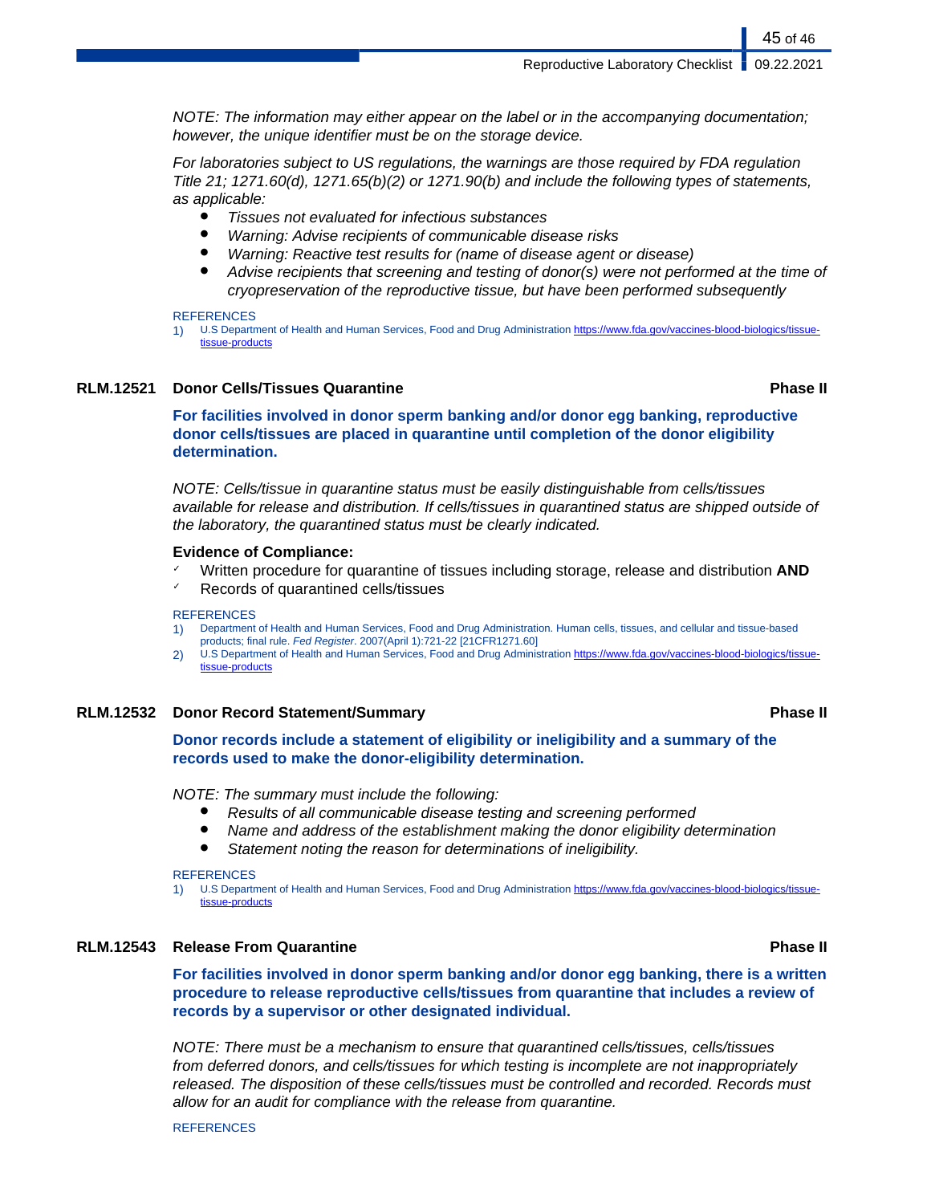*NOTE: The information may either appear on the label or in the accompanying documentation; however, the unique identifier must be on the storage device.*

*For laboratories subject to US regulations, the warnings are those required by FDA regulation Title 21; 1271.60(d), 1271.65(b)(2) or 1271.90(b) and include the following types of statements, as applicable:*

- *Tissues not evaluated for infectious substances*
- *Warning: Advise recipients of communicable disease risks*
- *Warning: Reactive test results for (name of disease agent or disease)*
- *Advise recipients that screening and testing of donor(s) were not performed at the time of cryopreservation of the reproductive tissue, but have been performed subsequently*

REFERENCES

1) U.S Department of Health and Human Services, Food and Drug Administration https://www.fda.gov/vaccines-blood-biologics/tissue-tissue-products

### RLM.12521 Donor Cells/Tissues Quarantine — Phase II

**For facilities involved in donor sperm banking and/or donor egg banking, reproductive donor cells/tissues are placed in quarantine until completion of the donor eligibility determination.**

*NOTE: Cells/tissue in quarantine status must be easily distinguishable from cells/tissues available for release and distribution. If cells/tissues in quarantined status are shipped outside of the laboratory, the quarantined status must be clearly indicated.*

**Evidence of Compliance:**

- ✓ Written procedure for quarantine of tissues including storage, release and distribution **AND**
- ✓ Records of quarantined cells/tissues

REFERENCES

1) Department of Health and Human Services, Food and Drug Administration. Human cells, tissues, and cellular and tissue-based products; final rule. *Fed Register*. 2007(April 1):721-22 [21CFR1271.60]
2) U.S Department of Health and Human Services, Food and Drug Administration https://www.fda.gov/vaccines-blood-biologics/tissue-tissue-products

### RLM.12532 Donor Record Statement/Summary — Phase II

**Donor records include a statement of eligibility or ineligibility and a summary of the records used to make the donor-eligibility determination.**

*NOTE: The summary must include the following:*

- *Results of all communicable disease testing and screening performed*
- *Name and address of the establishment making the donor eligibility determination*
- *Statement noting the reason for determinations of ineligibility.*

REFERENCES

1) U.S Department of Health and Human Services, Food and Drug Administration https://www.fda.gov/vaccines-blood-biologics/tissue-tissue-products

### RLM.12543 Release From Quarantine — Phase II

**For facilities involved in donor sperm banking and/or donor egg banking, there is a written procedure to release reproductive cells/tissues from quarantine that includes a review of records by a supervisor or other designated individual.**

*NOTE: There must be a mechanism to ensure that quarantined cells/tissues, cells/tissues from deferred donors, and cells/tissues for which testing is incomplete are not inappropriately released. The disposition of these cells/tissues must be controlled and recorded. Records must allow for an audit for compliance with the release from quarantine.*

REFERENCES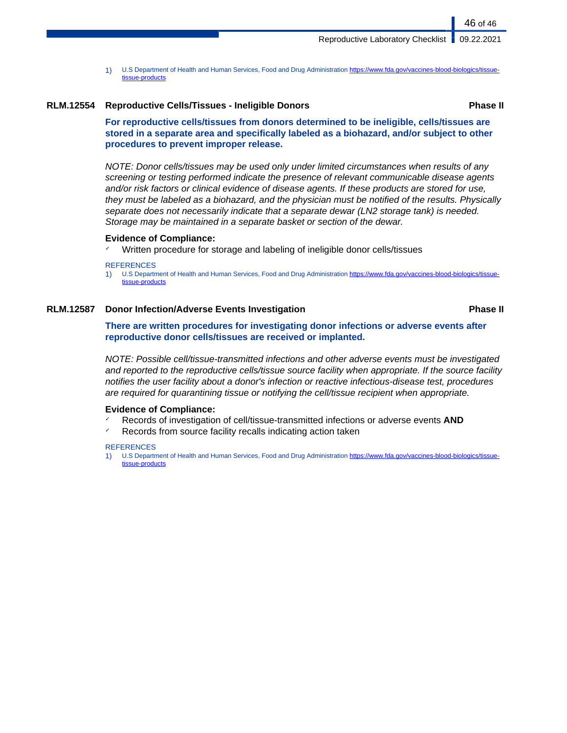1) U.S Department of Health and Human Services, Food and Drug Administration https://www.fda.gov/vaccines-blood-biologics/tissue-tissue-products

### RLM.12554 Reproductive Cells/Tissues - Ineligible Donors — Phase II

**For reproductive cells/tissues from donors determined to be ineligible, cells/tissues are stored in a separate area and specifically labeled as a biohazard, and/or subject to other procedures to prevent improper release.**

*NOTE: Donor cells/tissues may be used only under limited circumstances when results of any screening or testing performed indicate the presence of relevant communicable disease agents and/or risk factors or clinical evidence of disease agents. If these products are stored for use, they must be labeled as a biohazard, and the physician must be notified of the results. Physically separate does not necessarily indicate that a separate dewar (LN2 storage tank) is needed. Storage may be maintained in a separate basket or section of the dewar.*

**Evidence of Compliance:**

- ✓ Written procedure for storage and labeling of ineligible donor cells/tissues

REFERENCES

1) U.S Department of Health and Human Services, Food and Drug Administration https://www.fda.gov/vaccines-blood-biologics/tissue-tissue-products

### RLM.12587 Donor Infection/Adverse Events Investigation — Phase II

**There are written procedures for investigating donor infections or adverse events after reproductive donor cells/tissues are received or implanted.**

*NOTE: Possible cell/tissue-transmitted infections and other adverse events must be investigated and reported to the reproductive cells/tissue source facility when appropriate. If the source facility notifies the user facility about a donor's infection or reactive infectious-disease test, procedures are required for quarantining tissue or notifying the cell/tissue recipient when appropriate.*

**Evidence of Compliance:**

- ✓ Records of investigation of cell/tissue-transmitted infections or adverse events **AND**
- ✓ Records from source facility recalls indicating action taken

REFERENCES

1) U.S Department of Health and Human Services, Food and Drug Administration https://www.fda.gov/vaccines-blood-biologics/tissue-tissue-products